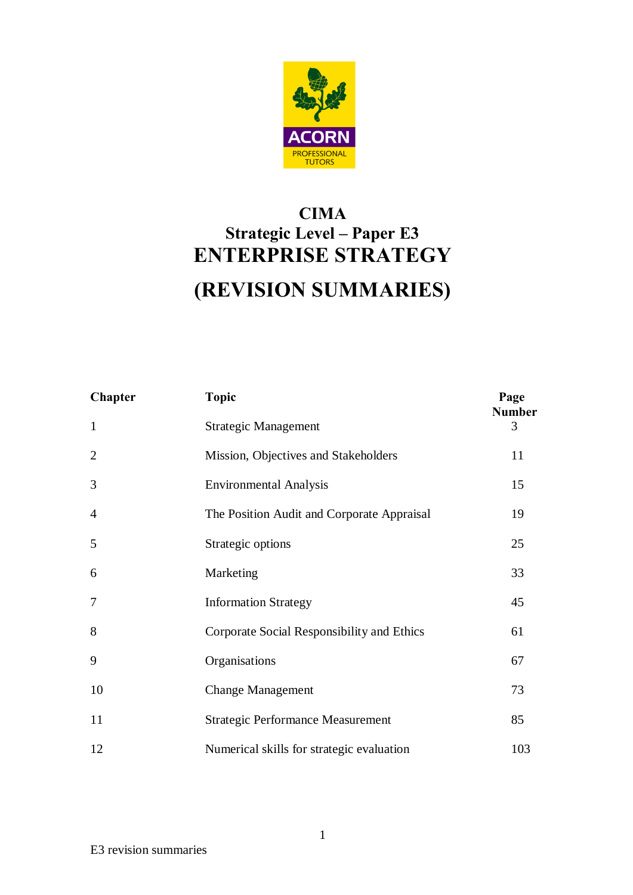ACORN
PROFESSIONAL TUTORS

# CIMA

## Strategic Level – Paper E3

# ENTERPRISE STRATEGY

# (REVISION SUMMARIES)

| Chapter | Topic | Page Number |
|---|---|---|
| 1 | Strategic Management | 3 |
| 2 | Mission, Objectives and Stakeholders | 11 |
| 3 | Environmental Analysis | 15 |
| 4 | The Position Audit and Corporate Appraisal | 19 |
| 5 | Strategic options | 25 |
| 6 | Marketing | 33 |
| 7 | Information Strategy | 45 |
| 8 | Corporate Social Responsibility and Ethics | 61 |
| 9 | Organisations | 67 |
| 10 | Change Management | 73 |
| 11 | Strategic Performance Measurement | 85 |
| 12 | Numerical skills for strategic evaluation | 103 |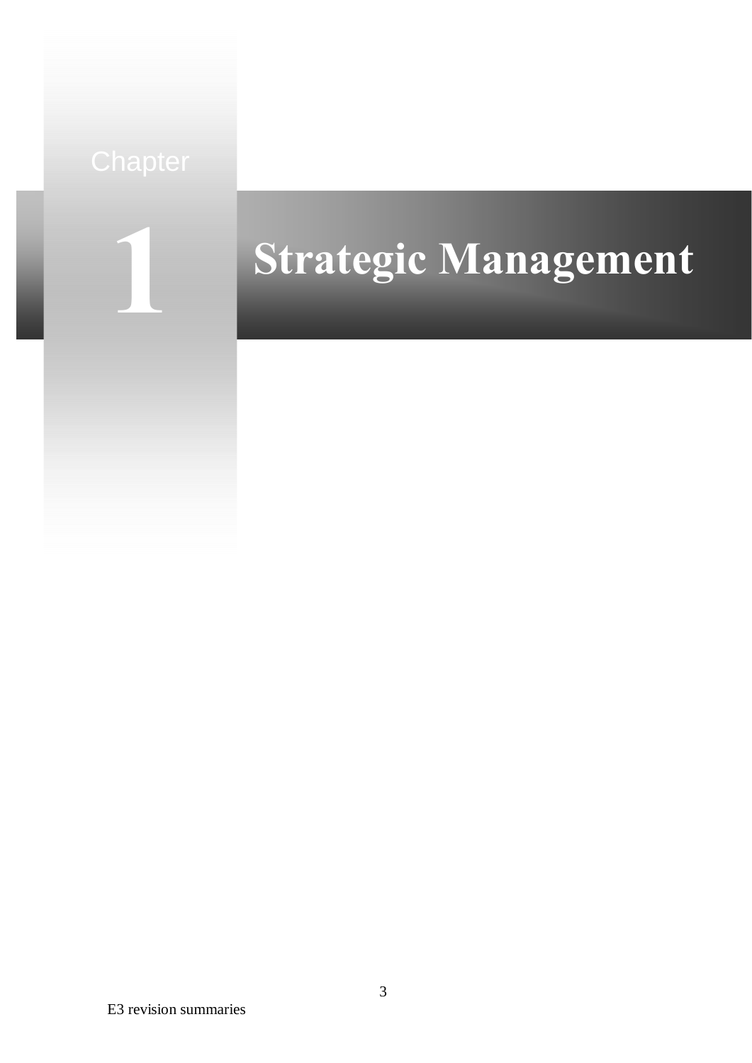# Chapter 1 Strategic Management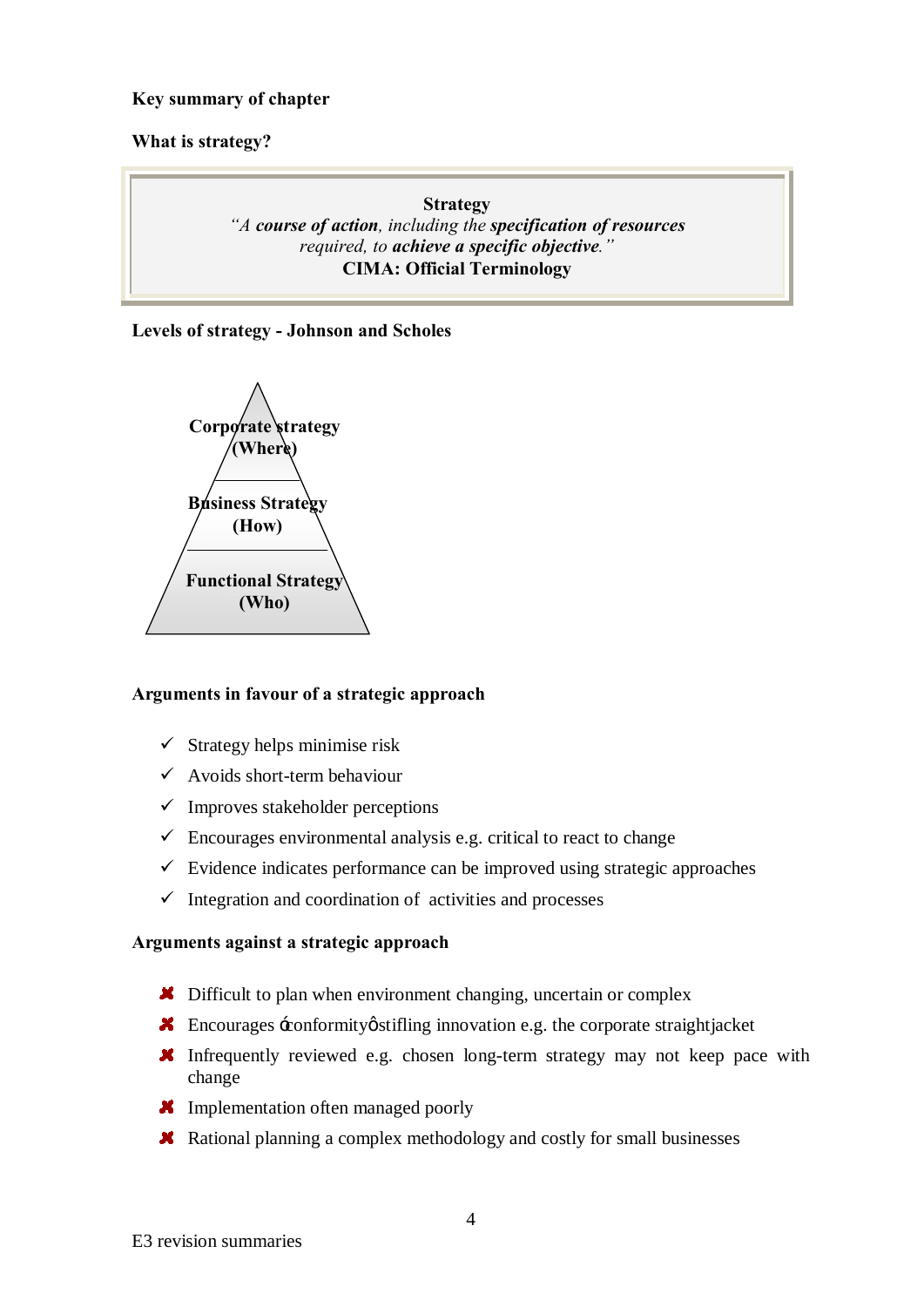**Key summary of chapter**

**What is strategy?**

> **Strategy**
> *"A **course of action**, including the **specification of resources** required, to **achieve a specific objective**."*
> **CIMA: Official Terminology**

**Levels of strategy - Johnson and Scholes**

- **Corporate strategy (Where)**
- **Business Strategy (How)**
- **Functional Strategy (Who)**

**Arguments in favour of a strategic approach**

- ✓ Strategy helps minimise risk
- ✓ Avoids short-term behaviour
- ✓ Improves stakeholder perceptions
- ✓ Encourages environmental analysis e.g. critical to react to change
- ✓ Evidence indicates performance can be improved using strategic approaches
- ✓ Integration and coordination of activities and processes

**Arguments against a strategic approach**

- ✗ Difficult to plan when environment changing, uncertain or complex
- ✗ Encourages 'conformity' stifling innovation e.g. the corporate straightjacket
- ✗ Infrequently reviewed e.g. chosen long-term strategy may not keep pace with change
- ✗ Implementation often managed poorly
- ✗ Rational planning a complex methodology and costly for small businesses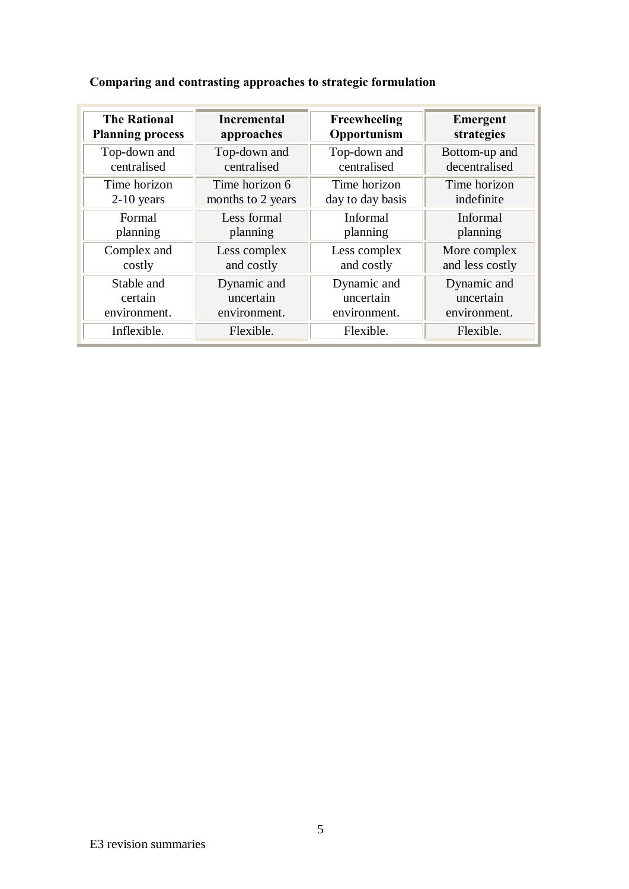**Comparing and contrasting approaches to strategic formulation**

| The Rational Planning process | Incremental approaches | Freewheeling Opportunism | Emergent strategies |
|---|---|---|---|
| Top-down and centralised | Top-down and centralised | Top-down and centralised | Bottom-up and decentralised |
| Time horizon 2-10 years | Time horizon 6 months to 2 years | Time horizon day to day basis | Time horizon indefinite |
| Formal planning | Less formal planning | Informal planning | Informal planning |
| Complex and costly | Less complex and costly | Less complex and costly | More complex and less costly |
| Stable and certain environment. | Dynamic and uncertain environment. | Dynamic and uncertain environment. | Dynamic and uncertain environment. |
| Inflexible. | Flexible. | Flexible. | Flexible. |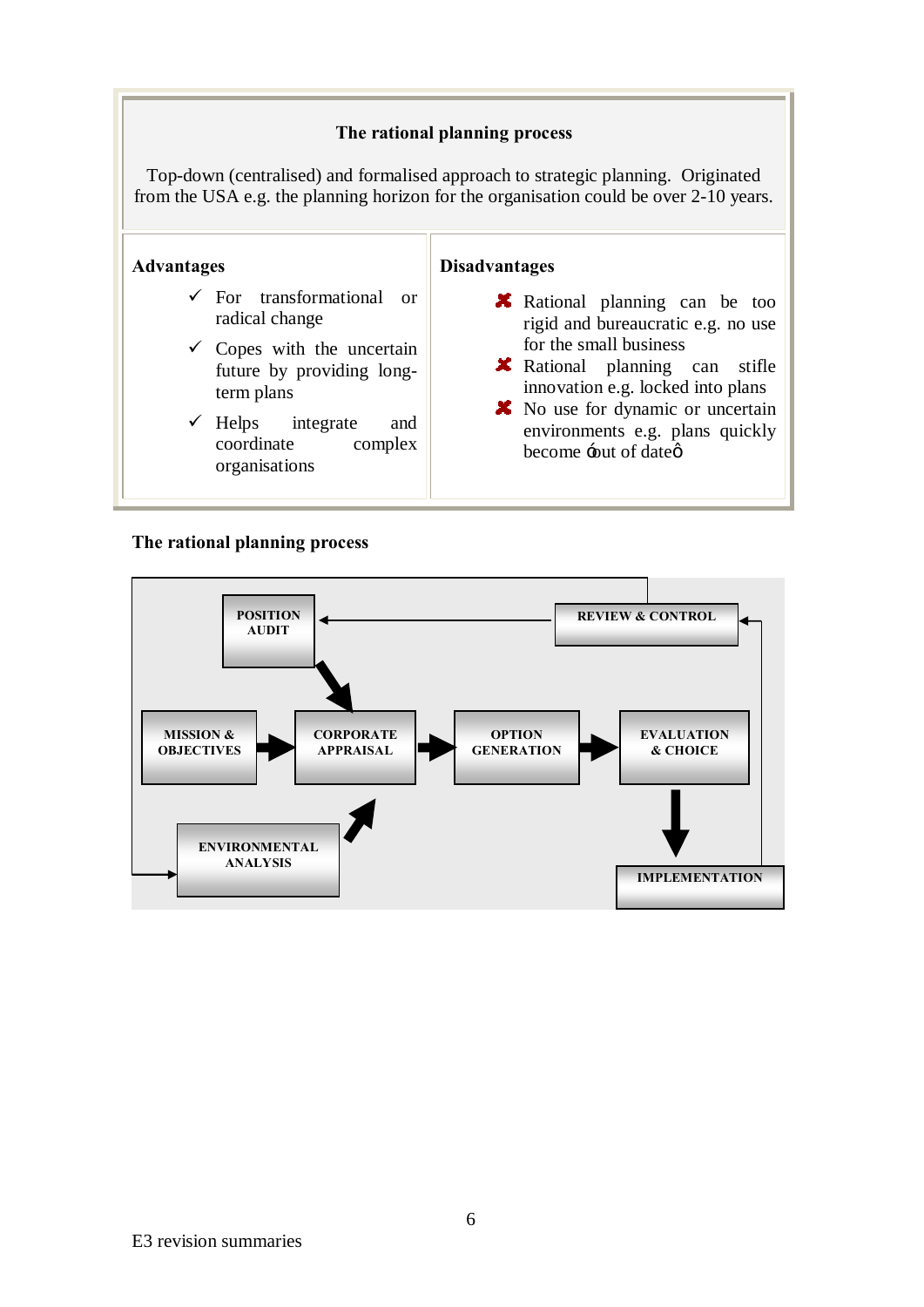### The rational planning process

Top-down (centralised) and formalised approach to strategic planning. Originated from the USA e.g. the planning horizon for the organisation could be over 2-10 years.

| Advantages | Disadvantages |
| --- | --- |
| ✓ For transformational or radical change<br>✓ Copes with the uncertain future by providing long-term plans<br>✓ Helps integrate and coordinate complex organisations | ✗ Rational planning can be too rigid and bureaucratic e.g. no use for the small business<br>✗ Rational planning can stifle innovation e.g. locked into plans<br>✗ No use for dynamic or uncertain environments e.g. plans quickly become 'out of date' |

**The rational planning process**

- POSITION AUDIT → CORPORATE APPRAISAL
- MISSION & OBJECTIVES → CORPORATE APPRAISAL
- ENVIRONMENTAL ANALYSIS → CORPORATE APPRAISAL
- CORPORATE APPRAISAL → OPTION GENERATION → EVALUATION & CHOICE → IMPLEMENTATION
- IMPLEMENTATION → REVIEW & CONTROL → POSITION AUDIT, ENVIRONMENTAL ANALYSIS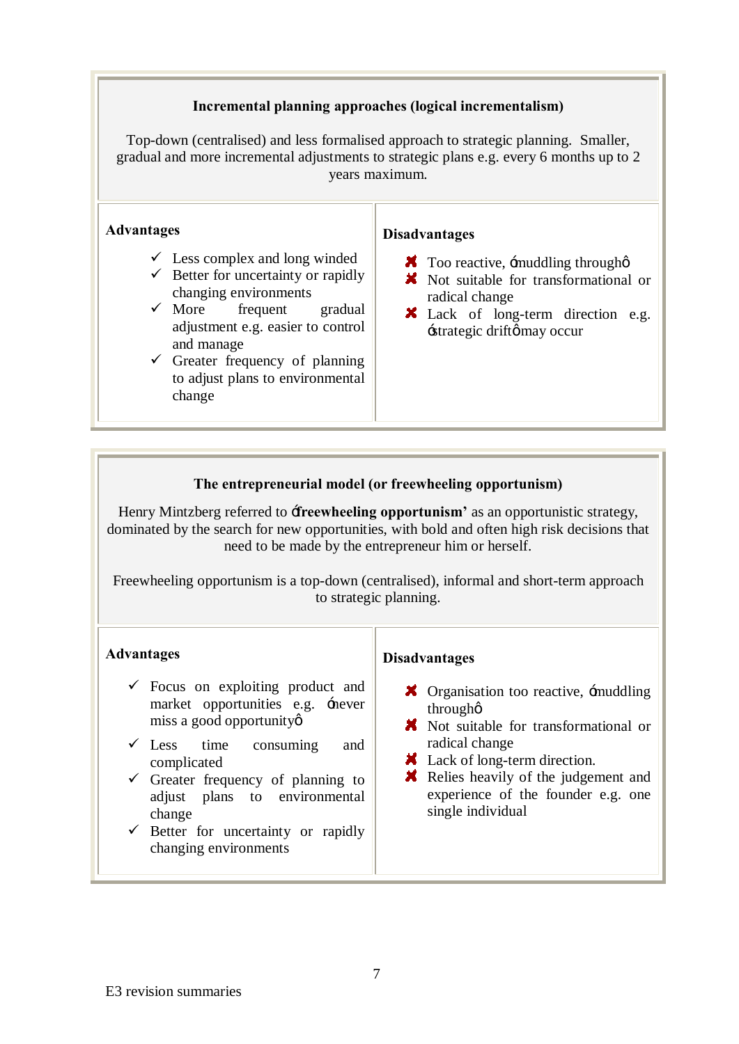### Incremental planning approaches (logical incrementalism)

Top-down (centralised) and less formalised approach to strategic planning. Smaller, gradual and more incremental adjustments to strategic plans e.g. every 6 months up to 2 years maximum.

**Advantages**

- ✓ Less complex and long winded
- ✓ Better for uncertainty or rapidly changing environments
- ✓ More frequent gradual adjustment e.g. easier to control and manage
- ✓ Greater frequency of planning to adjust plans to environmental change

**Disadvantages**

- ✗ Too reactive, 'muddling through'
- ✗ Not suitable for transformational or radical change
- ✗ Lack of long-term direction e.g. 'strategic drift' may occur

### The entrepreneurial model (or freewheeling opportunism)

Henry Mintzberg referred to **'freewheeling opportunism'** as an opportunistic strategy, dominated by the search for new opportunities, with bold and often high risk decisions that need to be made by the entrepreneur him or herself.

Freewheeling opportunism is a top-down (centralised), informal and short-term approach to strategic planning.

**Advantages**

- ✓ Focus on exploiting product and market opportunities e.g. 'never miss a good opportunity'
- ✓ Less time consuming and complicated
- ✓ Greater frequency of planning to adjust plans to environmental change
- ✓ Better for uncertainty or rapidly changing environments

**Disadvantages**

- ✗ Organisation too reactive, 'muddling through'
- ✗ Not suitable for transformational or radical change
- ✗ Lack of long-term direction.
- ✗ Relies heavily of the judgement and experience of the founder e.g. one single individual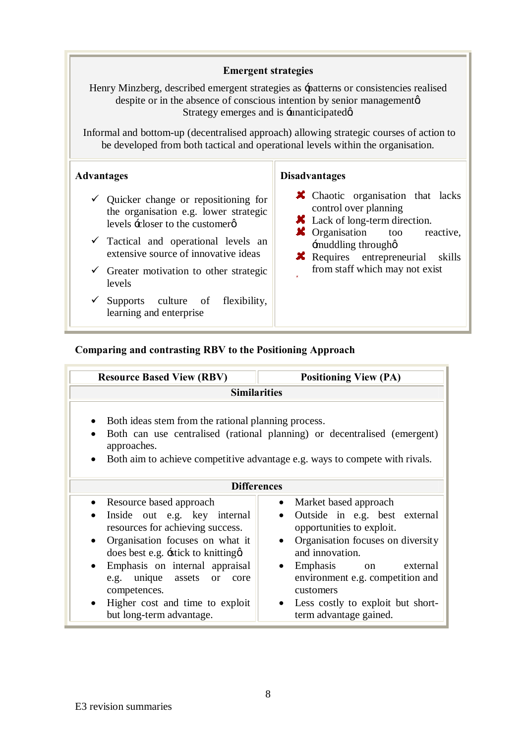**Emergent strategies**

Henry Minzberg, described emergent strategies as 'patterns or consistencies realised despite or in the absence of conscious intention by senior management'. Strategy emerges and is 'unanticipated'.

Informal and bottom-up (decentralised approach) allowing strategic courses of action to be developed from both tactical and operational levels within the organisation.

| Advantages | Disadvantages |
| --- | --- |
| ✓ Quicker change or repositioning for the organisation e.g. lower strategic levels 'closer to the customer'<br>✓ Tactical and operational levels an extensive source of innovative ideas<br>✓ Greater motivation to other strategic levels<br>✓ Supports culture of flexibility, learning and enterprise | ✗ Chaotic organisation that lacks control over planning<br>✗ Lack of long-term direction.<br>✗ Organisation too reactive, 'muddling through'<br>✗ Requires entrepreneurial skills from staff which may not exist |

**Comparing and contrasting RBV to the Positioning Approach**

| Resource Based View (RBV) | Positioning View (PA) |
| --- | --- |
| **Similarities** | |
| • Both ideas stem from the rational planning process.<br>• Both can use centralised (rational planning) or decentralised (emergent) approaches.<br>• Both aim to achieve competitive advantage e.g. ways to compete with rivals. | |
| **Differences** | |
| • Resource based approach<br>• Inside out e.g. key internal resources for achieving success.<br>• Organisation focuses on what it does best e.g. 'stick to knitting'<br>• Emphasis on internal appraisal e.g. unique assets or core competences.<br>• Higher cost and time to exploit but long-term advantage. | • Market based approach<br>• Outside in e.g. best external opportunities to exploit.<br>• Organisation focuses on diversity and innovation.<br>• Emphasis on external environment e.g. competition and customers<br>• Less costly to exploit but short-term advantage gained. |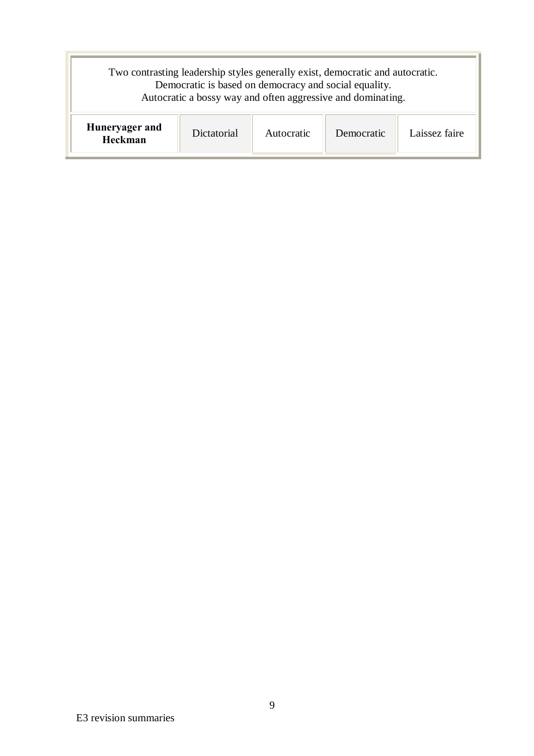| Two contrasting leadership styles generally exist, democratic and autocratic.<br>Democratic is based on democracy and social equality.<br>Autocratic a bossy way and often aggressive and dominating. | | | | |
|---|---|---|---|---|
| **Huneryager and Heckman** | Dictatorial | Autocratic | Democratic | Laissez faire |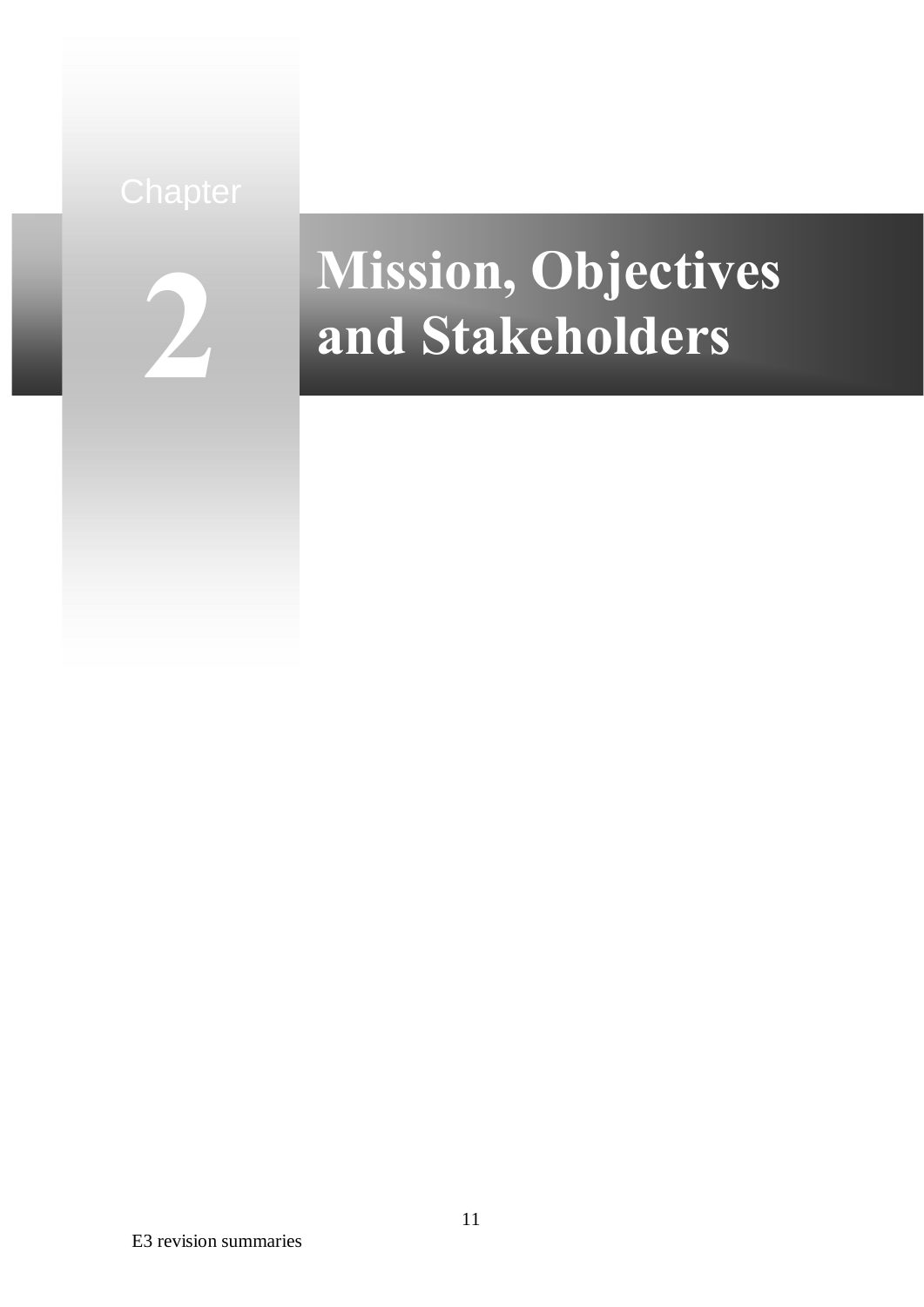# Chapter 2

# Mission, Objectives and Stakeholders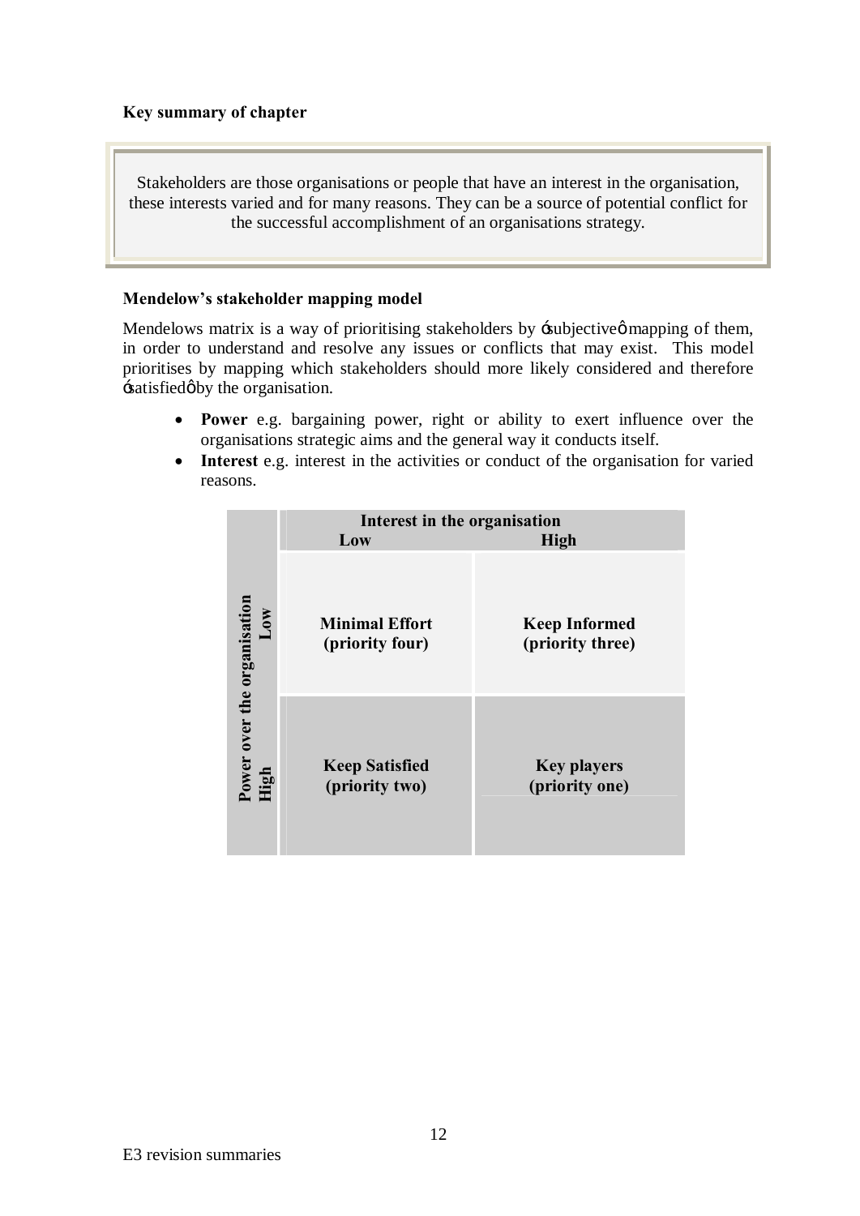**Key summary of chapter**

> Stakeholders are those organisations or people that have an interest in the organisation, these interests varied and for many reasons. They can be a source of potential conflict for the successful accomplishment of an organisations strategy.

**Mendelow's stakeholder mapping model**

Mendelows matrix is a way of prioritising stakeholders by ‘subjective’ mapping of them, in order to understand and resolve any issues or conflicts that may exist. This model prioritises by mapping which stakeholders should more likely considered and therefore ‘satisfied’ by the organisation.

- **Power** e.g. bargaining power, right or ability to exert influence over the organisations strategic aims and the general way it conducts itself.
- **Interest** e.g. interest in the activities or conduct of the organisation for varied reasons.

| | Interest in the organisation: Low | Interest in the organisation: High |
|---|---|---|
| **Power over the organisation: Low** | **Minimal Effort (priority four)** | **Keep Informed (priority three)** |
| **Power over the organisation: High** | **Keep Satisfied (priority two)** | **Key players (priority one)** |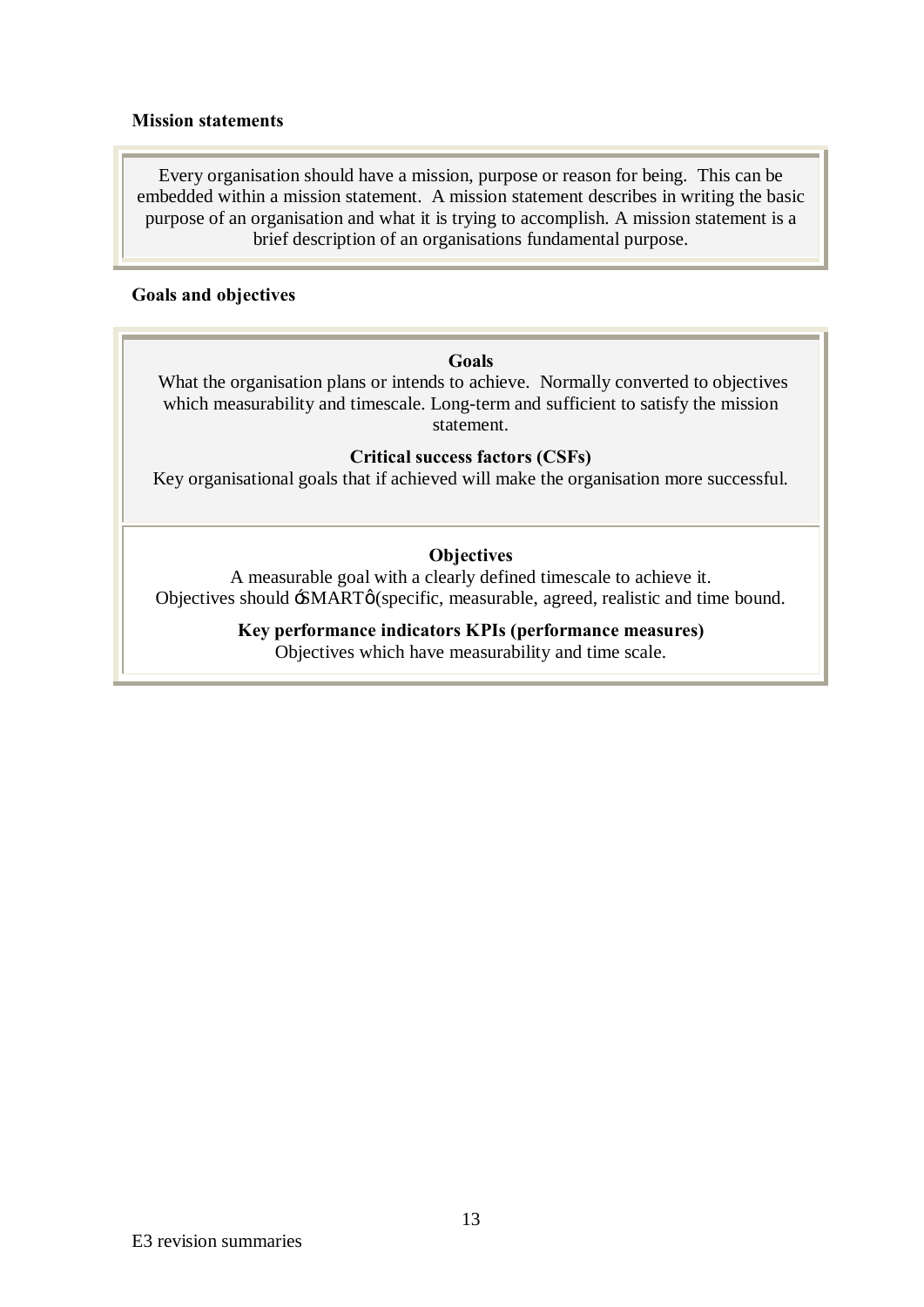**Mission statements**

Every organisation should have a mission, purpose or reason for being. This can be embedded within a mission statement. A mission statement describes in writing the basic purpose of an organisation and what it is trying to accomplish. A mission statement is a brief description of an organisations fundamental purpose.

**Goals and objectives**

**Goals**

What the organisation plans or intends to achieve. Normally converted to objectives which measurability and timescale. Long-term and sufficient to satisfy the mission statement.

**Critical success factors (CSFs)**

Key organisational goals that if achieved will make the organisation more successful.

**Objectives**

A measurable goal with a clearly defined timescale to achieve it.
Objectives should ‘SMART’ (specific, measurable, agreed, realistic and time bound.

**Key performance indicators KPIs (performance measures)**

Objectives which have measurability and time scale.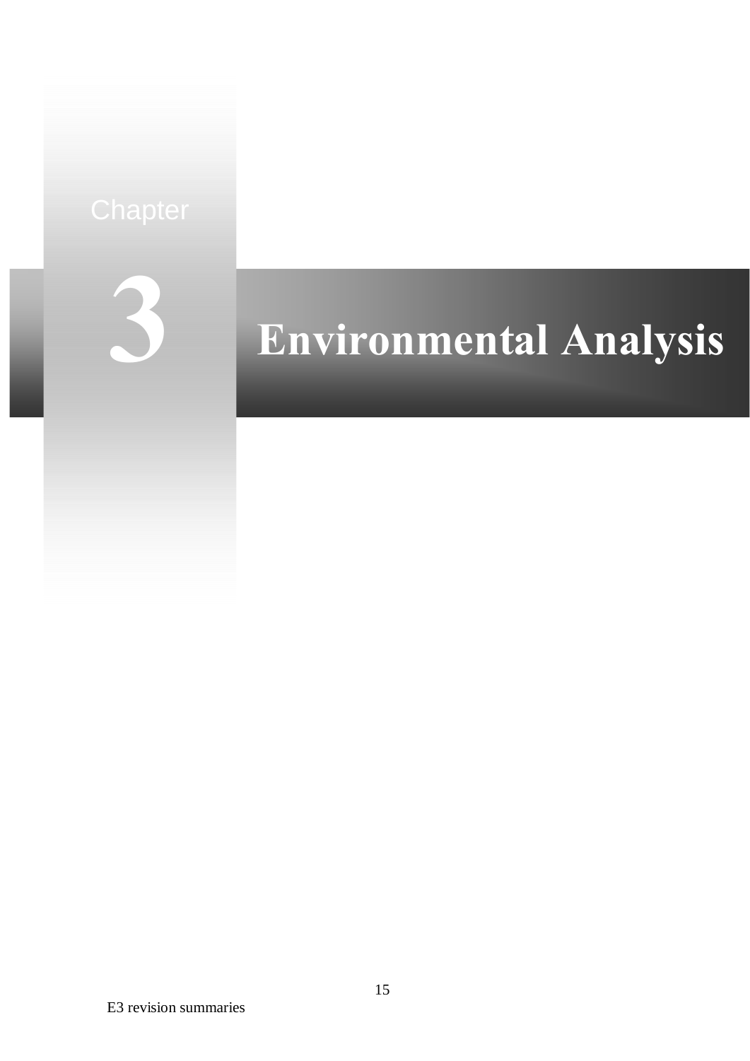# Chapter 3 Environmental Analysis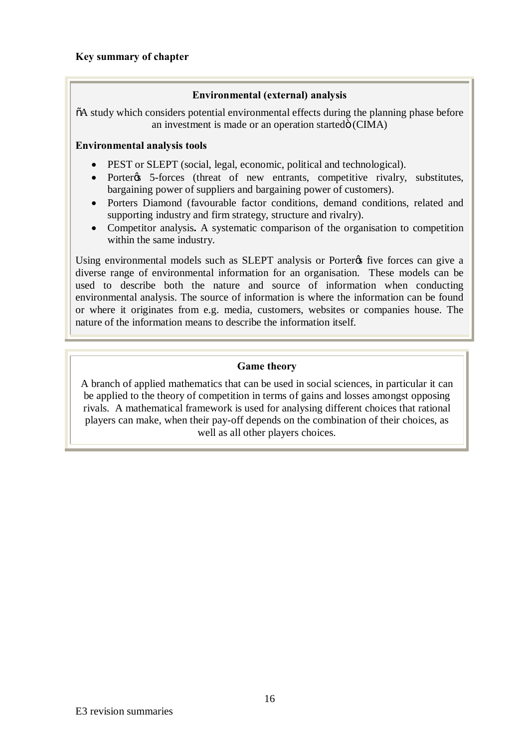**Key summary of chapter**

**Environmental (external) analysis**

õA study which considers potential environmental effects during the planning phase before an investment is made or an operation startedö (CIMA)

**Environmental analysis tools**

- PEST or SLEPT (social, legal, economic, political and technological).
- Porterøs 5-forces (threat of new entrants, competitive rivalry, substitutes, bargaining power of suppliers and bargaining power of customers).
- Porters Diamond (favourable factor conditions, demand conditions, related and supporting industry and firm strategy, structure and rivalry).
- Competitor analysis**.** A systematic comparison of the organisation to competition within the same industry.

Using environmental models such as SLEPT analysis or Porterøs five forces can give a diverse range of environmental information for an organisation. These models can be used to describe both the nature and source of information when conducting environmental analysis. The source of information is where the information can be found or where it originates from e.g. media, customers, websites or companies house. The nature of the information means to describe the information itself.

**Game theory**

A branch of applied mathematics that can be used in social sciences, in particular it can be applied to the theory of competition in terms of gains and losses amongst opposing rivals. A mathematical framework is used for analysing different choices that rational players can make, when their pay-off depends on the combination of their choices, as well as all other players choices.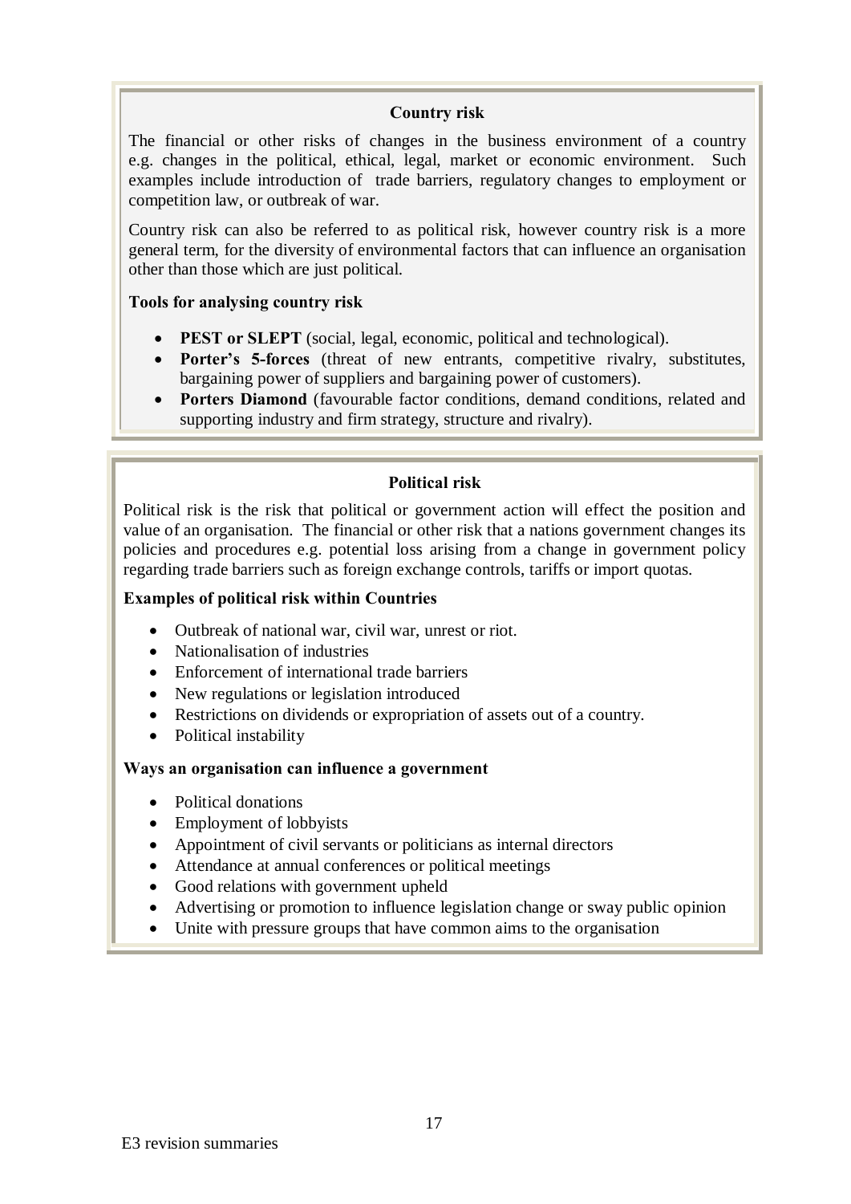## Country risk

The financial or other risks of changes in the business environment of a country e.g. changes in the political, ethical, legal, market or economic environment. Such examples include introduction of trade barriers, regulatory changes to employment or competition law, or outbreak of war.

Country risk can also be referred to as political risk, however country risk is a more general term, for the diversity of environmental factors that can influence an organisation other than those which are just political.

**Tools for analysing country risk**

- **PEST or SLEPT** (social, legal, economic, political and technological).
- **Porter's 5-forces** (threat of new entrants, competitive rivalry, substitutes, bargaining power of suppliers and bargaining power of customers).
- **Porters Diamond** (favourable factor conditions, demand conditions, related and supporting industry and firm strategy, structure and rivalry).

## Political risk

Political risk is the risk that political or government action will effect the position and value of an organisation. The financial or other risk that a nations government changes its policies and procedures e.g. potential loss arising from a change in government policy regarding trade barriers such as foreign exchange controls, tariffs or import quotas.

**Examples of political risk within Countries**

- Outbreak of national war, civil war, unrest or riot.
- Nationalisation of industries
- Enforcement of international trade barriers
- New regulations or legislation introduced
- Restrictions on dividends or expropriation of assets out of a country.
- Political instability

**Ways an organisation can influence a government**

- Political donations
- Employment of lobbyists
- Appointment of civil servants or politicians as internal directors
- Attendance at annual conferences or political meetings
- Good relations with government upheld
- Advertising or promotion to influence legislation change or sway public opinion
- Unite with pressure groups that have common aims to the organisation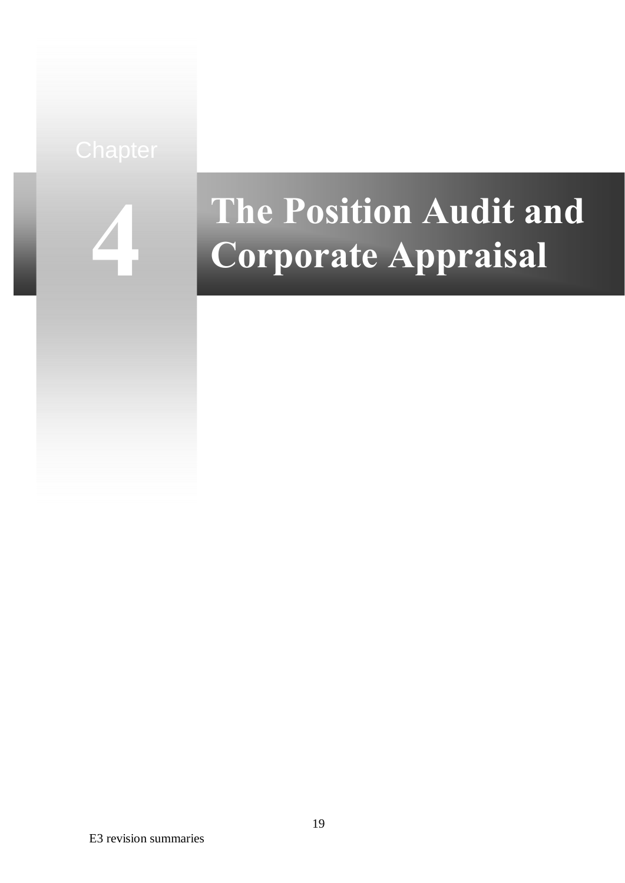Chapter

# 4 The Position Audit and Corporate Appraisal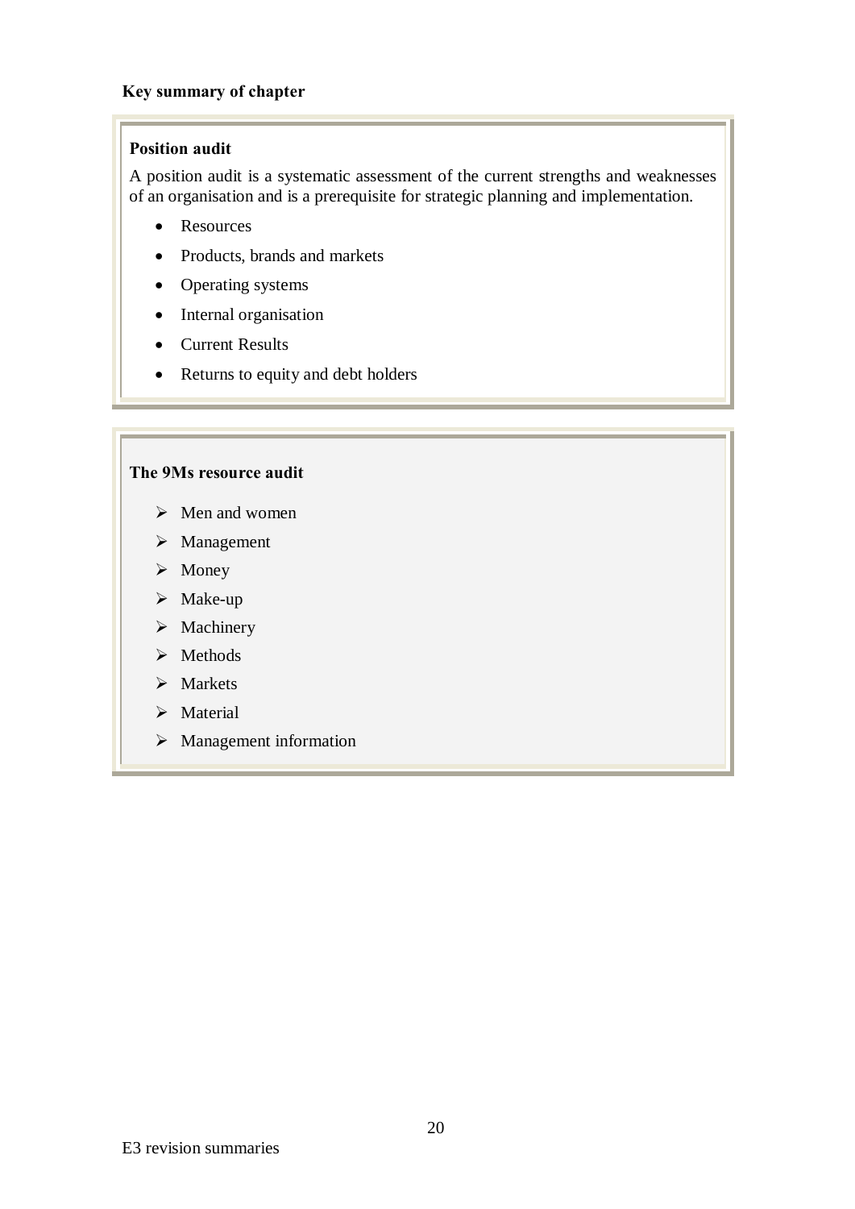**Key summary of chapter**

**Position audit**

A position audit is a systematic assessment of the current strengths and weaknesses of an organisation and is a prerequisite for strategic planning and implementation.

- Resources
- Products, brands and markets
- Operating systems
- Internal organisation
- Current Results
- Returns to equity and debt holders

**The 9Ms resource audit**

- Men and women
- Management
- Money
- Make-up
- Machinery
- Methods
- Markets
- Material
- Management information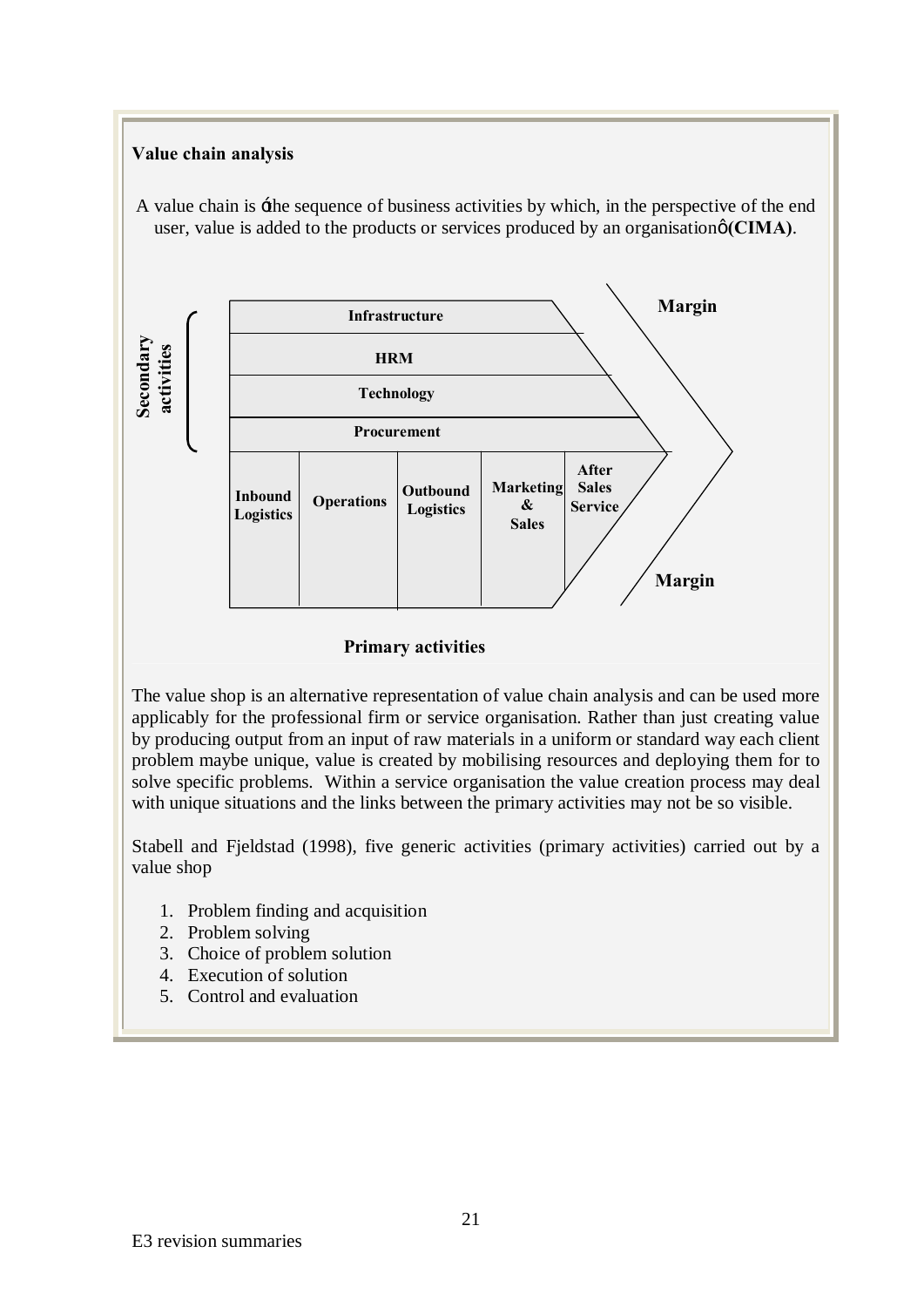**Value chain analysis**

A value chain is ‘the sequence of business activities by which, in the perspective of the end user, value is added to the products or services produced by an organisation’ **(CIMA)**.

Secondary activities: Infrastructure, HRM, Technology, Procurement

Primary activities: Inbound Logistics, Operations, Outbound Logistics, Marketing & Sales, After Sales Service

Margin

**Primary activities**

The value shop is an alternative representation of value chain analysis and can be used more applicably for the professional firm or service organisation. Rather than just creating value by producing output from an input of raw materials in a uniform or standard way each client problem maybe unique, value is created by mobilising resources and deploying them for to solve specific problems. Within a service organisation the value creation process may deal with unique situations and the links between the primary activities may not be so visible.

Stabell and Fjeldstad (1998), five generic activities (primary activities) carried out by a value shop

1. Problem finding and acquisition
2. Problem solving
3. Choice of problem solution
4. Execution of solution
5. Control and evaluation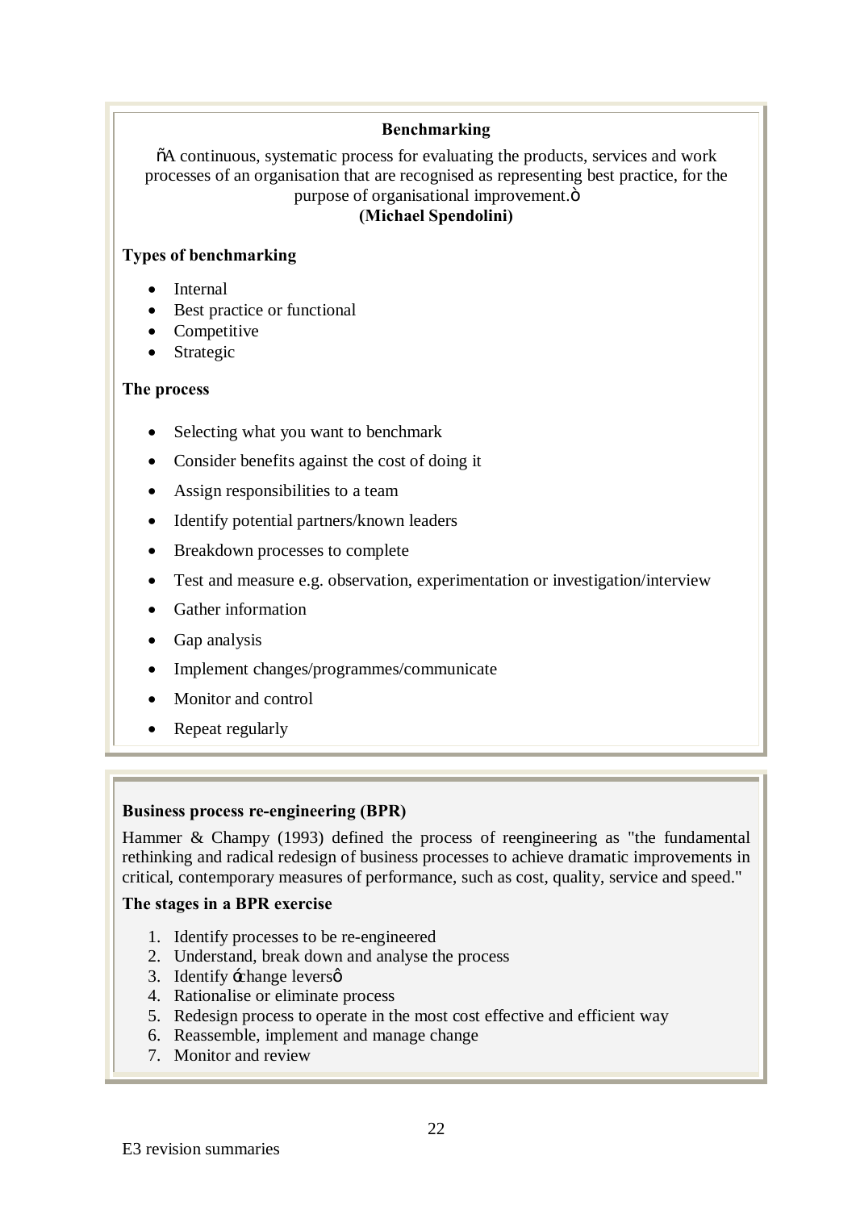## Benchmarking

"A continuous, systematic process for evaluating the products, services and work processes of an organisation that are recognised as representing best practice, for the purpose of organisational improvement."
**(Michael Spendolini)**

**Types of benchmarking**

- Internal
- Best practice or functional
- Competitive
- Strategic

**The process**

- Selecting what you want to benchmark
- Consider benefits against the cost of doing it
- Assign responsibilities to a team
- Identify potential partners/known leaders
- Breakdown processes to complete
- Test and measure e.g. observation, experimentation or investigation/interview
- Gather information
- Gap analysis
- Implement changes/programmes/communicate
- Monitor and control
- Repeat regularly

## Business process re-engineering (BPR)

Hammer & Champy (1993) defined the process of reengineering as "the fundamental rethinking and radical redesign of business processes to achieve dramatic improvements in critical, contemporary measures of performance, such as cost, quality, service and speed."

**The stages in a BPR exercise**

1. Identify processes to be re-engineered
2. Understand, break down and analyse the process
3. Identify 'change levers'
4. Rationalise or eliminate process
5. Redesign process to operate in the most cost effective and efficient way
6. Reassemble, implement and manage change
7. Monitor and review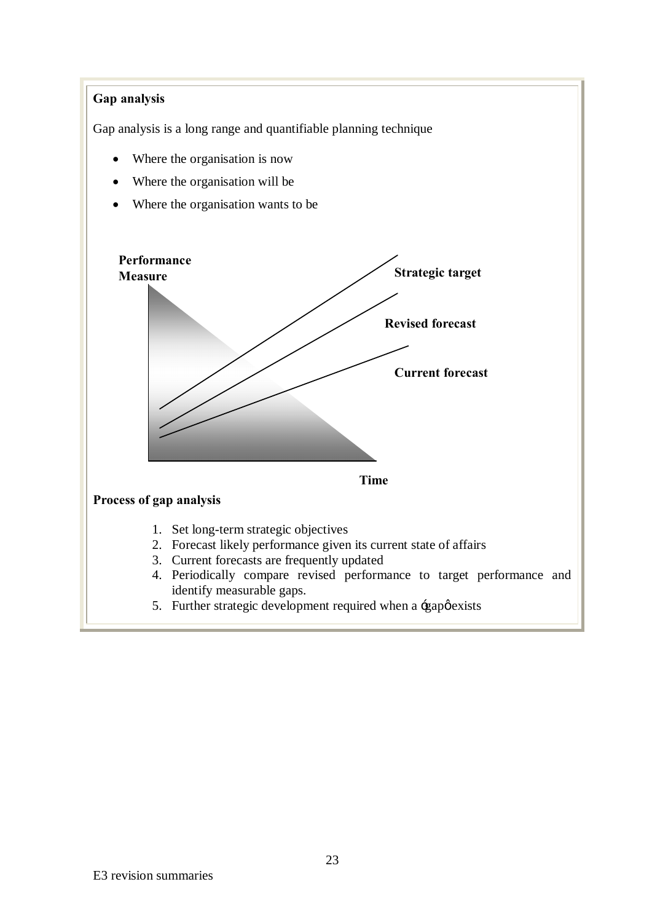**Gap analysis**

Gap analysis is a long range and quantifiable planning technique

- Where the organisation is now
- Where the organisation will be
- Where the organisation wants to be

Performance Measure

Strategic target

Revised forecast

Current forecast

Time

**Process of gap analysis**

1. Set long-term strategic objectives
2. Forecast likely performance given its current state of affairs
3. Current forecasts are frequently updated
4. Periodically compare revised performance to target performance and identify measurable gaps.
5. Further strategic development required when a 'gap' exists

E3 revision summaries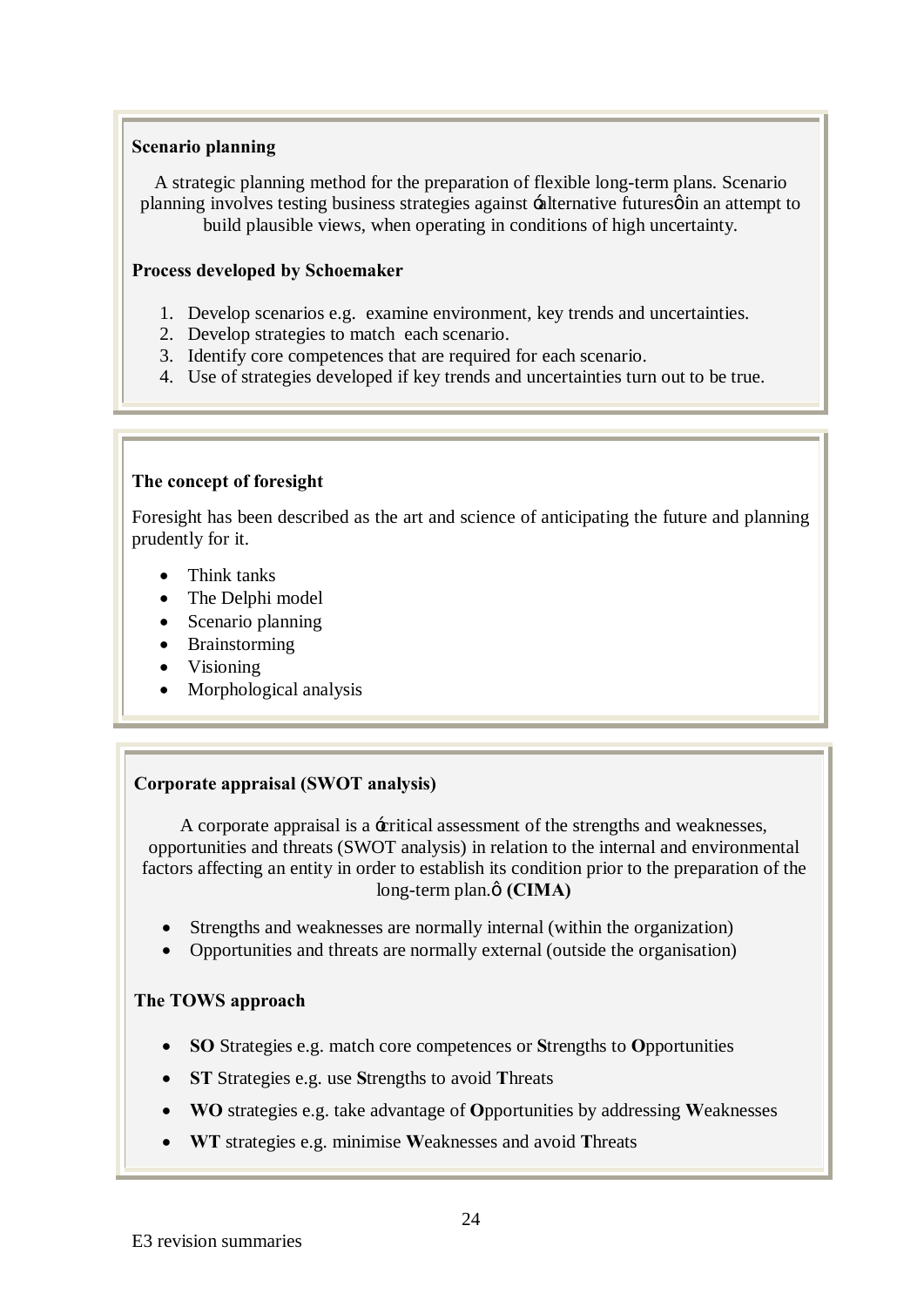**Scenario planning**

A strategic planning method for the preparation of flexible long-term plans. Scenario planning involves testing business strategies against 'alternative futures' in an attempt to build plausible views, when operating in conditions of high uncertainty.

**Process developed by Schoemaker**

1. Develop scenarios e.g. examine environment, key trends and uncertainties.
2. Develop strategies to match each scenario.
3. Identify core competences that are required for each scenario.
4. Use of strategies developed if key trends and uncertainties turn out to be true.

**The concept of foresight**

Foresight has been described as the art and science of anticipating the future and planning prudently for it.

- Think tanks
- The Delphi model
- Scenario planning
- Brainstorming
- Visioning
- Morphological analysis

**Corporate appraisal (SWOT analysis)**

A corporate appraisal is a 'critical assessment of the strengths and weaknesses, opportunities and threats (SWOT analysis) in relation to the internal and environmental factors affecting an entity in order to establish its condition prior to the preparation of the long-term plan.' **(CIMA)**

- Strengths and weaknesses are normally internal (within the organization)
- Opportunities and threats are normally external (outside the organisation)

**The TOWS approach**

- **SO** Strategies e.g. match core competences or **S**trengths to **O**pportunities
- **ST** Strategies e.g. use **S**trengths to avoid **T**hreats
- **WO** strategies e.g. take advantage of **O**pportunities by addressing **W**eaknesses
- **WT** strategies e.g. minimise **W**eaknesses and avoid **T**hreats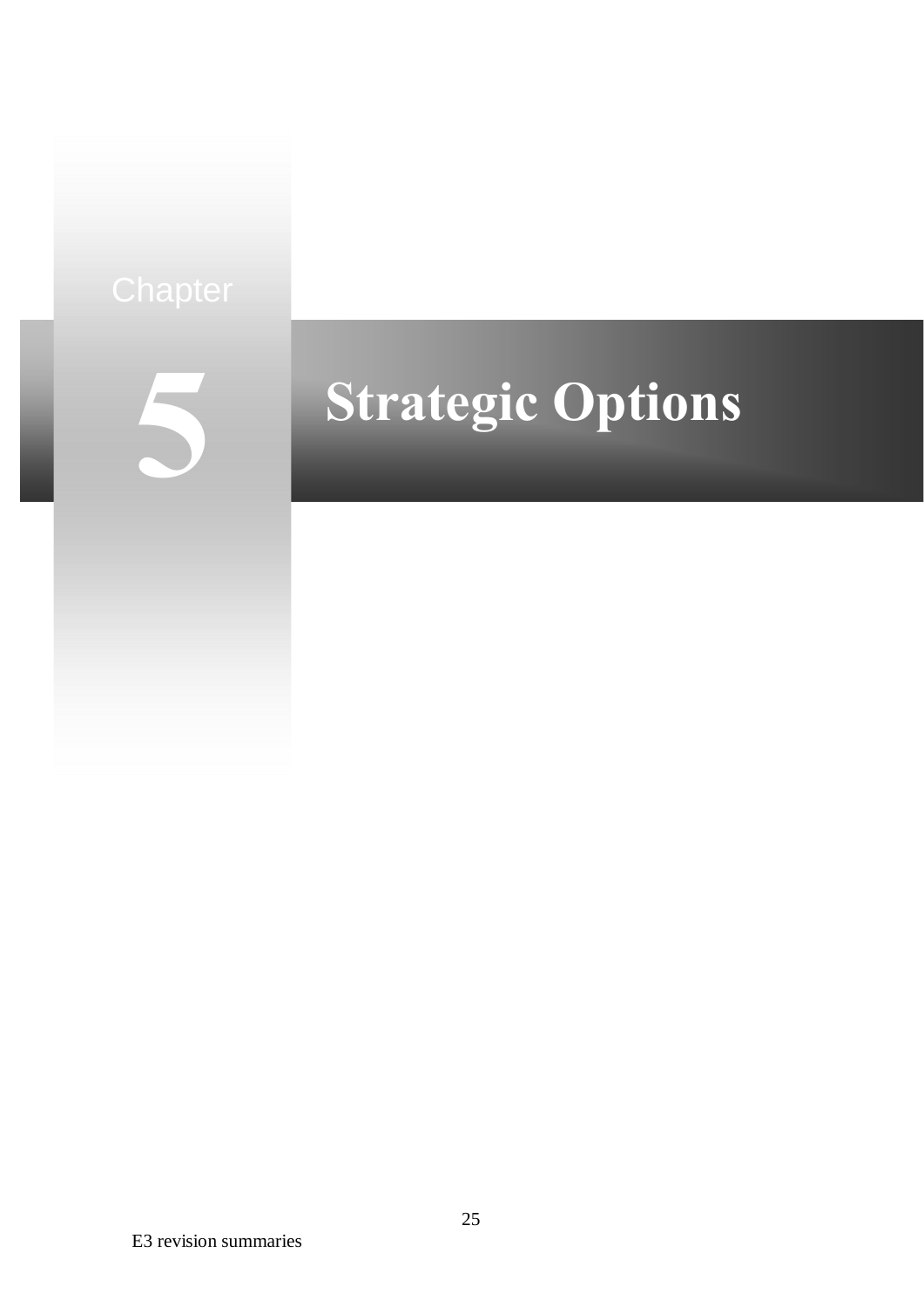# Chapter 5 Strategic Options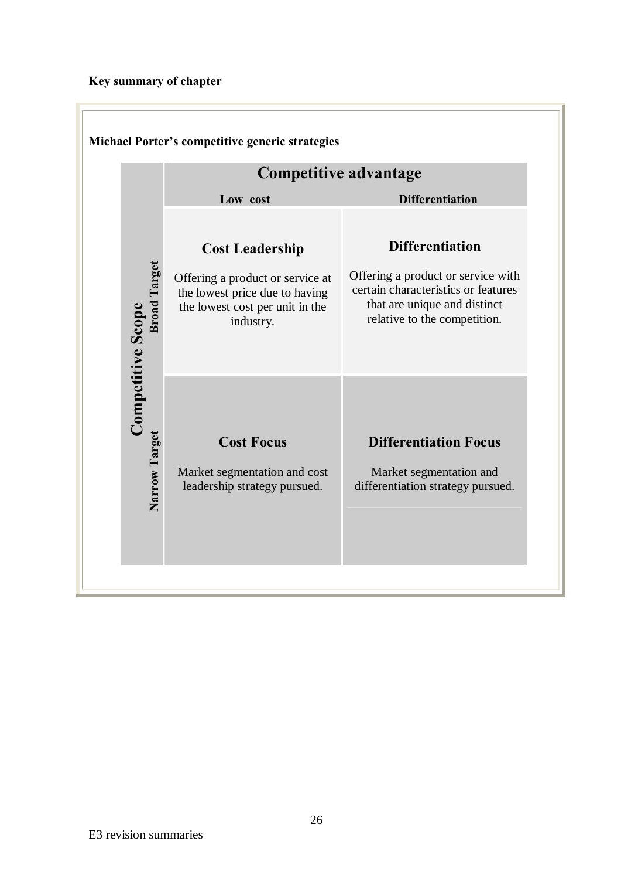**Key summary of chapter**

**Michael Porter's competitive generic strategies**

| Competitive Scope | Competitive advantage: Low cost | Competitive advantage: Differentiation |
|---|---|---|
| **Broad Target** | **Cost Leadership**<br>Offering a product or service at the lowest price due to having the lowest cost per unit in the industry. | **Differentiation**<br>Offering a product or service with certain characteristics or features that are unique and distinct relative to the competition. |
| **Narrow Target** | **Cost Focus**<br>Market segmentation and cost leadership strategy pursued. | **Differentiation Focus**<br>Market segmentation and differentiation strategy pursued. |

E3 revision summaries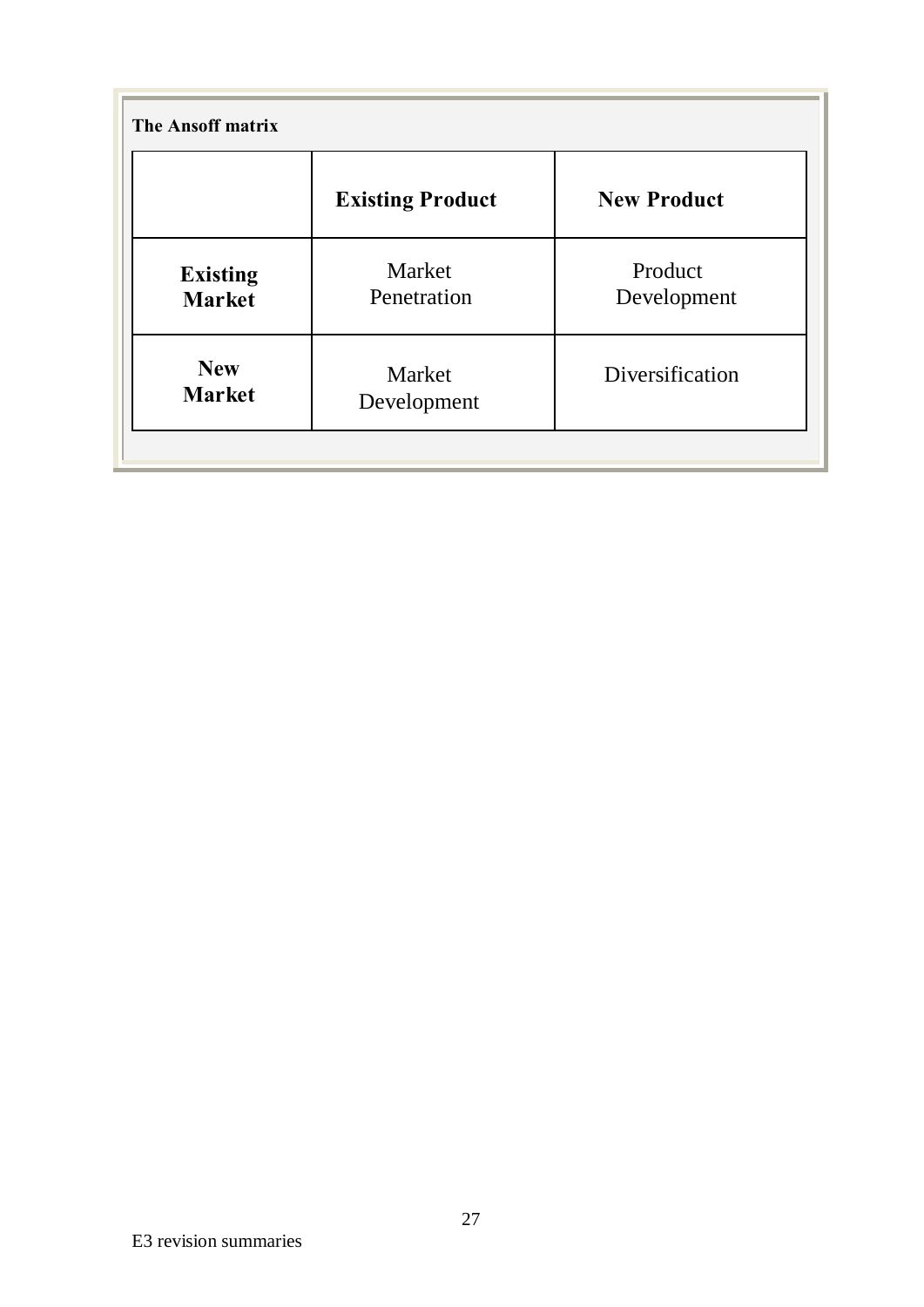**The Ansoff matrix**

| | **Existing Product** | **New Product** |
|---|---|---|
| **Existing Market** | Market Penetration | Product Development |
| **New Market** | Market Development | Diversification |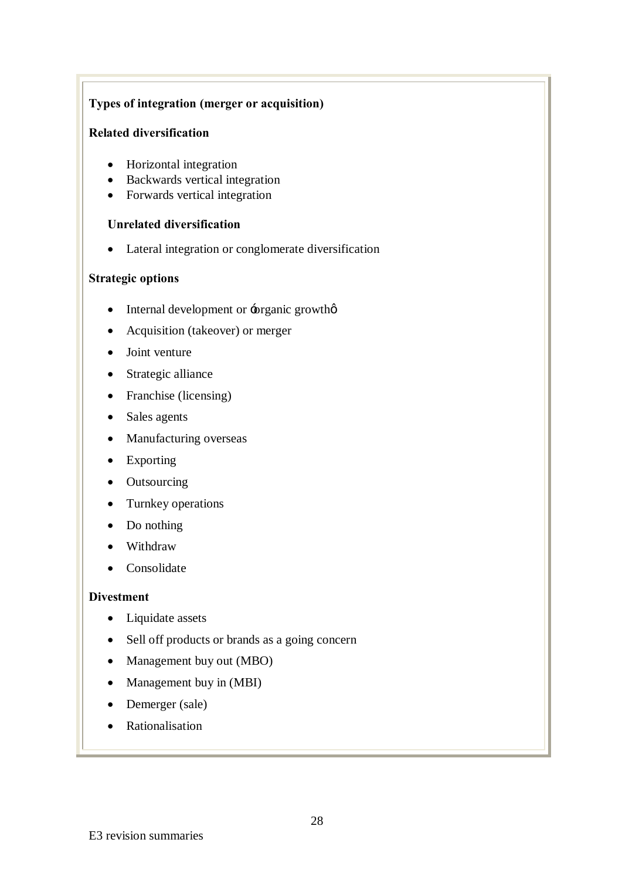**Types of integration (merger or acquisition)**

**Related diversification**

- Horizontal integration
- Backwards vertical integration
- Forwards vertical integration

**Unrelated diversification**

- Lateral integration or conglomerate diversification

**Strategic options**

- Internal development or ‘organic growth’
- Acquisition (takeover) or merger
- Joint venture
- Strategic alliance
- Franchise (licensing)
- Sales agents
- Manufacturing overseas
- Exporting
- Outsourcing
- Turnkey operations
- Do nothing
- Withdraw
- Consolidate

**Divestment**

- Liquidate assets
- Sell off products or brands as a going concern
- Management buy out (MBO)
- Management buy in (MBI)
- Demerger (sale)
- Rationalisation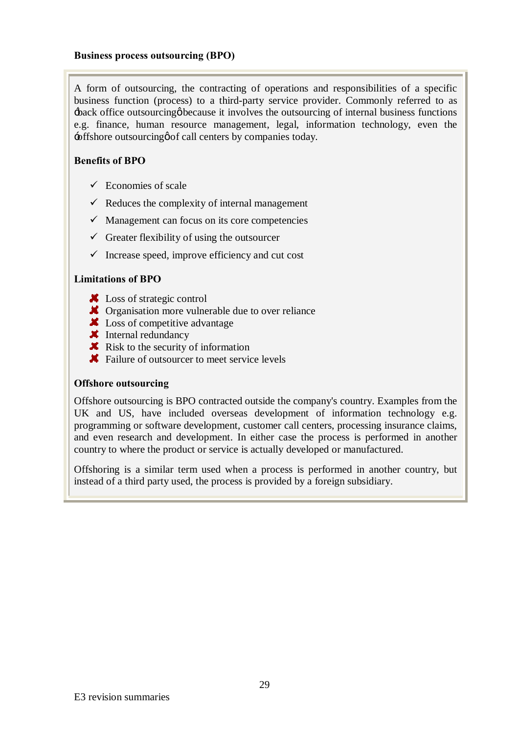**Business process outsourcing (BPO)**

A form of outsourcing, the contracting of operations and responsibilities of a specific business function (process) to a third-party service provider. Commonly referred to as 'back office outsourcing' because it involves the outsourcing of internal business functions e.g. finance, human resource management, legal, information technology, even the 'offshore outsourcing' of call centers by companies today.

**Benefits of BPO**

- ✓ Economies of scale
- ✓ Reduces the complexity of internal management
- ✓ Management can focus on its core competencies
- ✓ Greater flexibility of using the outsourcer
- ✓ Increase speed, improve efficiency and cut cost

**Limitations of BPO**

- ✗ Loss of strategic control
- ✗ Organisation more vulnerable due to over reliance
- ✗ Loss of competitive advantage
- ✗ Internal redundancy
- ✗ Risk to the security of information
- ✗ Failure of outsourcer to meet service levels

**Offshore outsourcing**

Offshore outsourcing is BPO contracted outside the company's country. Examples from the UK and US, have included overseas development of information technology e.g. programming or software development, customer call centers, processing insurance claims, and even research and development. In either case the process is performed in another country to where the product or service is actually developed or manufactured.

Offshoring is a similar term used when a process is performed in another country, but instead of a third party used, the process is provided by a foreign subsidiary.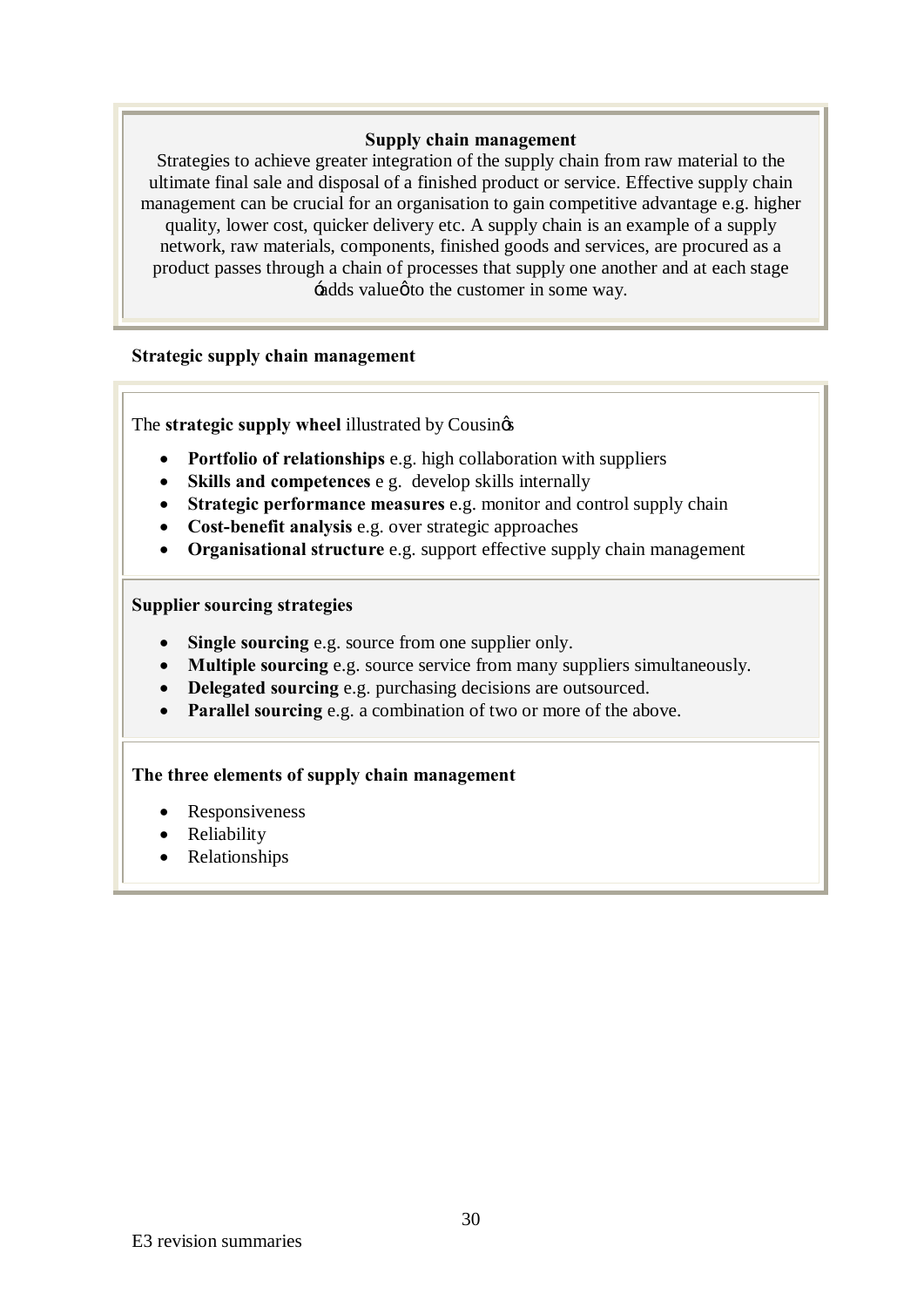**Supply chain management**

Strategies to achieve greater integration of the supply chain from raw material to the ultimate final sale and disposal of a finished product or service. Effective supply chain management can be crucial for an organisation to gain competitive advantage e.g. higher quality, lower cost, quicker delivery etc. A supply chain is an example of a supply network, raw materials, components, finished goods and services, are procured as a product passes through a chain of processes that supply one another and at each stage 'adds value' to the customer in some way.

**Strategic supply chain management**

The **strategic supply wheel** illustrated by Cousin's

- **Portfolio of relationships** e.g. high collaboration with suppliers
- **Skills and competences** e g. develop skills internally
- **Strategic performance measures** e.g. monitor and control supply chain
- **Cost-benefit analysis** e.g. over strategic approaches
- **Organisational structure** e.g. support effective supply chain management

**Supplier sourcing strategies**

- **Single sourcing** e.g. source from one supplier only.
- **Multiple sourcing** e.g. source service from many suppliers simultaneously.
- **Delegated sourcing** e.g. purchasing decisions are outsourced.
- **Parallel sourcing** e.g. a combination of two or more of the above.

**The three elements of supply chain management**

- Responsiveness
- Reliability
- Relationships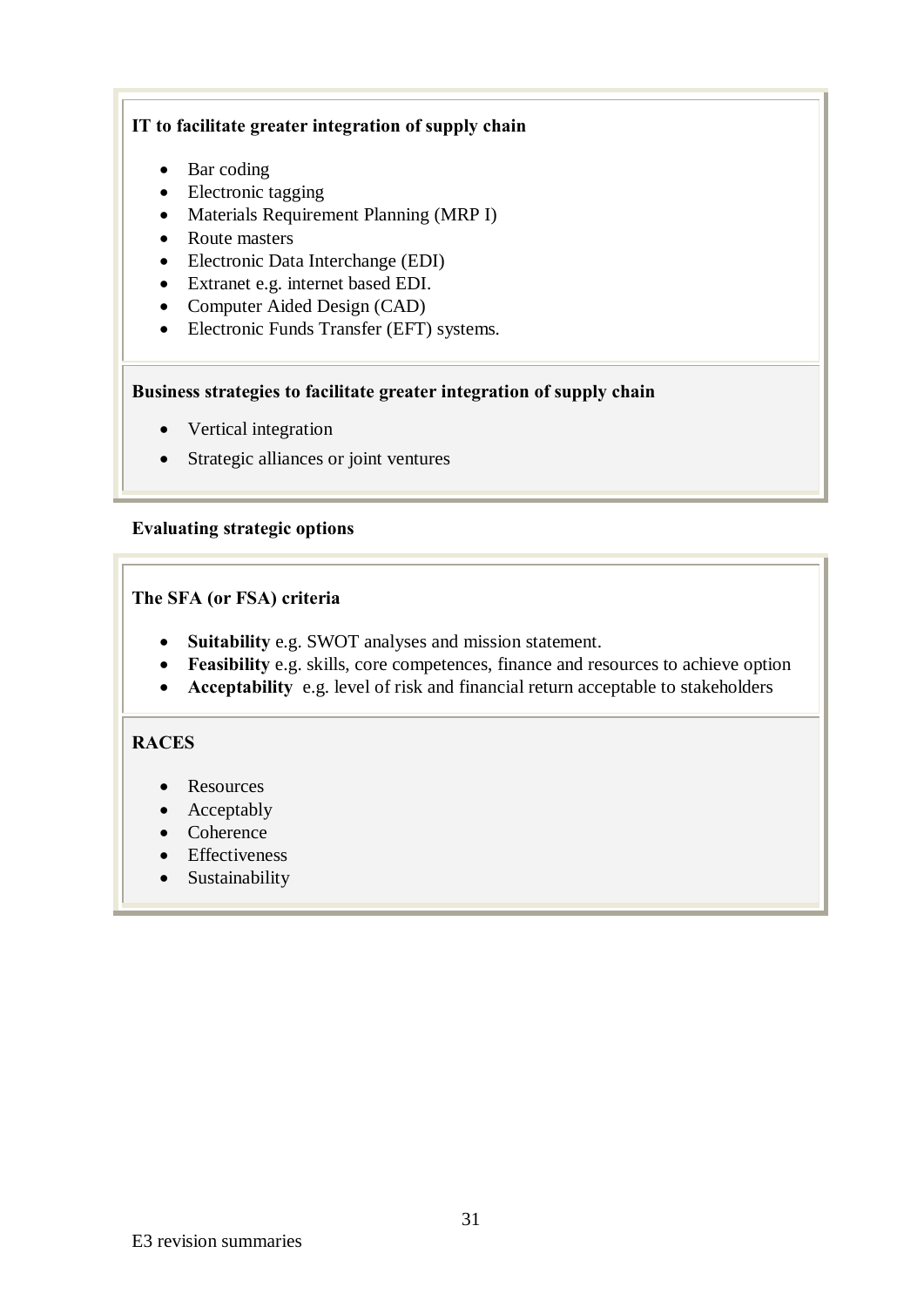**IT to facilitate greater integration of supply chain**

- Bar coding
- Electronic tagging
- Materials Requirement Planning (MRP I)
- Route masters
- Electronic Data Interchange (EDI)
- Extranet e.g. internet based EDI.
- Computer Aided Design (CAD)
- Electronic Funds Transfer (EFT) systems.

**Business strategies to facilitate greater integration of supply chain**

- Vertical integration
- Strategic alliances or joint ventures

**Evaluating strategic options**

**The SFA (or FSA) criteria**

- **Suitability** e.g. SWOT analyses and mission statement.
- **Feasibility** e.g. skills, core competences, finance and resources to achieve option
- **Acceptability** e.g. level of risk and financial return acceptable to stakeholders

**RACES**

- Resources
- Acceptably
- Coherence
- Effectiveness
- Sustainability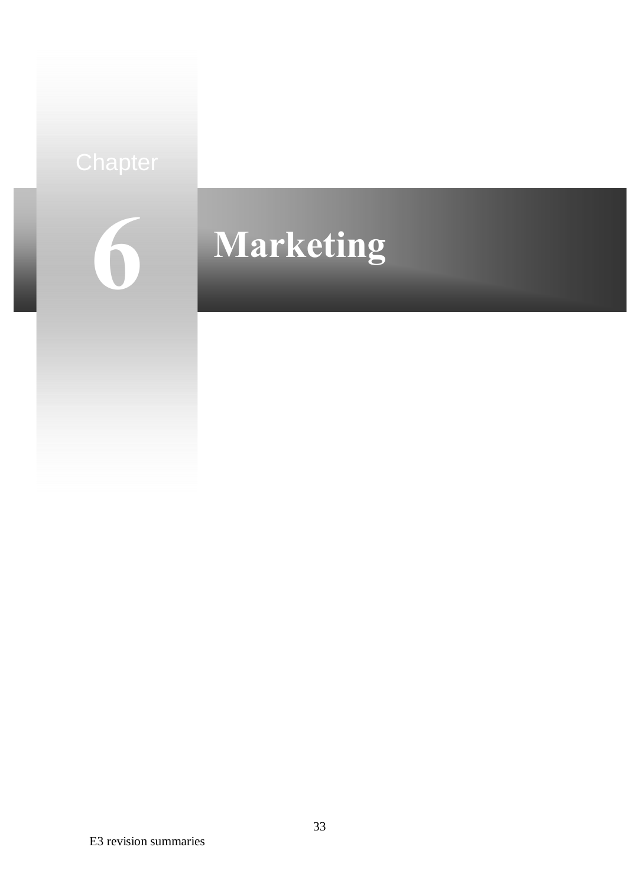# Chapter 6 Marketing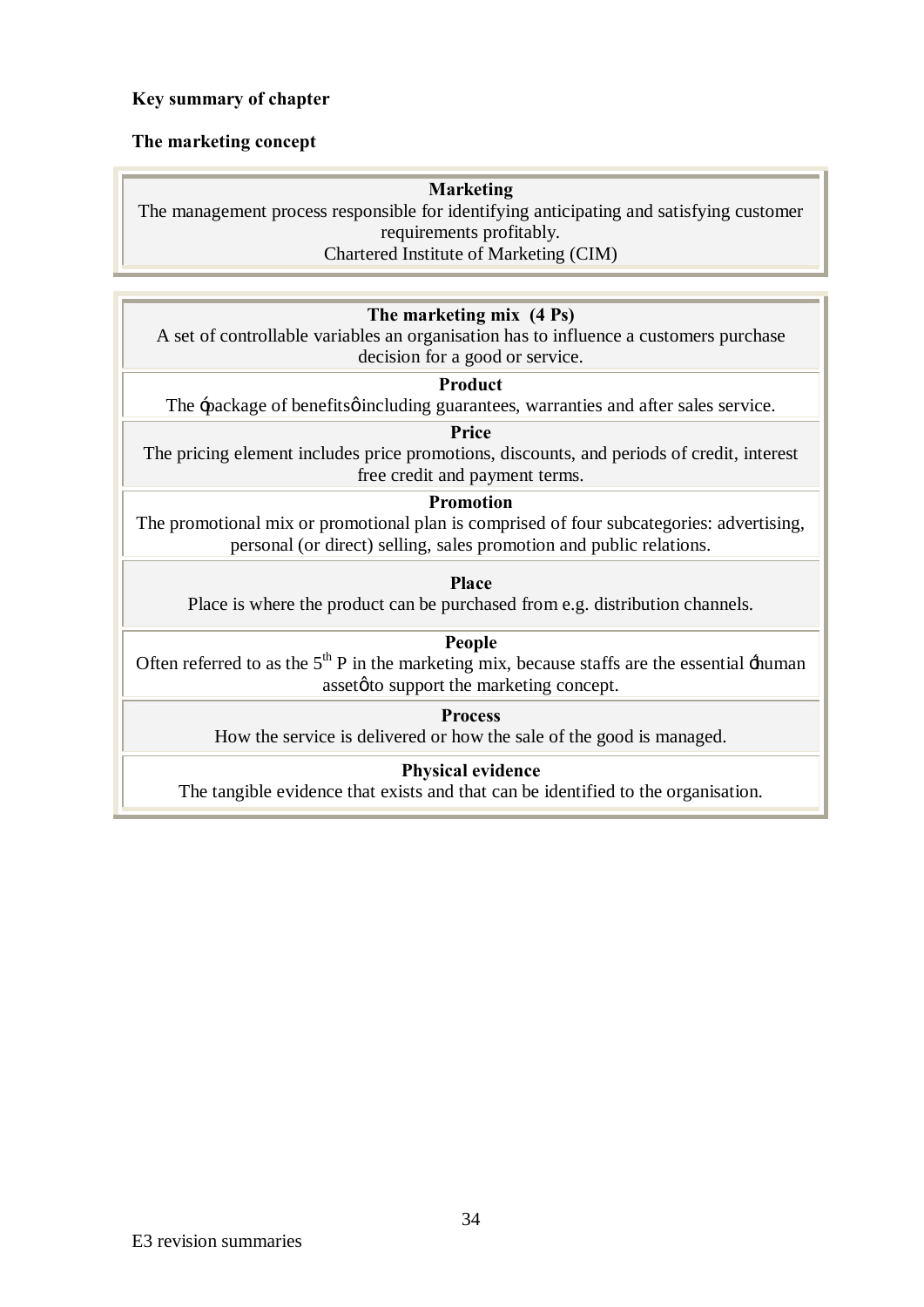**Key summary of chapter**

**The marketing concept**

| **Marketing** |
| --- |
| The management process responsible for identifying anticipating and satisfying customer requirements profitably. Chartered Institute of Marketing (CIM) |

| **The marketing mix (4 Ps)** |
| --- |
| A set of controllable variables an organisation has to influence a customers purchase decision for a good or service. |
| **Product** |
| The 'package of benefits' including guarantees, warranties and after sales service. |
| **Price** |
| The pricing element includes price promotions, discounts, and periods of credit, interest free credit and payment terms. |
| **Promotion** |
| The promotional mix or promotional plan is comprised of four subcategories: advertising, personal (or direct) selling, sales promotion and public relations. |
| **Place** |
| Place is where the product can be purchased from e.g. distribution channels. |
| **People** |
| Often referred to as the 5th P in the marketing mix, because staffs are the essential 'human asset' to support the marketing concept. |
| **Process** |
| How the service is delivered or how the sale of the good is managed. |
| **Physical evidence** |
| The tangible evidence that exists and that can be identified to the organisation. |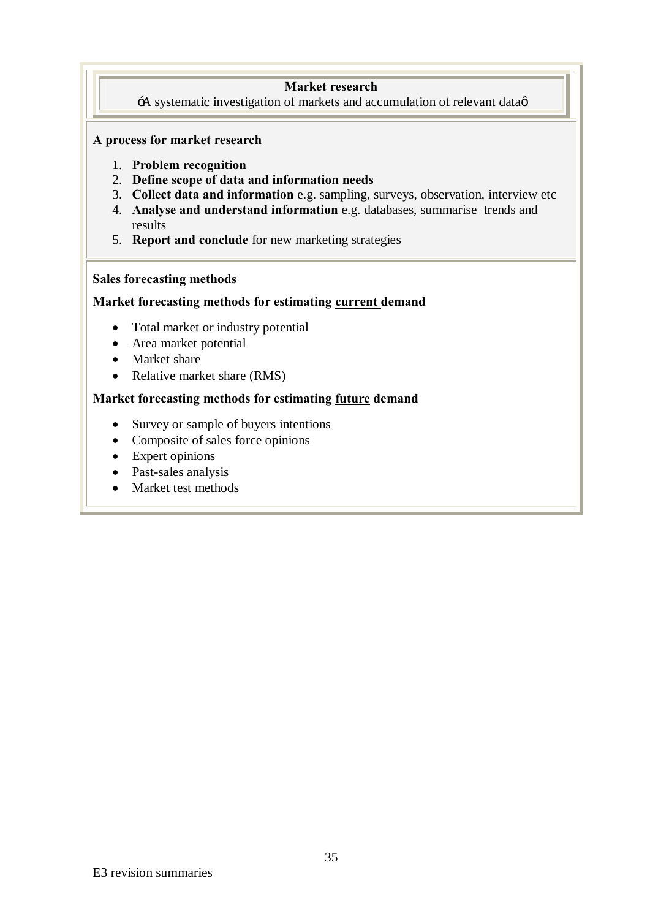**Market research**

'A systematic investigation of markets and accumulation of relevant data'

**A process for market research**

1. **Problem recognition**
2. **Define scope of data and information needs**
3. **Collect data and information** e.g. sampling, surveys, observation, interview etc
4. **Analyse and understand information** e.g. databases, summarise trends and results
5. **Report and conclude** for new marketing strategies

**Sales forecasting methods**

**Market forecasting methods for estimating <u>current</u> demand**

- Total market or industry potential
- Area market potential
- Market share
- Relative market share (RMS)

**Market forecasting methods for estimating <u>future</u> demand**

- Survey or sample of buyers intentions
- Composite of sales force opinions
- Expert opinions
- Past-sales analysis
- Market test methods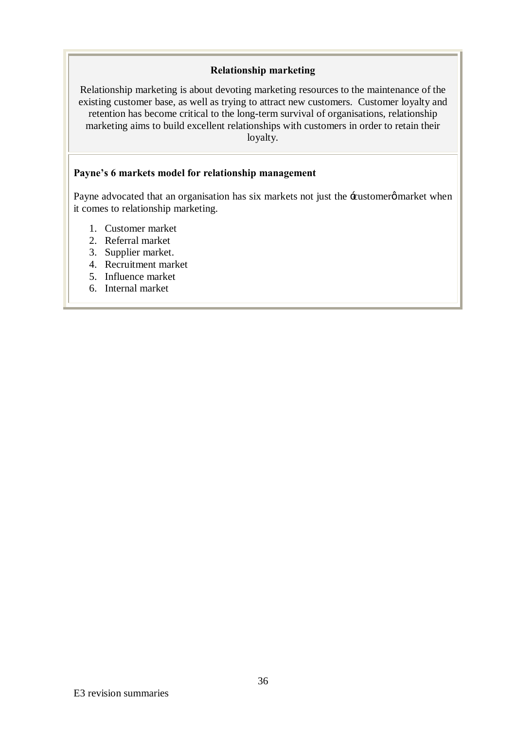### Relationship marketing

Relationship marketing is about devoting marketing resources to the maintenance of the existing customer base, as well as trying to attract new customers. Customer loyalty and retention has become critical to the long-term survival of organisations, relationship marketing aims to build excellent relationships with customers in order to retain their loyalty.

**Payne's 6 markets model for relationship management**

Payne advocated that an organisation has six markets not just the 'customer' market when it comes to relationship marketing.

1. Customer market
2. Referral market
3. Supplier market.
4. Recruitment market
5. Influence market
6. Internal market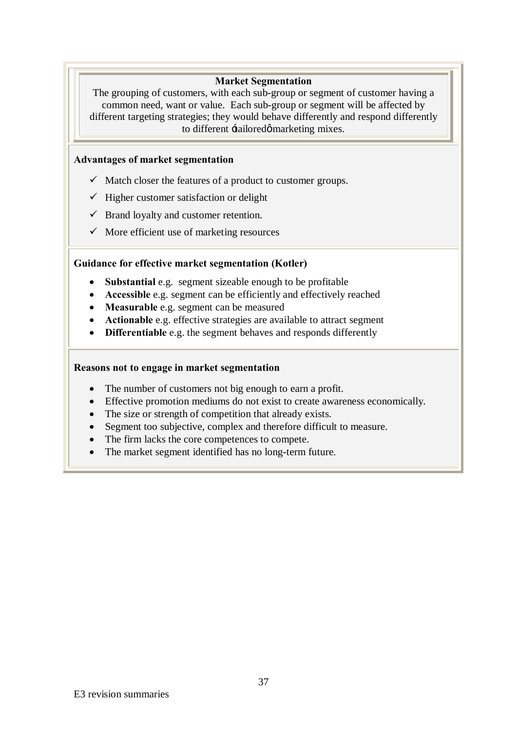## Market Segmentation

The grouping of customers, with each sub-group or segment of customer having a common need, want or value. Each sub-group or segment will be affected by different targeting strategies; they would behave differently and respond differently to different 'tailored' marketing mixes.

### Advantages of market segmentation

- ✓ Match closer the features of a product to customer groups.
- ✓ Higher customer satisfaction or delight
- ✓ Brand loyalty and customer retention.
- ✓ More efficient use of marketing resources

### Guidance for effective market segmentation (Kotler)

- **Substantial** e.g. segment sizeable enough to be profitable
- **Accessible** e.g. segment can be efficiently and effectively reached
- **Measurable** e.g. segment can be measured
- **Actionable** e.g. effective strategies are available to attract segment
- **Differentiable** e.g. the segment behaves and responds differently

### Reasons not to engage in market segmentation

- The number of customers not big enough to earn a profit.
- Effective promotion mediums do not exist to create awareness economically.
- The size or strength of competition that already exists.
- Segment too subjective, complex and therefore difficult to measure.
- The firm lacks the core competences to compete.
- The market segment identified has no long-term future.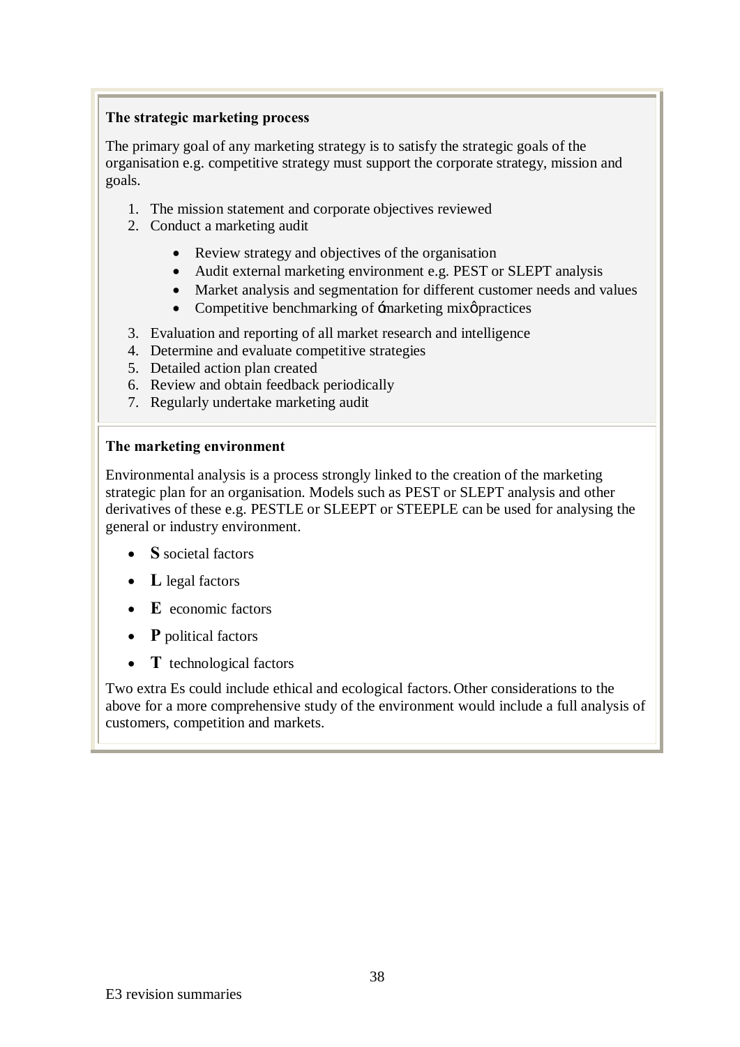### The strategic marketing process

The primary goal of any marketing strategy is to satisfy the strategic goals of the organisation e.g. competitive strategy must support the corporate strategy, mission and goals.

1. The mission statement and corporate objectives reviewed
2. Conduct a marketing audit
    - Review strategy and objectives of the organisation
    - Audit external marketing environment e.g. PEST or SLEPT analysis
    - Market analysis and segmentation for different customer needs and values
    - Competitive benchmarking of ómarketing mixö practices
3. Evaluation and reporting of all market research and intelligence
4. Determine and evaluate competitive strategies
5. Detailed action plan created
6. Review and obtain feedback periodically
7. Regularly undertake marketing audit

### The marketing environment

Environmental analysis is a process strongly linked to the creation of the marketing strategic plan for an organisation. Models such as PEST or SLEPT analysis and other derivatives of these e.g. PESTLE or SLEEPT or STEEPLE can be used for analysing the general or industry environment.

- **S** societal factors
- **L** legal factors
- **E** economic factors
- **P** political factors
- **T** technological factors

Two extra Es could include ethical and ecological factors. Other considerations to the above for a more comprehensive study of the environment would include a full analysis of customers, competition and markets.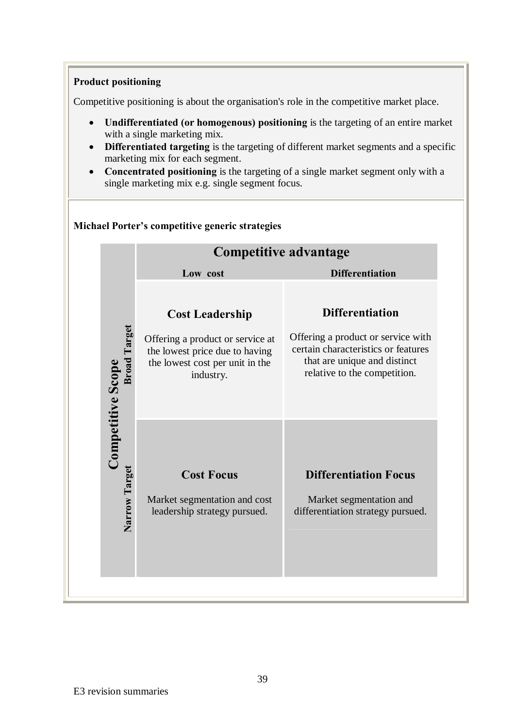**Product positioning**

Competitive positioning is about the organisation's role in the competitive market place.

- **Undifferentiated (or homogenous) positioning** is the targeting of an entire market with a single marketing mix.
- **Differentiated targeting** is the targeting of different market segments and a specific marketing mix for each segment.
- **Concentrated positioning** is the targeting of a single market segment only with a single marketing mix e.g. single segment focus.

**Michael Porter's competitive generic strategies**

| Competitive Scope | Competitive advantage: Low cost | Competitive advantage: Differentiation |
|---|---|---|
| Broad Target | **Cost Leadership**<br>Offering a product or service at the lowest price due to having the lowest cost per unit in the industry. | **Differentiation**<br>Offering a product or service with certain characteristics or features that are unique and distinct relative to the competition. |
| Narrow Target | **Cost Focus**<br>Market segmentation and cost leadership strategy pursued. | **Differentiation Focus**<br>Market segmentation and differentiation strategy pursued. |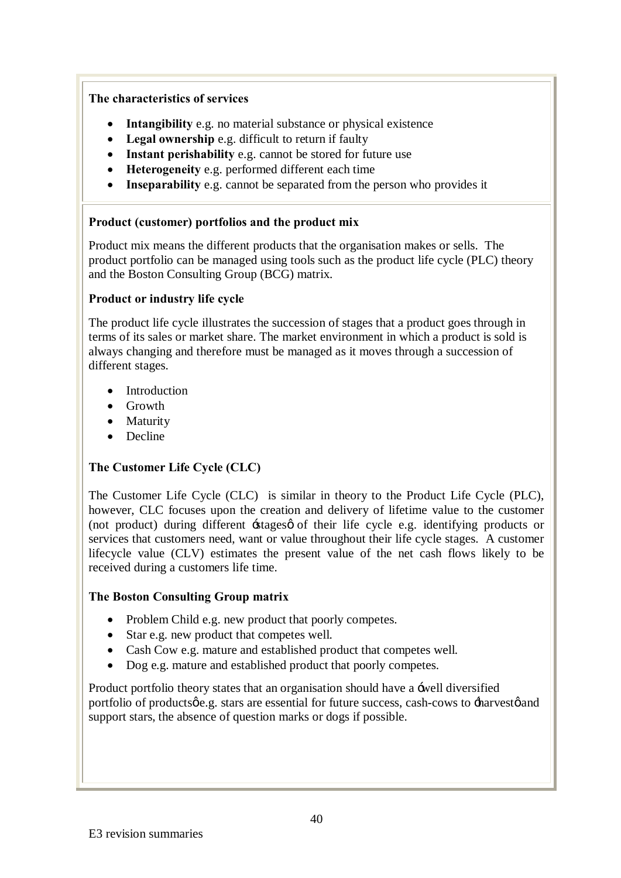**The characteristics of services**

- **Intangibility** e.g. no material substance or physical existence
- **Legal ownership** e.g. difficult to return if faulty
- **Instant perishability** e.g. cannot be stored for future use
- **Heterogeneity** e.g. performed different each time
- **Inseparability** e.g. cannot be separated from the person who provides it

**Product (customer) portfolios and the product mix**

Product mix means the different products that the organisation makes or sells. The product portfolio can be managed using tools such as the product life cycle (PLC) theory and the Boston Consulting Group (BCG) matrix.

**Product or industry life cycle**

The product life cycle illustrates the succession of stages that a product goes through in terms of its sales or market share. The market environment in which a product is sold is always changing and therefore must be managed as it moves through a succession of different stages.

- Introduction
- Growth
- Maturity
- Decline

**The Customer Life Cycle (CLC)**

The Customer Life Cycle (CLC) is similar in theory to the Product Life Cycle (PLC), however, CLC focuses upon the creation and delivery of lifetime value to the customer (not product) during different 'stages' of their life cycle e.g. identifying products or services that customers need, want or value throughout their life cycle stages. A customer lifecycle value (CLV) estimates the present value of the net cash flows likely to be received during a customers life time.

**The Boston Consulting Group matrix**

- Problem Child e.g. new product that poorly competes.
- Star e.g. new product that competes well.
- Cash Cow e.g. mature and established product that competes well.
- Dog e.g. mature and established product that poorly competes.

Product portfolio theory states that an organisation should have a 'well diversified portfolio of products' e.g. stars are essential for future success, cash-cows to 'harvest' and support stars, the absence of question marks or dogs if possible.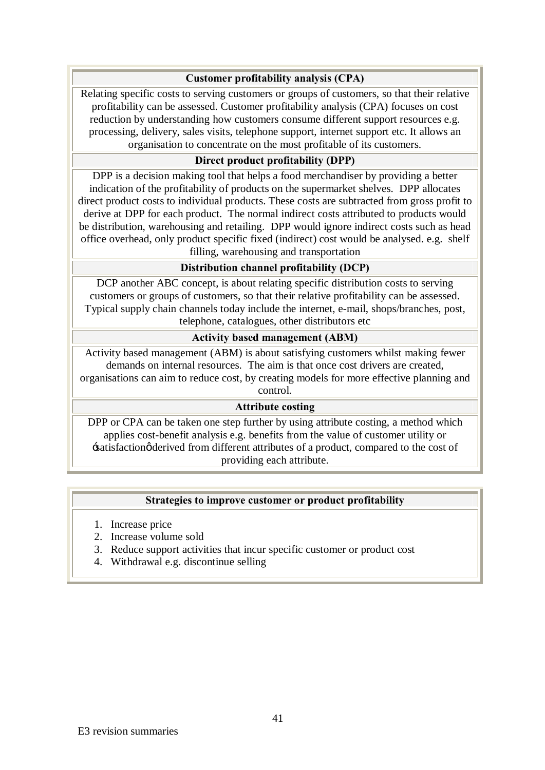| Customer profitability analysis (CPA) |
|---|
| Relating specific costs to serving customers or groups of customers, so that their relative profitability can be assessed. Customer profitability analysis (CPA) focuses on cost reduction by understanding how customers consume different support resources e.g. processing, delivery, sales visits, telephone support, internet support etc. It allows an organisation to concentrate on the most profitable of its customers. |
| **Direct product profitability (DPP)** |
| DPP is a decision making tool that helps a food merchandiser by providing a better indication of the profitability of products on the supermarket shelves. DPP allocates direct product costs to individual products. These costs are subtracted from gross profit to derive at DPP for each product. The normal indirect costs attributed to products would be distribution, warehousing and retailing. DPP would ignore indirect costs such as head office overhead, only product specific fixed (indirect) cost would be analysed. e.g. shelf filling, warehousing and transportation |
| **Distribution channel profitability (DCP)** |
| DCP another ABC concept, is about relating specific distribution costs to serving customers or groups of customers, so that their relative profitability can be assessed. Typical supply chain channels today include the internet, e-mail, shops/branches, post, telephone, catalogues, other distributors etc |
| **Activity based management (ABM)** |
| Activity based management (ABM) is about satisfying customers whilst making fewer demands on internal resources. The aim is that once cost drivers are created, organisations can aim to reduce cost, by creating models for more effective planning and control. |
| **Attribute costing** |
| DPP or CPA can be taken one step further by using attribute costing, a method which applies cost-benefit analysis e.g. benefits from the value of customer utility or 'satisfaction' derived from different attributes of a product, compared to the cost of providing each attribute. |

| Strategies to improve customer or product profitability |
|---|
| 1. Increase price<br>2. Increase volume sold<br>3. Reduce support activities that incur specific customer or product cost<br>4. Withdrawal e.g. discontinue selling |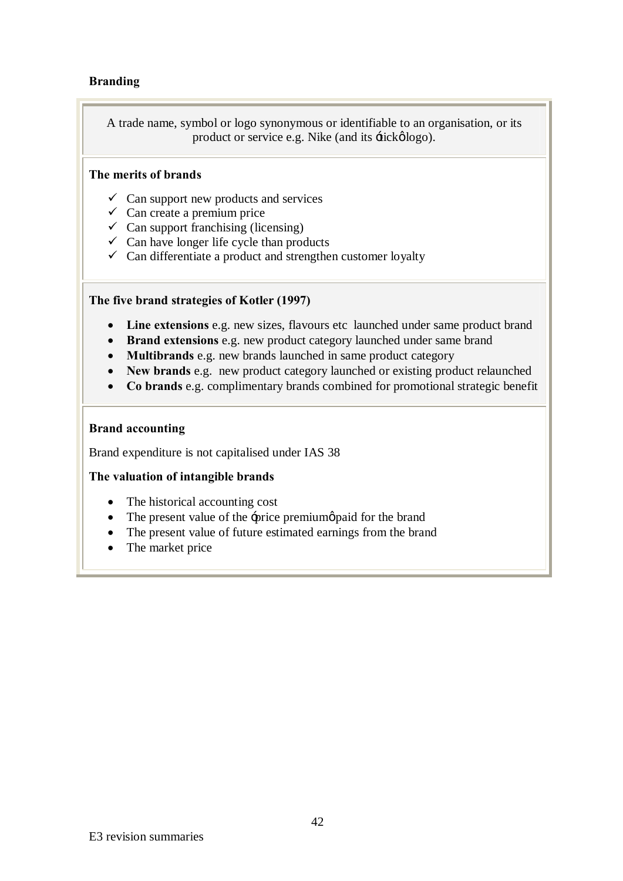## Branding

A trade name, symbol or logo synonymous or identifiable to an organisation, or its product or service e.g. Nike (and its 'tick' logo).

### The merits of brands

- ✓ Can support new products and services
- ✓ Can create a premium price
- ✓ Can support franchising (licensing)
- ✓ Can have longer life cycle than products
- ✓ Can differentiate a product and strengthen customer loyalty

### The five brand strategies of Kotler (1997)

- **Line extensions** e.g. new sizes, flavours etc launched under same product brand
- **Brand extensions** e.g. new product category launched under same brand
- **Multibrands** e.g. new brands launched in same product category
- **New brands** e.g. new product category launched or existing product relaunched
- **Co brands** e.g. complimentary brands combined for promotional strategic benefit

### Brand accounting

Brand expenditure is not capitalised under IAS 38

### The valuation of intangible brands

- The historical accounting cost
- The present value of the 'price premium' paid for the brand
- The present value of future estimated earnings from the brand
- The market price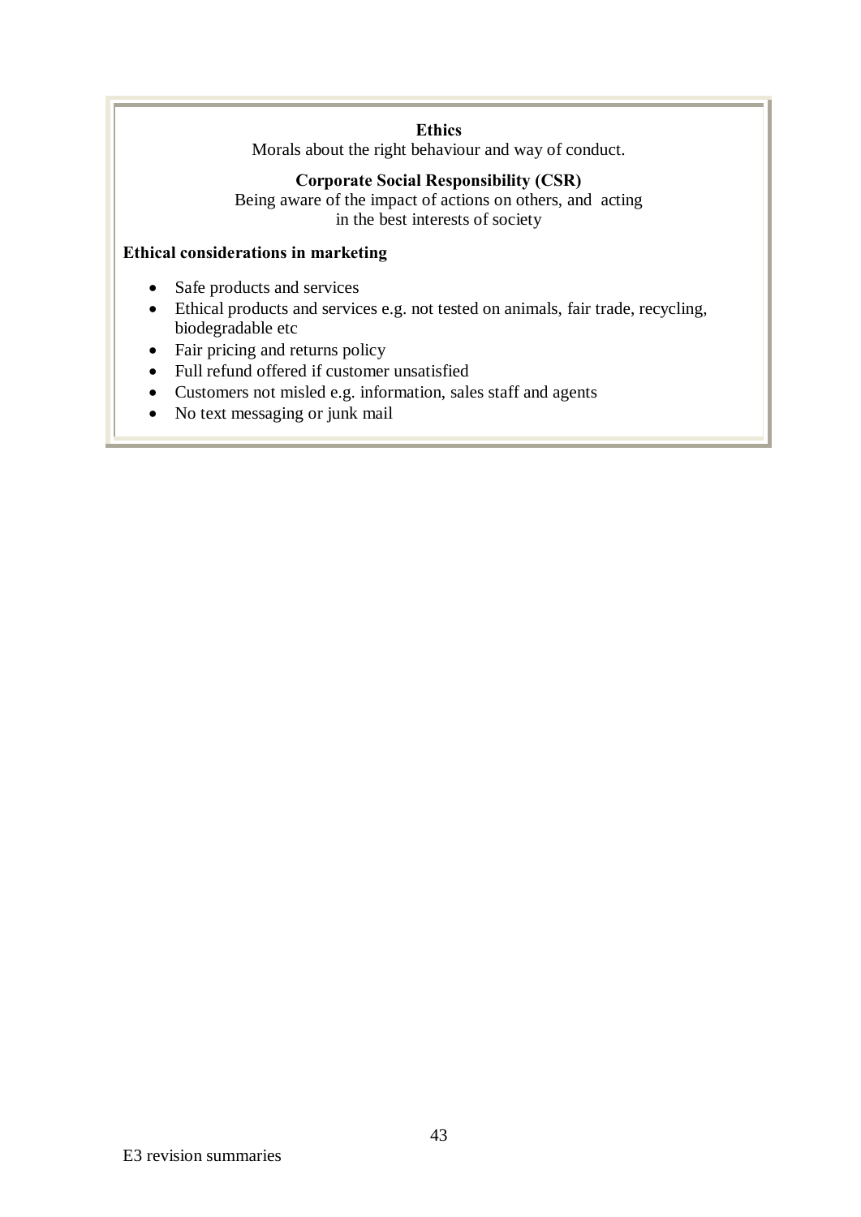**Ethics**

Morals about the right behaviour and way of conduct.

**Corporate Social Responsibility (CSR)**

Being aware of the impact of actions on others, and acting in the best interests of society

**Ethical considerations in marketing**

- Safe products and services
- Ethical products and services e.g. not tested on animals, fair trade, recycling, biodegradable etc
- Fair pricing and returns policy
- Full refund offered if customer unsatisfied
- Customers not misled e.g. information, sales staff and agents
- No text messaging or junk mail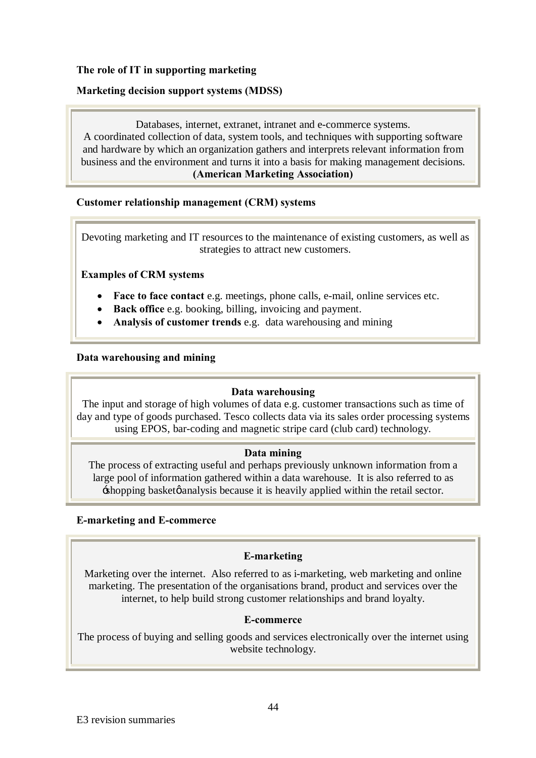**The role of IT in supporting marketing**

**Marketing decision support systems (MDSS)**

Databases, internet, extranet, intranet and e-commerce systems.
A coordinated collection of data, system tools, and techniques with supporting software and hardware by which an organization gathers and interprets relevant information from business and the environment and turns it into a basis for making management decisions.
**(American Marketing Association)**

**Customer relationship management (CRM) systems**

Devoting marketing and IT resources to the maintenance of existing customers, as well as strategies to attract new customers.

**Examples of CRM systems**

- **Face to face contact** e.g. meetings, phone calls, e-mail, online services etc.
- **Back office** e.g. booking, billing, invoicing and payment.
- **Analysis of customer trends** e.g. data warehousing and mining

**Data warehousing and mining**

**Data warehousing**

The input and storage of high volumes of data e.g. customer transactions such as time of day and type of goods purchased. Tesco collects data via its sales order processing systems using EPOS, bar-coding and magnetic stripe card (club card) technology.

**Data mining**

The process of extracting useful and perhaps previously unknown information from a large pool of information gathered within a data warehouse. It is also referred to as 'shopping basket' analysis because it is heavily applied within the retail sector.

**E-marketing and E-commerce**

**E-marketing**

Marketing over the internet. Also referred to as i-marketing, web marketing and online marketing. The presentation of the organisations brand, product and services over the internet, to help build strong customer relationships and brand loyalty.

**E-commerce**

The process of buying and selling goods and services electronically over the internet using website technology.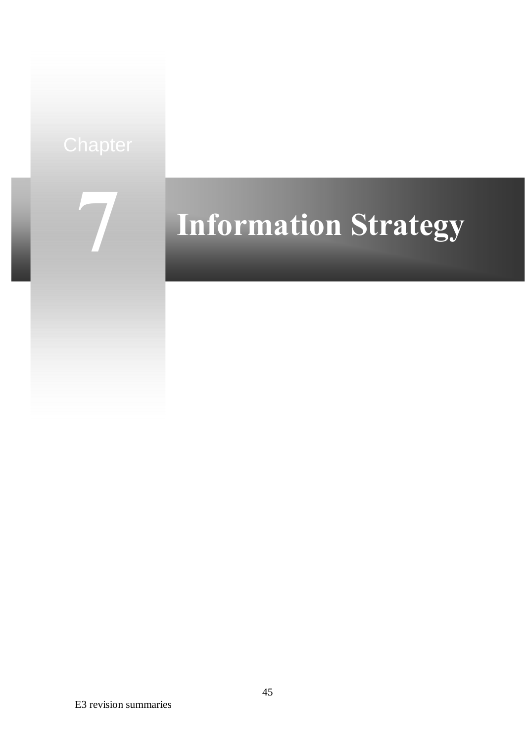# Chapter 7 Information Strategy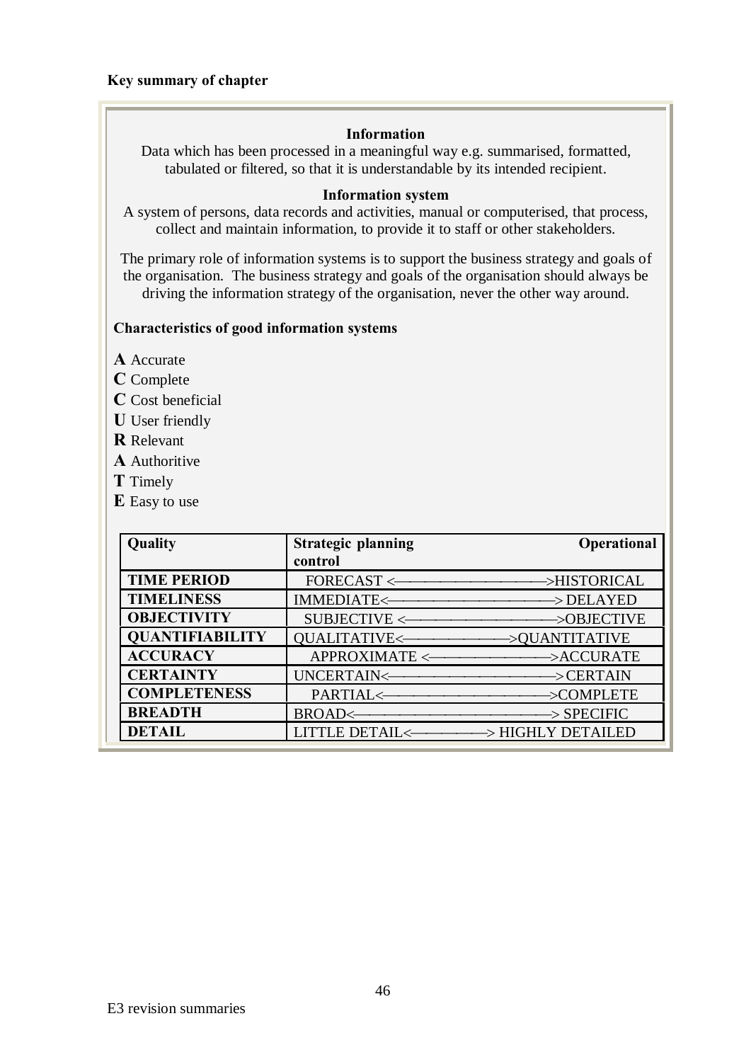**Key summary of chapter**

### Information

Data which has been processed in a meaningful way e.g. summarised, formatted, tabulated or filtered, so that it is understandable by its intended recipient.

### Information system

A system of persons, data records and activities, manual or computerised, that process, collect and maintain information, to provide it to staff or other stakeholders.

The primary role of information systems is to support the business strategy and goals of the organisation. The business strategy and goals of the organisation should always be driving the information strategy of the organisation, never the other way around.

**Characteristics of good information systems**

**A** Accurate
**C** Complete
**C** Cost beneficial
**U** User friendly
**R** Relevant
**A** Authoritive
**T** Timely
**E** Easy to use

| Quality | Strategic planning ... Operational control |
|---|---|
| **TIME PERIOD** | FORECAST <————————>HISTORICAL |
| **TIMELINESS** | IMMEDIATE<————————> DELAYED |
| **OBJECTIVITY** | SUBJECTIVE <————————>OBJECTIVE |
| **QUANTIFIABILITY** | QUALITATIVE<————————>QUANTITATIVE |
| **ACCURACY** | APPROXIMATE <————————>ACCURATE |
| **CERTAINTY** | UNCERTAIN<————————> CERTAIN |
| **COMPLETENESS** | PARTIAL<————————>COMPLETE |
| **BREADTH** | BROAD<————————> SPECIFIC |
| **DETAIL** | LITTLE DETAIL<————> HIGHLY DETAILED |

E3 revision summaries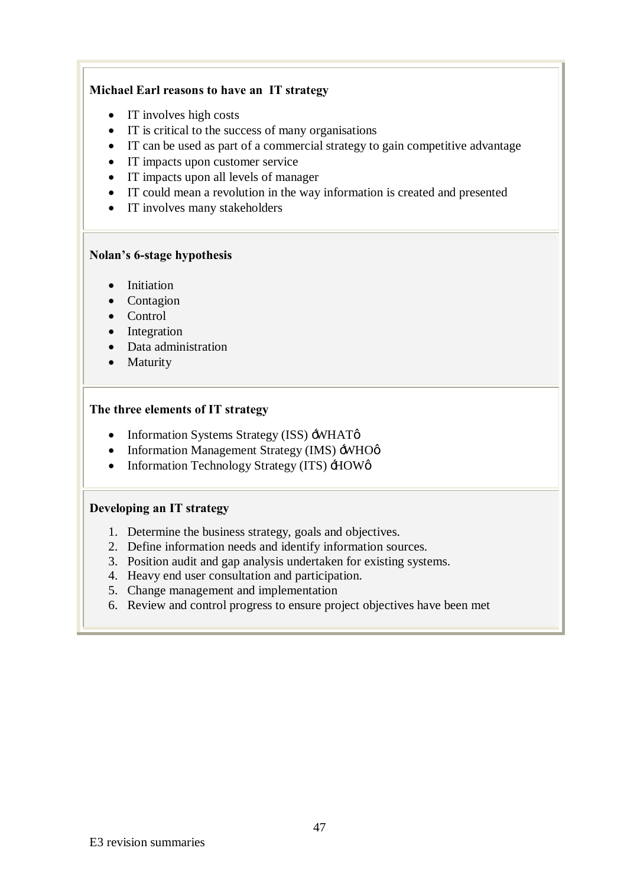**Michael Earl reasons to have an IT strategy**

- IT involves high costs
- IT is critical to the success of many organisations
- IT can be used as part of a commercial strategy to gain competitive advantage
- IT impacts upon customer service
- IT impacts upon all levels of manager
- IT could mean a revolution in the way information is created and presented
- IT involves many stakeholders

**Nolan's 6-stage hypothesis**

- Initiation
- Contagion
- Control
- Integration
- Data administration
- Maturity

**The three elements of IT strategy**

- Information Systems Strategy (ISS) ǾWHATǿ
- Information Management Strategy (IMS) ǾWHOǿ
- Information Technology Strategy (ITS) ǾHOWǿ

**Developing an IT strategy**

1. Determine the business strategy, goals and objectives.
2. Define information needs and identify information sources.
3. Position audit and gap analysis undertaken for existing systems.
4. Heavy end user consultation and participation.
5. Change management and implementation
6. Review and control progress to ensure project objectives have been met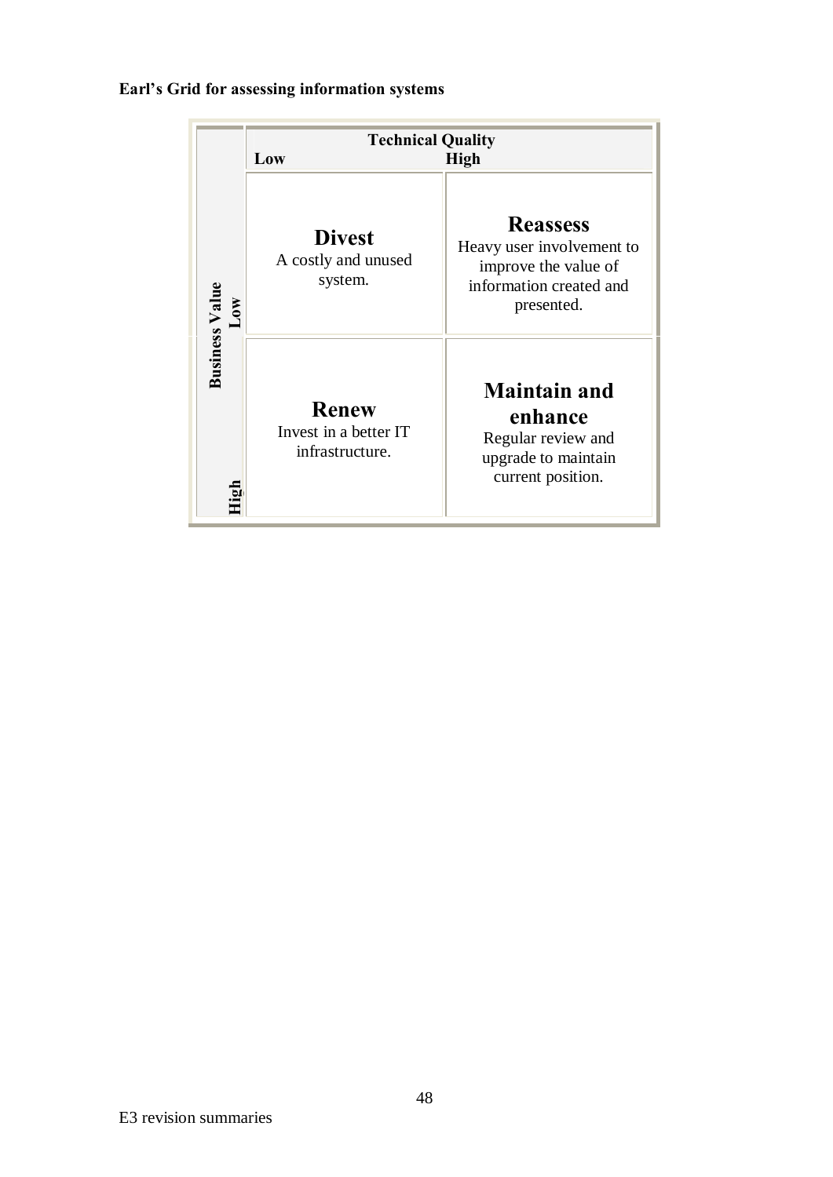**Earl's Grid for assessing information systems**

| Business Value | Technical Quality: Low | Technical Quality: High |
| --- | --- | --- |
| Low | **Divest** A costly and unused system. | **Reassess** Heavy user involvement to improve the value of information created and presented. |
| High | **Renew** Invest in a better IT infrastructure. | **Maintain and enhance** Regular review and upgrade to maintain current position. |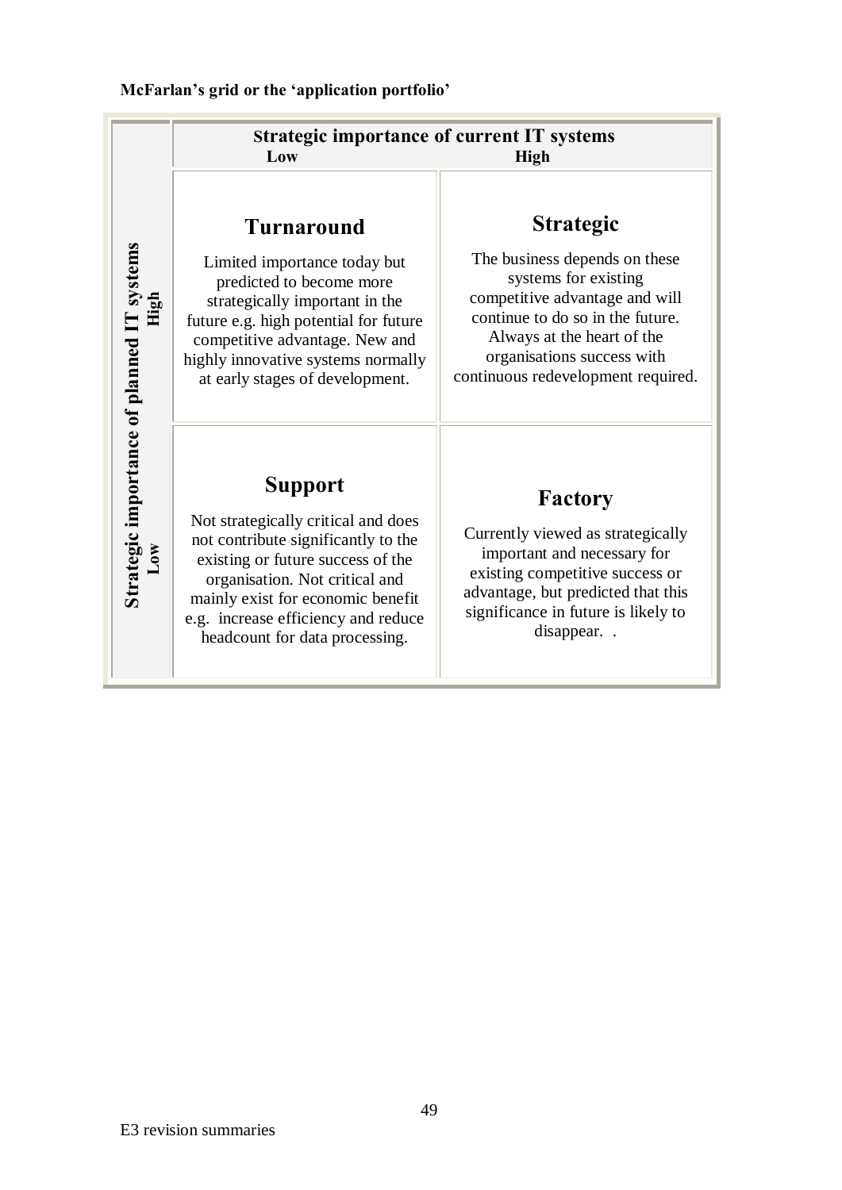**McFarlan's grid or the 'application portfolio'**

| Strategic importance of planned IT systems | Strategic importance of current IT systems — Low | Strategic importance of current IT systems — High |
|---|---|---|
| High | **Turnaround**<br>Limited importance today but predicted to become more strategically important in the future e.g. high potential for future competitive advantage. New and highly innovative systems normally at early stages of development. | **Strategic**<br>The business depends on these systems for existing competitive advantage and will continue to do so in the future. Always at the heart of the organisations success with continuous redevelopment required. |
| Low | **Support**<br>Not strategically critical and does not contribute significantly to the existing or future success of the organisation. Not critical and mainly exist for economic benefit e.g. increase efficiency and reduce headcount for data processing. | **Factory**<br>Currently viewed as strategically important and necessary for existing competitive success or advantage, but predicted that this significance in future is likely to disappear. . |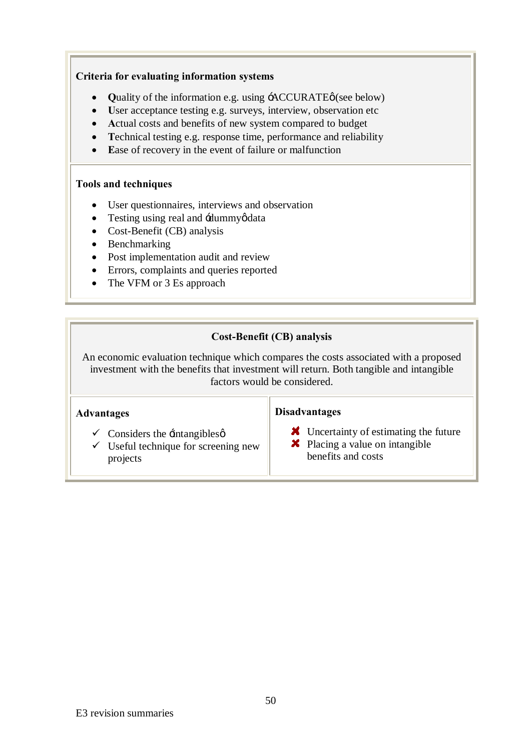**Criteria for evaluating information systems**

- **Q**uality of the information e.g. using 'ACCURATE' (see below)
- **U**ser acceptance testing e.g. surveys, interview, observation etc
- **A**ctual costs and benefits of new system compared to budget
- **T**echnical testing e.g. response time, performance and reliability
- **E**ase of recovery in the event of failure or malfunction

**Tools and techniques**

- User questionnaires, interviews and observation
- Testing using real and 'dummy' data
- Cost-Benefit (CB) analysis
- Benchmarking
- Post implementation audit and review
- Errors, complaints and queries reported
- The VFM or 3 Es approach

**Cost-Benefit (CB) analysis**

An economic evaluation technique which compares the costs associated with a proposed investment with the benefits that investment will return. Both tangible and intangible factors would be considered.

| Advantages | Disadvantages |
|---|---|
| ✓ Considers the 'intangibles'<br>✓ Useful technique for screening new projects | ✗ Uncertainty of estimating the future<br>✗ Placing a value on intangible benefits and costs |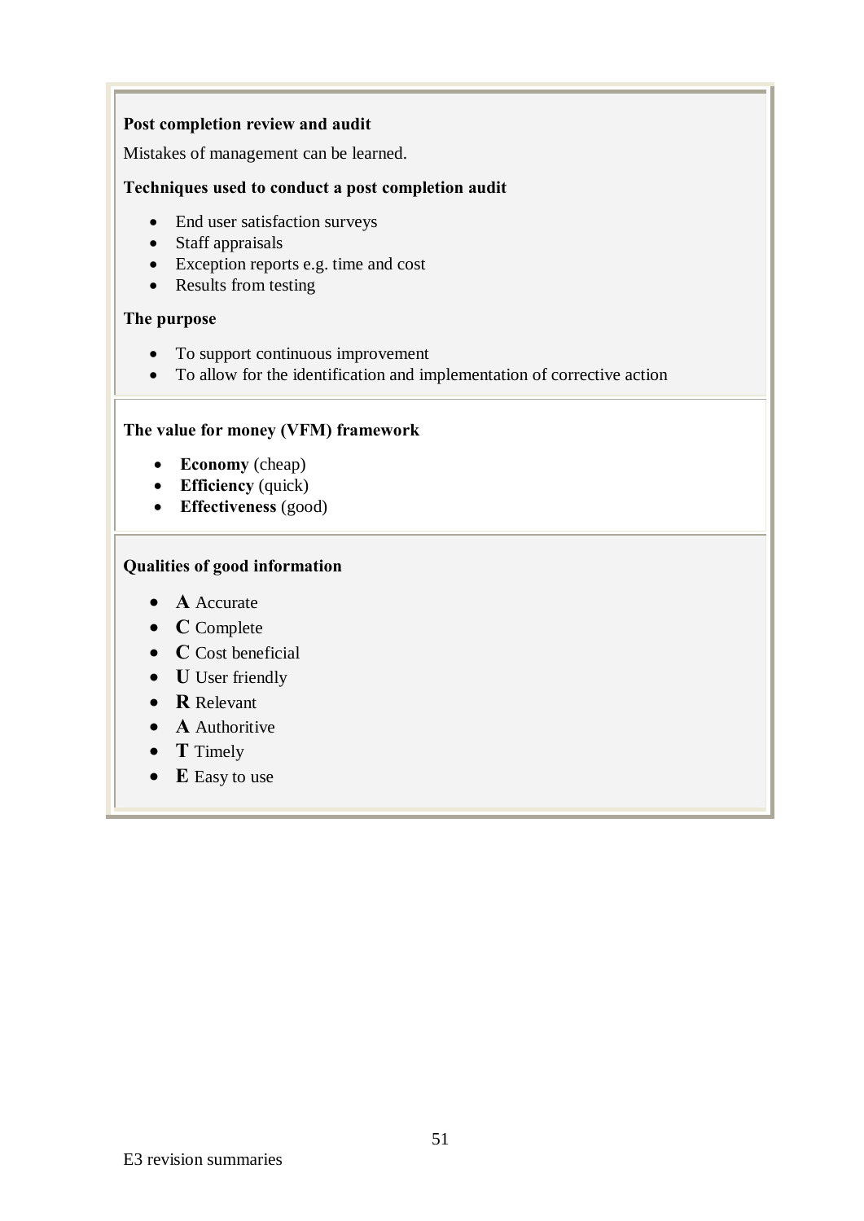**Post completion review and audit**

Mistakes of management can be learned.

**Techniques used to conduct a post completion audit**

- End user satisfaction surveys
- Staff appraisals
- Exception reports e.g. time and cost
- Results from testing

**The purpose**

- To support continuous improvement
- To allow for the identification and implementation of corrective action

**The value for money (VFM) framework**

- **Economy** (cheap)
- **Efficiency** (quick)
- **Effectiveness** (good)

**Qualities of good information**

- **A** Accurate
- **C** Complete
- **C** Cost beneficial
- **U** User friendly
- **R** Relevant
- **A** Authoritive
- **T** Timely
- **E** Easy to use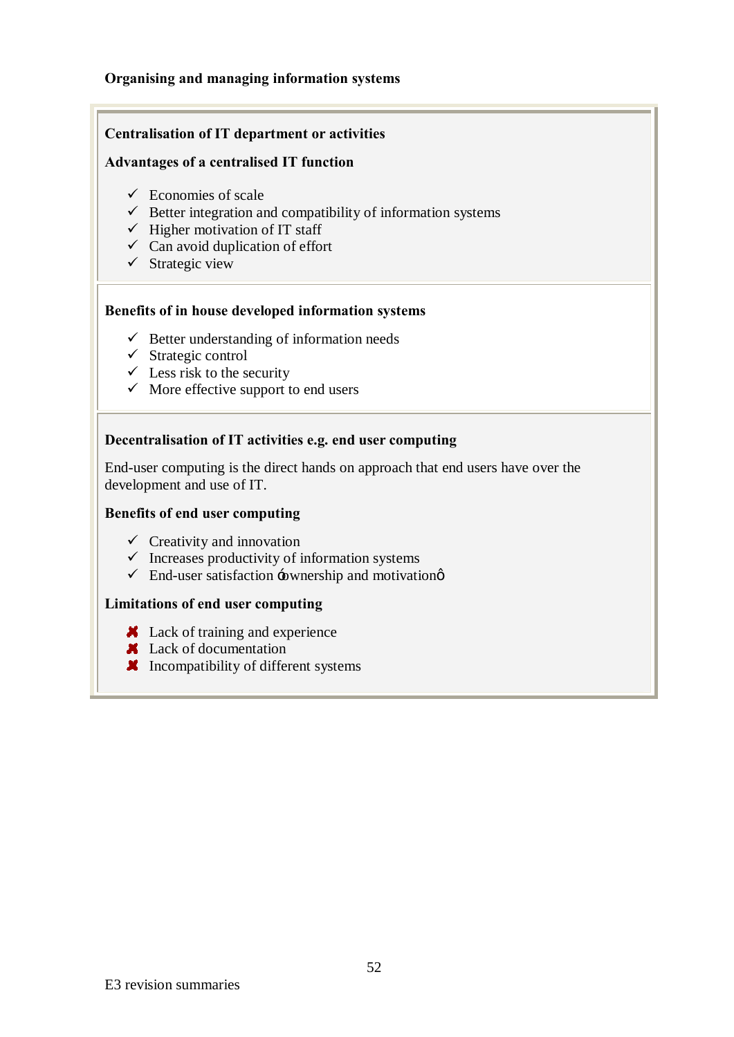**Organising and managing information systems**

**Centralisation of IT department or activities**

**Advantages of a centralised IT function**

- ✓ Economies of scale
- ✓ Better integration and compatibility of information systems
- ✓ Higher motivation of IT staff
- ✓ Can avoid duplication of effort
- ✓ Strategic view

**Benefits of in house developed information systems**

- ✓ Better understanding of information needs
- ✓ Strategic control
- ✓ Less risk to the security
- ✓ More effective support to end users

**Decentralisation of IT activities e.g. end user computing**

End-user computing is the direct hands on approach that end users have over the development and use of IT.

**Benefits of end user computing**

- ✓ Creativity and innovation
- ✓ Increases productivity of information systems
- ✓ End-user satisfaction 'ownership and motivation'

**Limitations of end user computing**

- ✗ Lack of training and experience
- ✗ Lack of documentation
- ✗ Incompatibility of different systems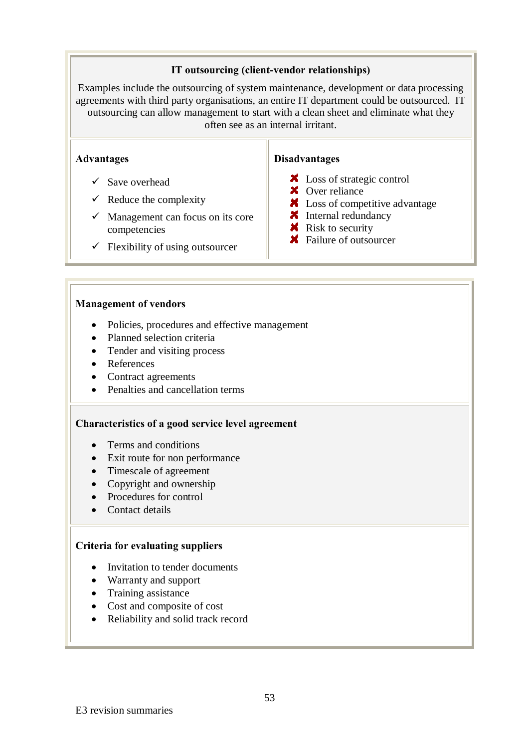## IT outsourcing (client-vendor relationships)

Examples include the outsourcing of system maintenance, development or data processing agreements with third party organisations, an entire IT department could be outsourced. IT outsourcing can allow management to start with a clean sheet and eliminate what they often see as an internal irritant.

| Advantages | Disadvantages |
| --- | --- |
| ✓ Save overhead<br>✓ Reduce the complexity<br>✓ Management can focus on its core competencies<br>✓ Flexibility of using outsourcer | ✗ Loss of strategic control<br>✗ Over reliance<br>✗ Loss of competitive advantage<br>✗ Internal redundancy<br>✗ Risk to security<br>✗ Failure of outsourcer |

**Management of vendors**

- Policies, procedures and effective management
- Planned selection criteria
- Tender and visiting process
- References
- Contract agreements
- Penalties and cancellation terms

**Characteristics of a good service level agreement**

- Terms and conditions
- Exit route for non performance
- Timescale of agreement
- Copyright and ownership
- Procedures for control
- Contact details

**Criteria for evaluating suppliers**

- Invitation to tender documents
- Warranty and support
- Training assistance
- Cost and composite of cost
- Reliability and solid track record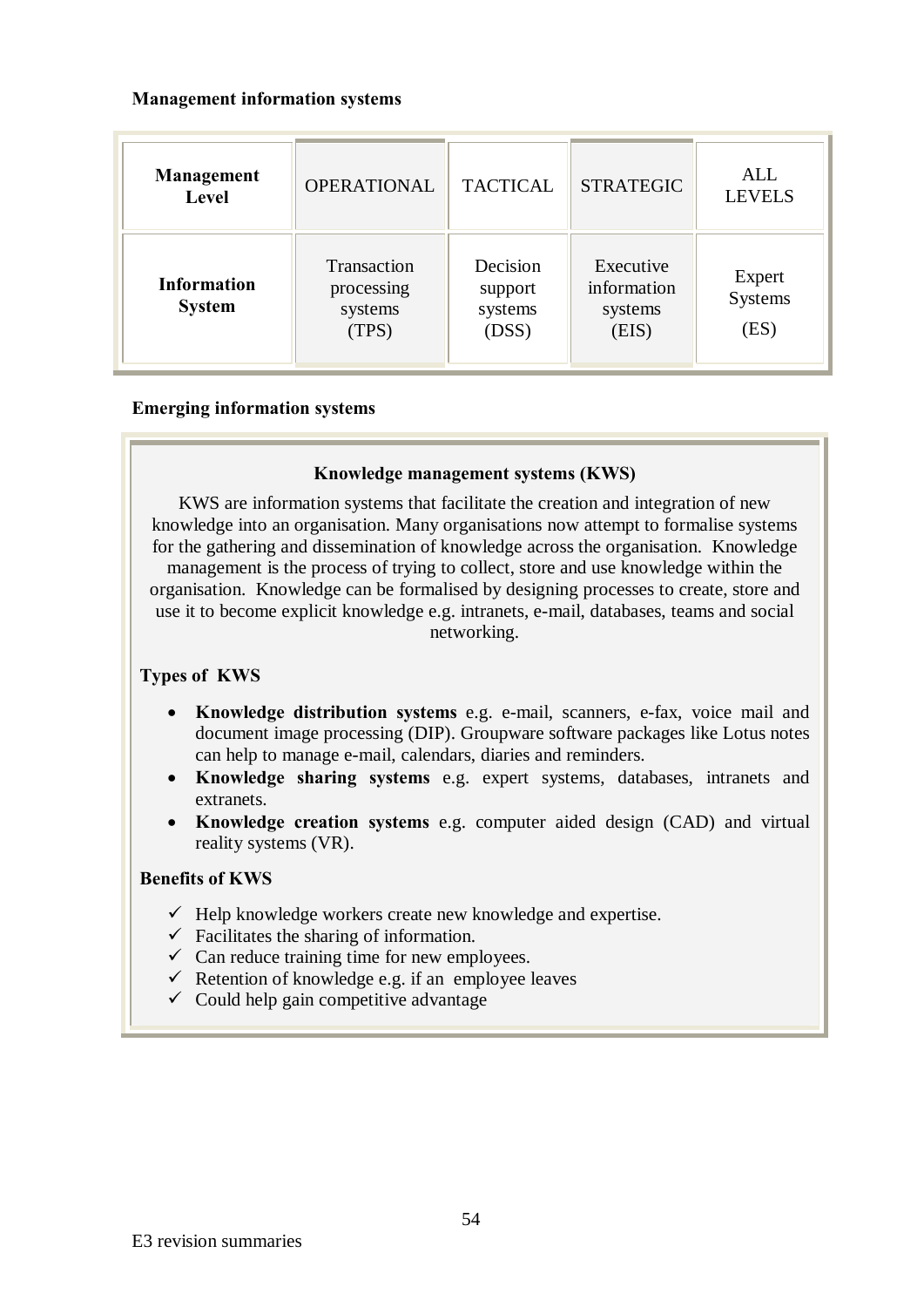**Management information systems**

| **Management Level** | OPERATIONAL | TACTICAL | STRATEGIC | ALL LEVELS |
|---|---|---|---|---|
| **Information System** | Transaction processing systems (TPS) | Decision support systems (DSS) | Executive information systems (EIS) | Expert Systems (ES) |

**Emerging information systems**

**Knowledge management systems (KWS)**

KWS are information systems that facilitate the creation and integration of new knowledge into an organisation. Many organisations now attempt to formalise systems for the gathering and dissemination of knowledge across the organisation. Knowledge management is the process of trying to collect, store and use knowledge within the organisation. Knowledge can be formalised by designing processes to create, store and use it to become explicit knowledge e.g. intranets, e-mail, databases, teams and social networking.

**Types of KWS**

- **Knowledge distribution systems** e.g. e-mail, scanners, e-fax, voice mail and document image processing (DIP). Groupware software packages like Lotus notes can help to manage e-mail, calendars, diaries and reminders.
- **Knowledge sharing systems** e.g. expert systems, databases, intranets and extranets.
- **Knowledge creation systems** e.g. computer aided design (CAD) and virtual reality systems (VR).

**Benefits of KWS**

- ✓ Help knowledge workers create new knowledge and expertise.
- ✓ Facilitates the sharing of information.
- ✓ Can reduce training time for new employees.
- ✓ Retention of knowledge e.g. if an employee leaves
- ✓ Could help gain competitive advantage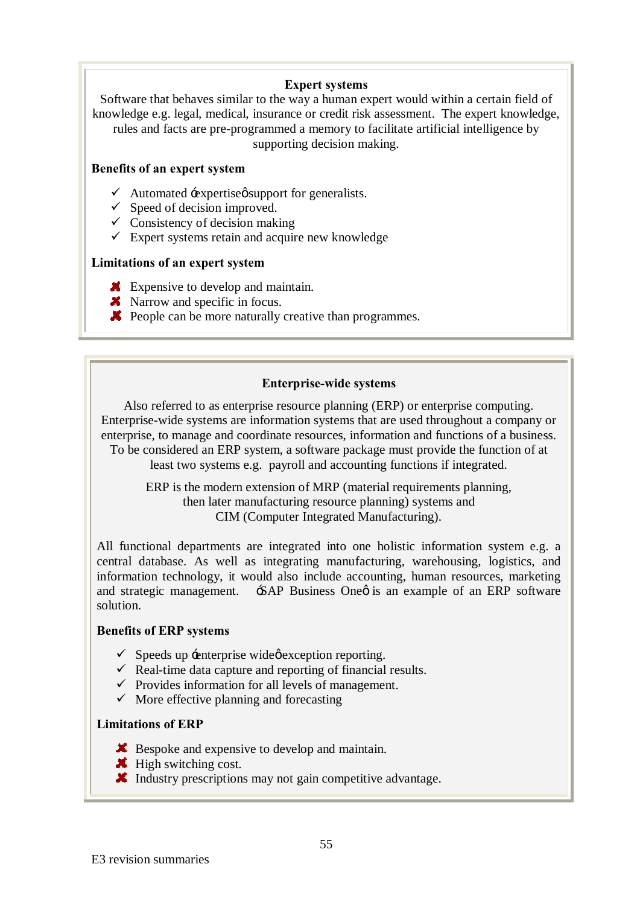### Expert systems

Software that behaves similar to the way a human expert would within a certain field of knowledge e.g. legal, medical, insurance or credit risk assessment. The expert knowledge, rules and facts are pre-programmed a memory to facilitate artificial intelligence by supporting decision making.

**Benefits of an expert system**

- ✓ Automated 'expertise' support for generalists.
- ✓ Speed of decision improved.
- ✓ Consistency of decision making
- ✓ Expert systems retain and acquire new knowledge

**Limitations of an expert system**

- ✗ Expensive to develop and maintain.
- ✗ Narrow and specific in focus.
- ✗ People can be more naturally creative than programmes.

### Enterprise-wide systems

Also referred to as enterprise resource planning (ERP) or enterprise computing. Enterprise-wide systems are information systems that are used throughout a company or enterprise, to manage and coordinate resources, information and functions of a business. To be considered an ERP system, a software package must provide the function of at least two systems e.g. payroll and accounting functions if integrated.

ERP is the modern extension of MRP (material requirements planning, then later manufacturing resource planning) systems and CIM (Computer Integrated Manufacturing).

All functional departments are integrated into one holistic information system e.g. a central database. As well as integrating manufacturing, warehousing, logistics, and information technology, it would also include accounting, human resources, marketing and strategic management. 'SAP Business One' is an example of an ERP software solution.

**Benefits of ERP systems**

- ✓ Speeds up 'enterprise wide' exception reporting.
- ✓ Real-time data capture and reporting of financial results.
- ✓ Provides information for all levels of management.
- ✓ More effective planning and forecasting

**Limitations of ERP**

- ✗ Bespoke and expensive to develop and maintain.
- ✗ High switching cost.
- ✗ Industry prescriptions may not gain competitive advantage.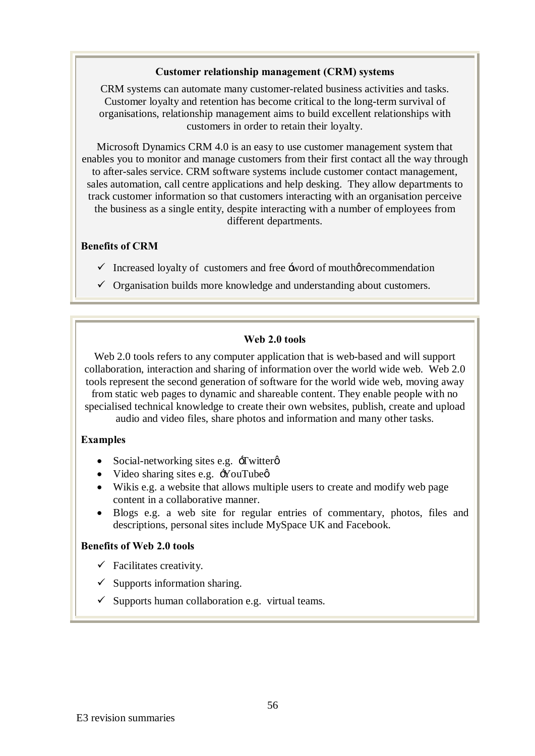### Customer relationship management (CRM) systems

CRM systems can automate many customer-related business activities and tasks. Customer loyalty and retention has become critical to the long-term survival of organisations, relationship management aims to build excellent relationships with customers in order to retain their loyalty.

Microsoft Dynamics CRM 4.0 is an easy to use customer management system that enables you to monitor and manage customers from their first contact all the way through to after-sales service. CRM software systems include customer contact management, sales automation, call centre applications and help desking. They allow departments to track customer information so that customers interacting with an organisation perceive the business as a single entity, despite interacting with a number of employees from different departments.

**Benefits of CRM**

- ✓ Increased loyalty of customers and free 'word of mouth' recommendation
- ✓ Organisation builds more knowledge and understanding about customers.

### Web 2.0 tools

Web 2.0 tools refers to any computer application that is web-based and will support collaboration, interaction and sharing of information over the world wide web. Web 2.0 tools represent the second generation of software for the world wide web, moving away from static web pages to dynamic and shareable content. They enable people with no specialised technical knowledge to create their own websites, publish, create and upload audio and video files, share photos and information and many other tasks.

**Examples**

- Social-networking sites e.g. 'Twitter'
- Video sharing sites e.g. 'YouTube'
- Wikis e.g. a website that allows multiple users to create and modify web page content in a collaborative manner.
- Blogs e.g. a web site for regular entries of commentary, photos, files and descriptions, personal sites include MySpace UK and Facebook.

**Benefits of Web 2.0 tools**

- ✓ Facilitates creativity.
- ✓ Supports information sharing.
- ✓ Supports human collaboration e.g. virtual teams.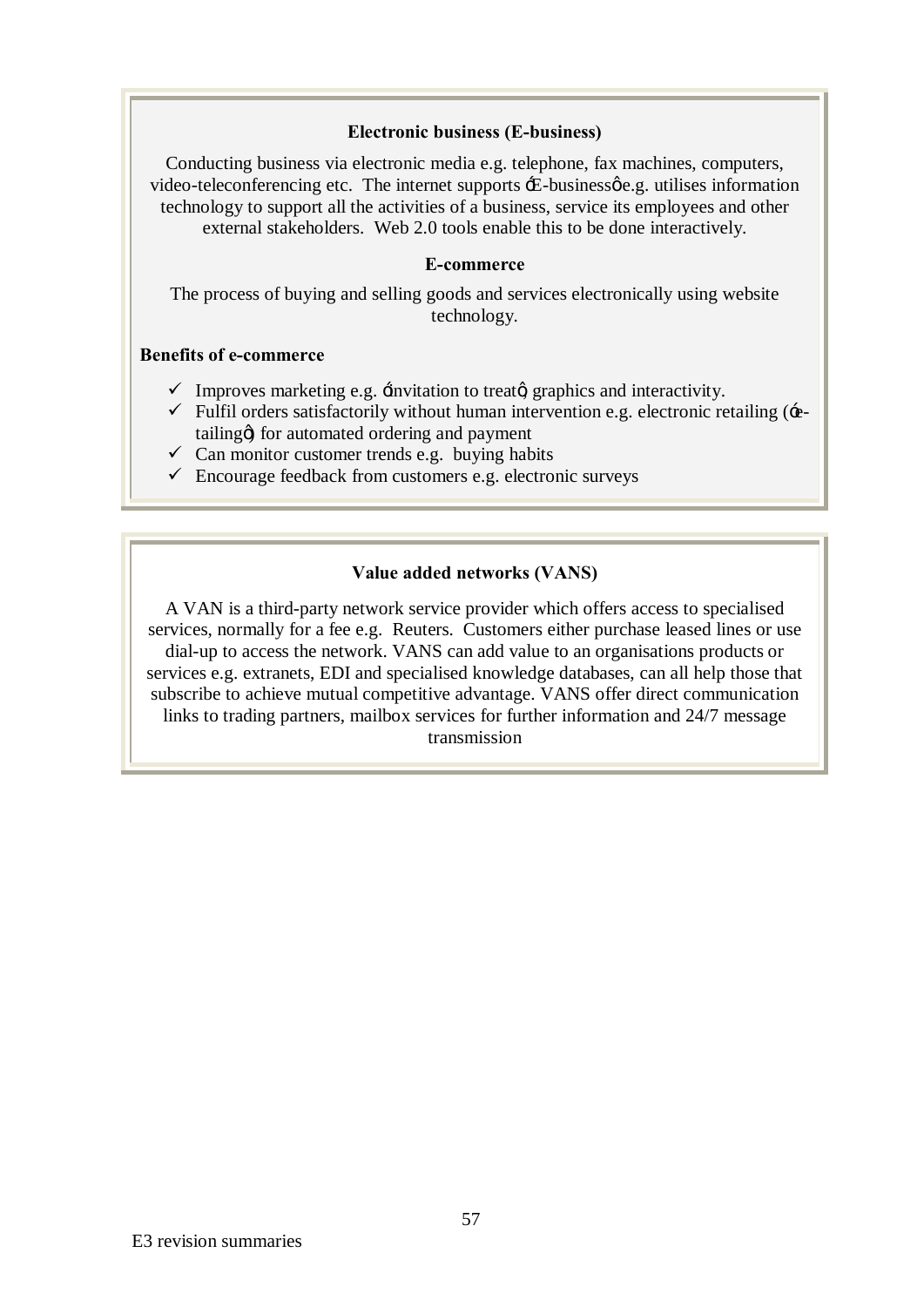### Electronic business (E-business)

Conducting business via electronic media e.g. telephone, fax machines, computers, video-teleconferencing etc. The internet supports 'E-business' e.g. utilises information technology to support all the activities of a business, service its employees and other external stakeholders. Web 2.0 tools enable this to be done interactively.

### E-commerce

The process of buying and selling goods and services electronically using website technology.

**Benefits of e-commerce**

- ✓ Improves marketing e.g. 'invitation to treat', graphics and interactivity.
- ✓ Fulfil orders satisfactorily without human intervention e.g. electronic retailing ('e-tailing') for automated ordering and payment
- ✓ Can monitor customer trends e.g. buying habits
- ✓ Encourage feedback from customers e.g. electronic surveys

### Value added networks (VANS)

A VAN is a third-party network service provider which offers access to specialised services, normally for a fee e.g. Reuters. Customers either purchase leased lines or use dial-up to access the network. VANS can add value to an organisations products or services e.g. extranets, EDI and specialised knowledge databases, can all help those that subscribe to achieve mutual competitive advantage. VANS offer direct communication links to trading partners, mailbox services for further information and 24/7 message transmission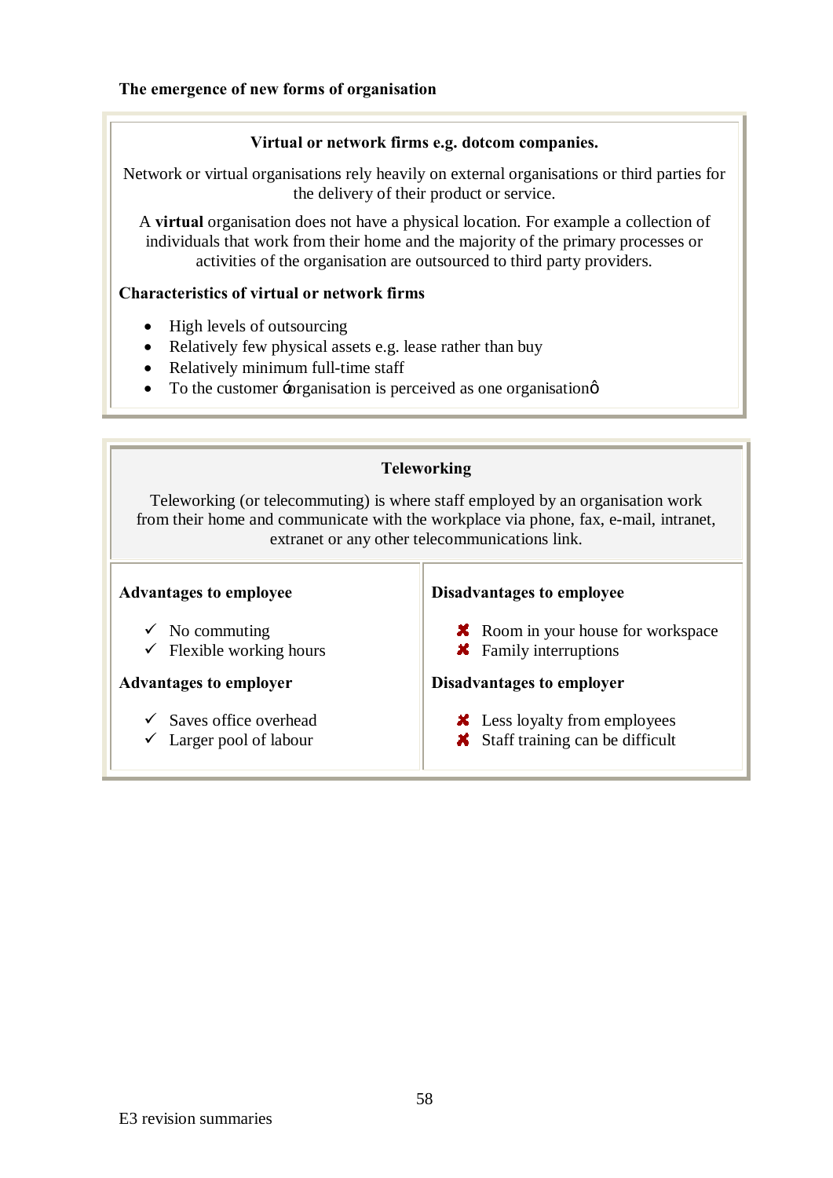**The emergence of new forms of organisation**

### Virtual or network firms e.g. dotcom companies.

Network or virtual organisations rely heavily on external organisations or third parties for the delivery of their product or service.

A **virtual** organisation does not have a physical location. For example a collection of individuals that work from their home and the majority of the primary processes or activities of the organisation are outsourced to third party providers.

**Characteristics of virtual or network firms**

- High levels of outsourcing
- Relatively few physical assets e.g. lease rather than buy
- Relatively minimum full-time staff
- To the customer 'organisation is perceived as one organisation'

### Teleworking

Teleworking (or telecommuting) is where staff employed by an organisation work from their home and communicate with the workplace via phone, fax, e-mail, intranet, extranet or any other telecommunications link.

**Advantages to employee**

- ✓ No commuting
- ✓ Flexible working hours

**Advantages to employer**

- ✓ Saves office overhead
- ✓ Larger pool of labour

**Disadvantages to employee**

- ✗ Room in your house for workspace
- ✗ Family interruptions

**Disadvantages to employer**

- ✗ Less loyalty from employees
- ✗ Staff training can be difficult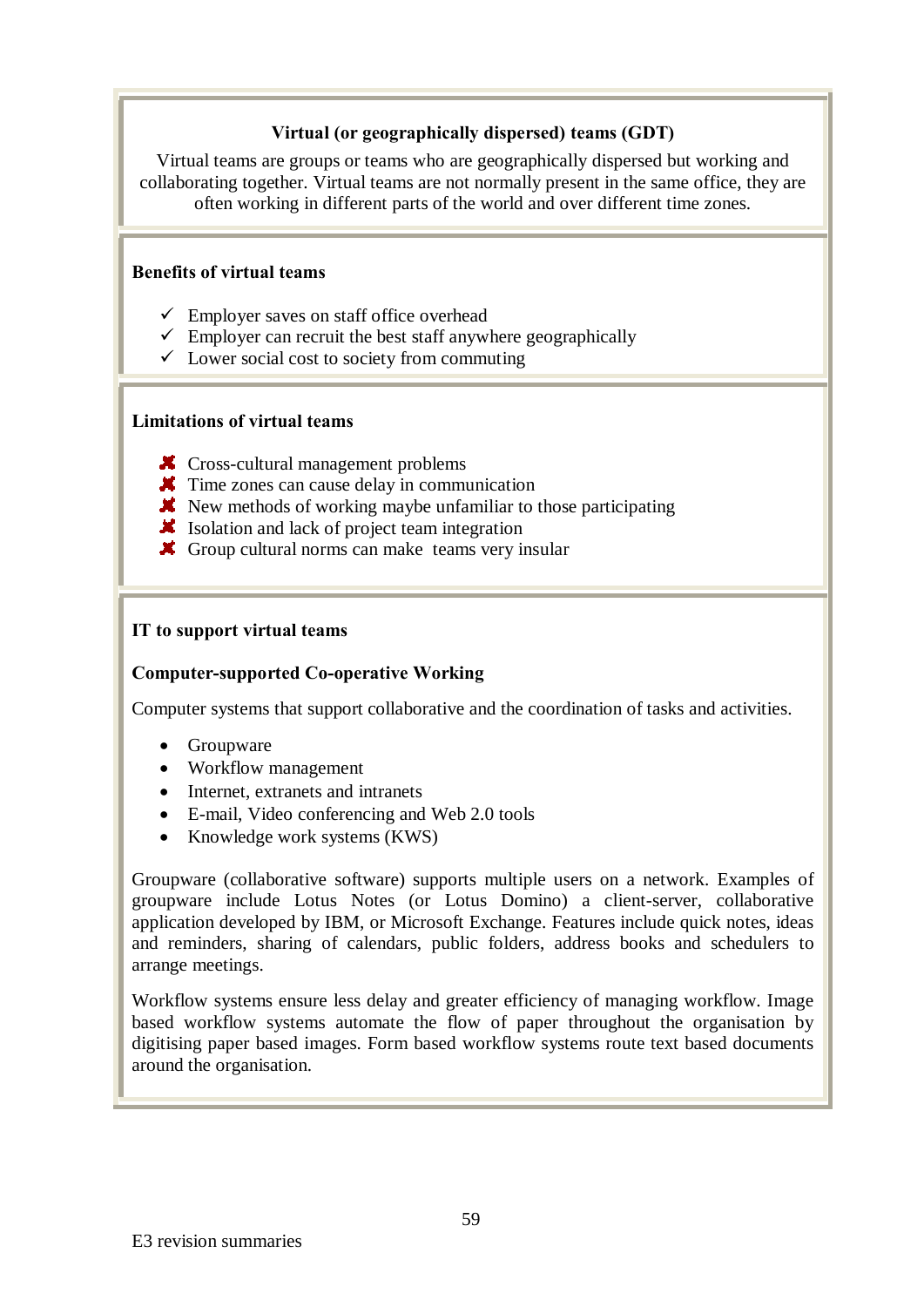## Virtual (or geographically dispersed) teams (GDT)

Virtual teams are groups or teams who are geographically dispersed but working and collaborating together. Virtual teams are not normally present in the same office, they are often working in different parts of the world and over different time zones.

### Benefits of virtual teams

- ✓ Employer saves on staff office overhead
- ✓ Employer can recruit the best staff anywhere geographically
- ✓ Lower social cost to society from commuting

### Limitations of virtual teams

- ✗ Cross-cultural management problems
- ✗ Time zones can cause delay in communication
- ✗ New methods of working maybe unfamiliar to those participating
- ✗ Isolation and lack of project team integration
- ✗ Group cultural norms can make teams very insular

### IT to support virtual teams

**Computer-supported Co-operative Working**

Computer systems that support collaborative and the coordination of tasks and activities.

- Groupware
- Workflow management
- Internet, extranets and intranets
- E-mail, Video conferencing and Web 2.0 tools
- Knowledge work systems (KWS)

Groupware (collaborative software) supports multiple users on a network. Examples of groupware include Lotus Notes (or Lotus Domino) a client-server, collaborative application developed by IBM, or Microsoft Exchange. Features include quick notes, ideas and reminders, sharing of calendars, public folders, address books and schedulers to arrange meetings.

Workflow systems ensure less delay and greater efficiency of managing workflow. Image based workflow systems automate the flow of paper throughout the organisation by digitising paper based images. Form based workflow systems route text based documents around the organisation.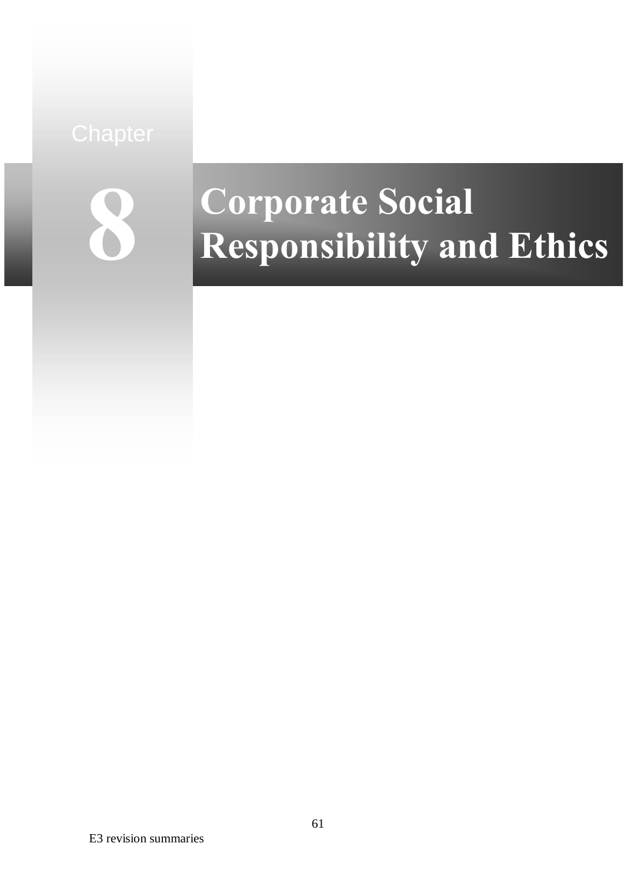Chapter

# 8 Corporate Social Responsibility and Ethics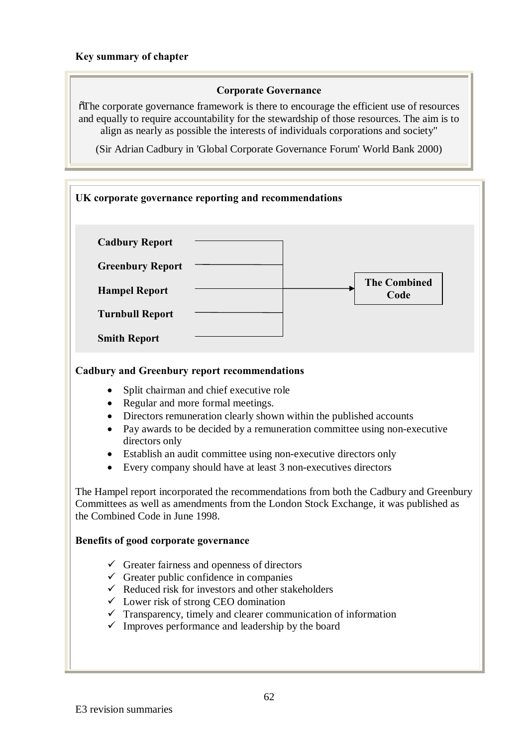**Key summary of chapter**

**Corporate Governance**

"The corporate governance framework is there to encourage the efficient use of resources and equally to require accountability for the stewardship of those resources. The aim is to align as nearly as possible the interests of individuals corporations and society"

(Sir Adrian Cadbury in 'Global Corporate Governance Forum' World Bank 2000)

**UK corporate governance reporting and recommendations**

- **Cadbury Report**
- **Greenbury Report**
- **Hampel Report**
- **Turnbull Report**
- **Smith Report**

→ **The Combined Code**

**Cadbury and Greenbury report recommendations**

- Split chairman and chief executive role
- Regular and more formal meetings.
- Directors remuneration clearly shown within the published accounts
- Pay awards to be decided by a remuneration committee using non-executive directors only
- Establish an audit committee using non-executive directors only
- Every company should have at least 3 non-executives directors

The Hampel report incorporated the recommendations from both the Cadbury and Greenbury Committees as well as amendments from the London Stock Exchange, it was published as the Combined Code in June 1998.

**Benefits of good corporate governance**

- ✓ Greater fairness and openness of directors
- ✓ Greater public confidence in companies
- ✓ Reduced risk for investors and other stakeholders
- ✓ Lower risk of strong CEO domination
- ✓ Transparency, timely and clearer communication of information
- ✓ Improves performance and leadership by the board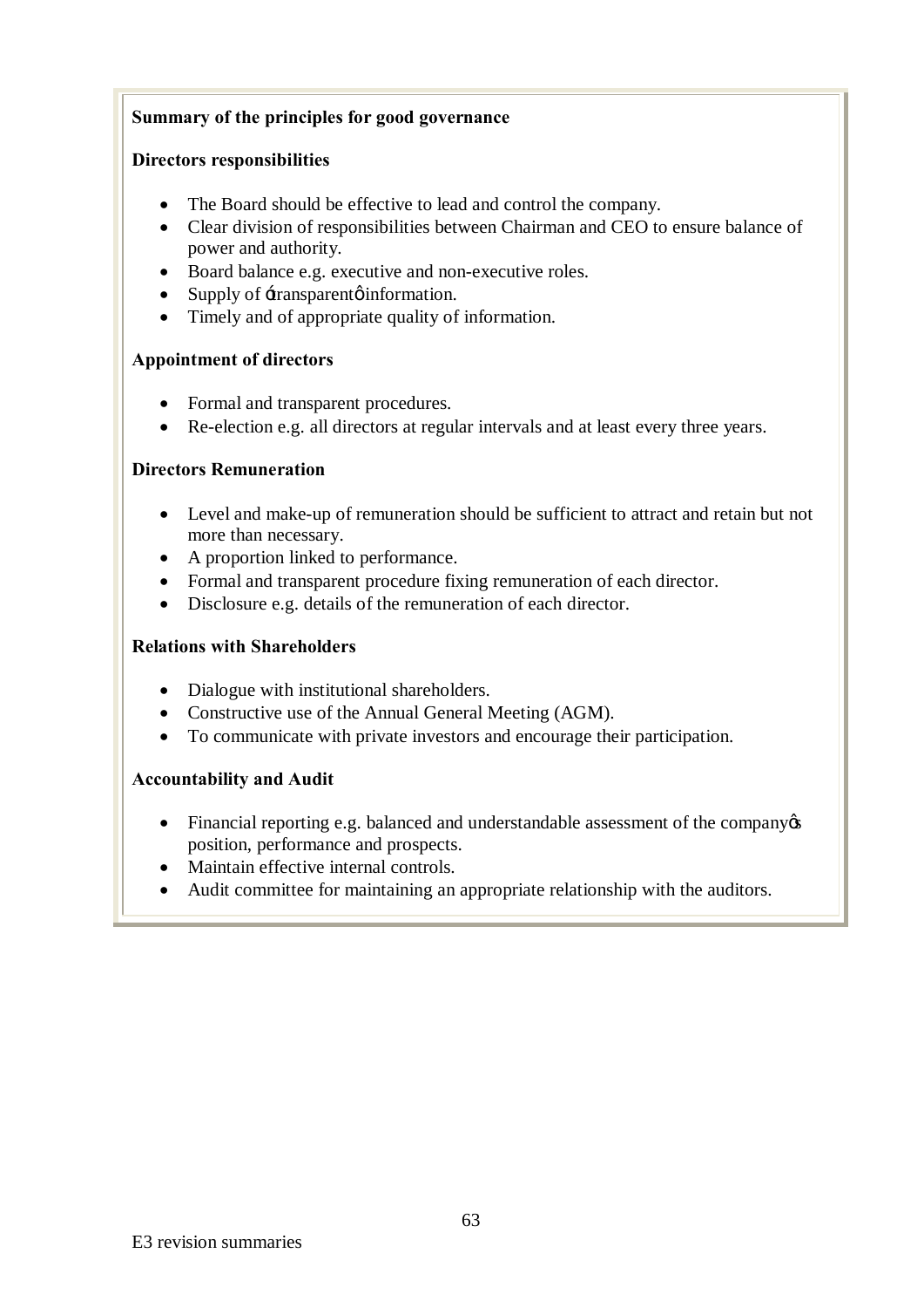**Summary of the principles for good governance**

**Directors responsibilities**

- The Board should be effective to lead and control the company.
- Clear division of responsibilities between Chairman and CEO to ensure balance of power and authority.
- Board balance e.g. executive and non-executive roles.
- Supply of 'transparent' information.
- Timely and of appropriate quality of information.

**Appointment of directors**

- Formal and transparent procedures.
- Re-election e.g. all directors at regular intervals and at least every three years.

**Directors Remuneration**

- Level and make-up of remuneration should be sufficient to attract and retain but not more than necessary.
- A proportion linked to performance.
- Formal and transparent procedure fixing remuneration of each director.
- Disclosure e.g. details of the remuneration of each director.

**Relations with Shareholders**

- Dialogue with institutional shareholders.
- Constructive use of the Annual General Meeting (AGM).
- To communicate with private investors and encourage their participation.

**Accountability and Audit**

- Financial reporting e.g. balanced and understandable assessment of the company's position, performance and prospects.
- Maintain effective internal controls.
- Audit committee for maintaining an appropriate relationship with the auditors.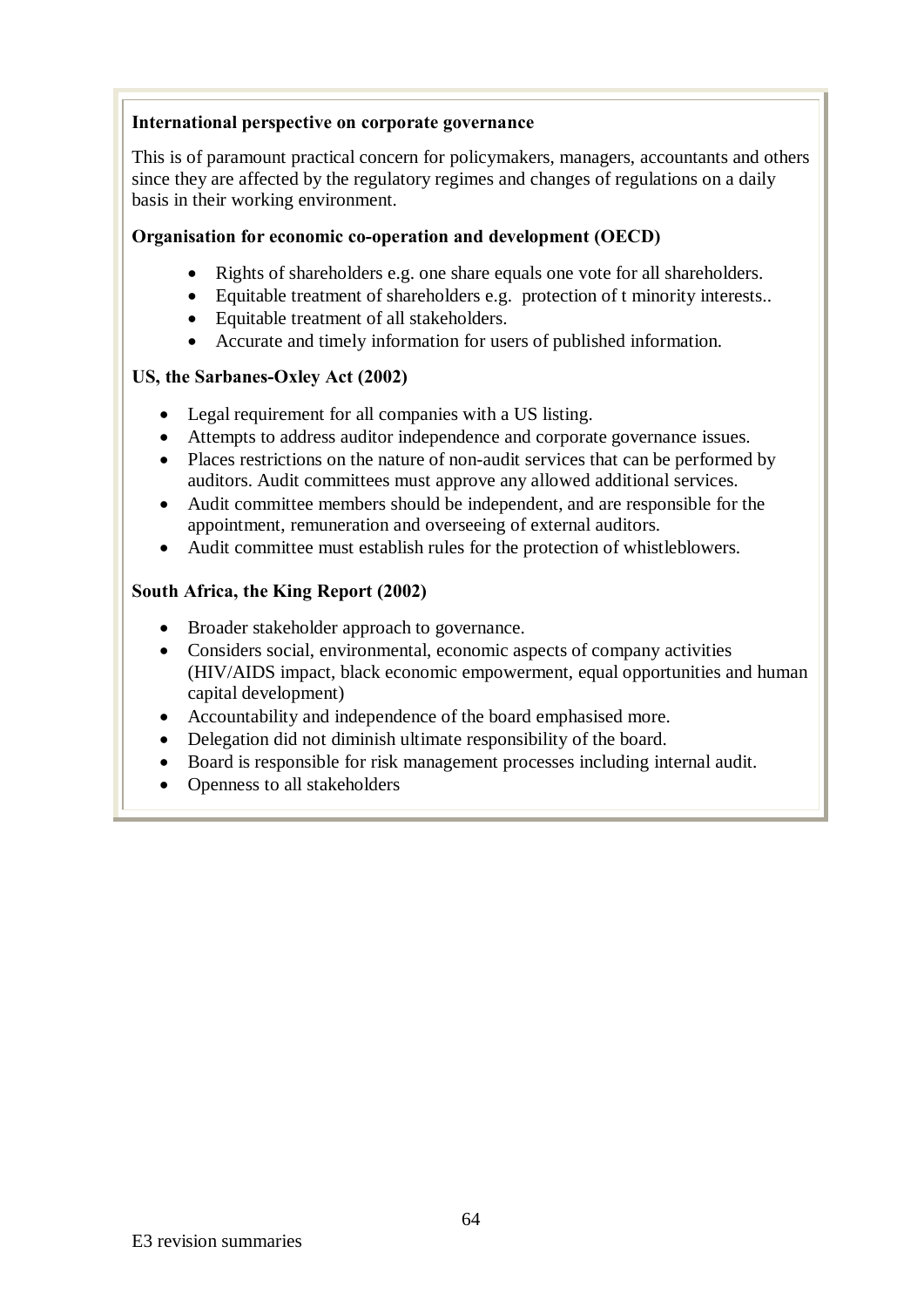**International perspective on corporate governance**

This is of paramount practical concern for policymakers, managers, accountants and others since they are affected by the regulatory regimes and changes of regulations on a daily basis in their working environment.

**Organisation for economic co-operation and development (OECD)**

- Rights of shareholders e.g. one share equals one vote for all shareholders.
- Equitable treatment of shareholders e.g.  protection of t minority interests..
- Equitable treatment of all stakeholders.
- Accurate and timely information for users of published information.

**US, the Sarbanes-Oxley Act (2002)**

- Legal requirement for all companies with a US listing.
- Attempts to address auditor independence and corporate governance issues.
- Places restrictions on the nature of non-audit services that can be performed by auditors. Audit committees must approve any allowed additional services.
- Audit committee members should be independent, and are responsible for the appointment, remuneration and overseeing of external auditors.
- Audit committee must establish rules for the protection of whistleblowers.

**South Africa, the King Report (2002)**

- Broader stakeholder approach to governance.
- Considers social, environmental, economic aspects of company activities (HIV/AIDS impact, black economic empowerment, equal opportunities and human capital development)
- Accountability and independence of the board emphasised more.
- Delegation did not diminish ultimate responsibility of the board.
- Board is responsible for risk management processes including internal audit.
- Openness to all stakeholders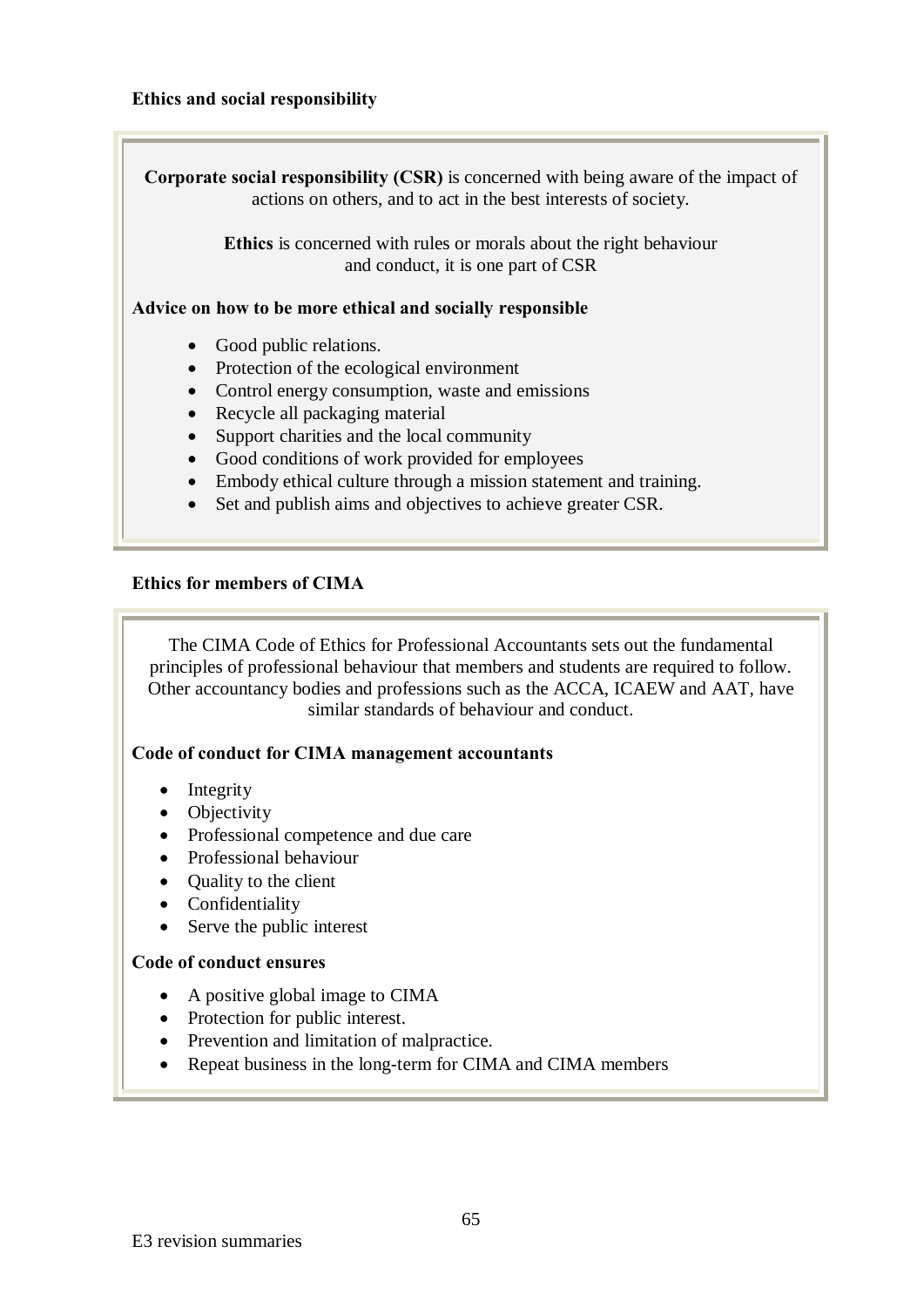## Ethics and social responsibility

**Corporate social responsibility (CSR)** is concerned with being aware of the impact of actions on others, and to act in the best interests of society.

**Ethics** is concerned with rules or morals about the right behaviour and conduct, it is one part of CSR

**Advice on how to be more ethical and socially responsible**

- Good public relations.
- Protection of the ecological environment
- Control energy consumption, waste and emissions
- Recycle all packaging material
- Support charities and the local community
- Good conditions of work provided for employees
- Embody ethical culture through a mission statement and training.
- Set and publish aims and objectives to achieve greater CSR.

## Ethics for members of CIMA

The CIMA Code of Ethics for Professional Accountants sets out the fundamental principles of professional behaviour that members and students are required to follow. Other accountancy bodies and professions such as the ACCA, ICAEW and AAT, have similar standards of behaviour and conduct.

**Code of conduct for CIMA management accountants**

- Integrity
- Objectivity
- Professional competence and due care
- Professional behaviour
- Quality to the client
- Confidentiality
- Serve the public interest

**Code of conduct ensures**

- A positive global image to CIMA
- Protection for public interest.
- Prevention and limitation of malpractice.
- Repeat business in the long-term for CIMA and CIMA members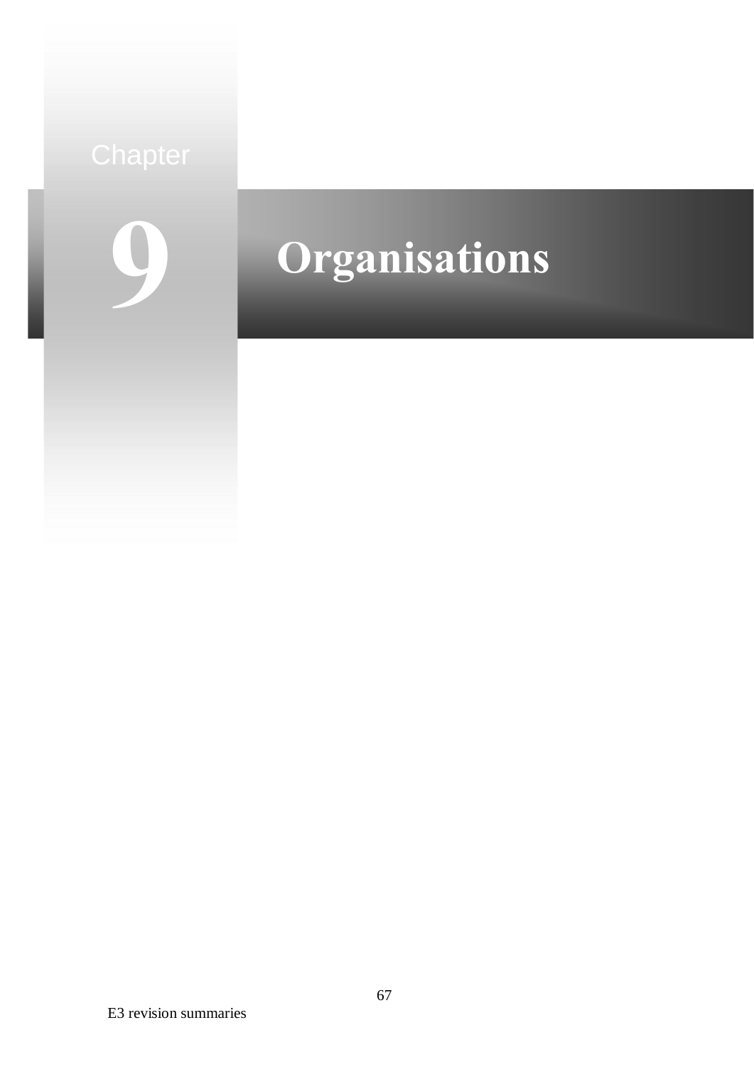Chapter

# 9 Organisations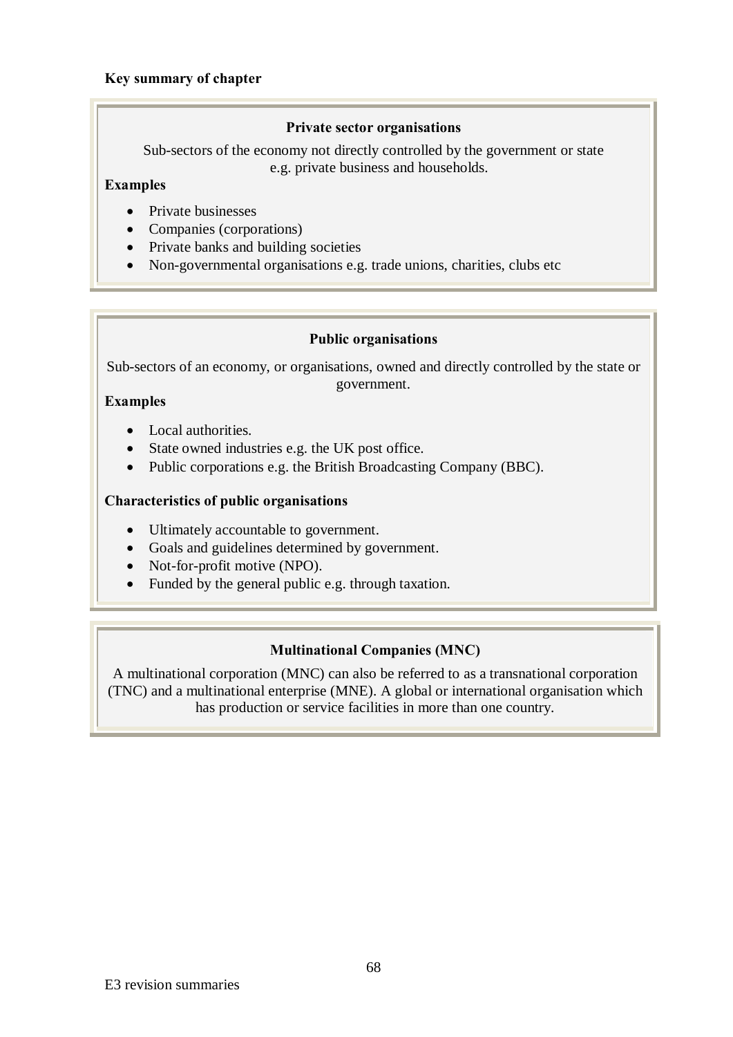**Key summary of chapter**

### Private sector organisations

Sub-sectors of the economy not directly controlled by the government or state e.g. private business and households.

**Examples**

- Private businesses
- Companies (corporations)
- Private banks and building societies
- Non-governmental organisations e.g. trade unions, charities, clubs etc

### Public organisations

Sub-sectors of an economy, or organisations, owned and directly controlled by the state or government.

**Examples**

- Local authorities.
- State owned industries e.g. the UK post office.
- Public corporations e.g. the British Broadcasting Company (BBC).

**Characteristics of public organisations**

- Ultimately accountable to government.
- Goals and guidelines determined by government.
- Not-for-profit motive (NPO).
- Funded by the general public e.g. through taxation.

### Multinational Companies (MNC)

A multinational corporation (MNC) can also be referred to as a transnational corporation (TNC) and a multinational enterprise (MNE). A global or international organisation which has production or service facilities in more than one country.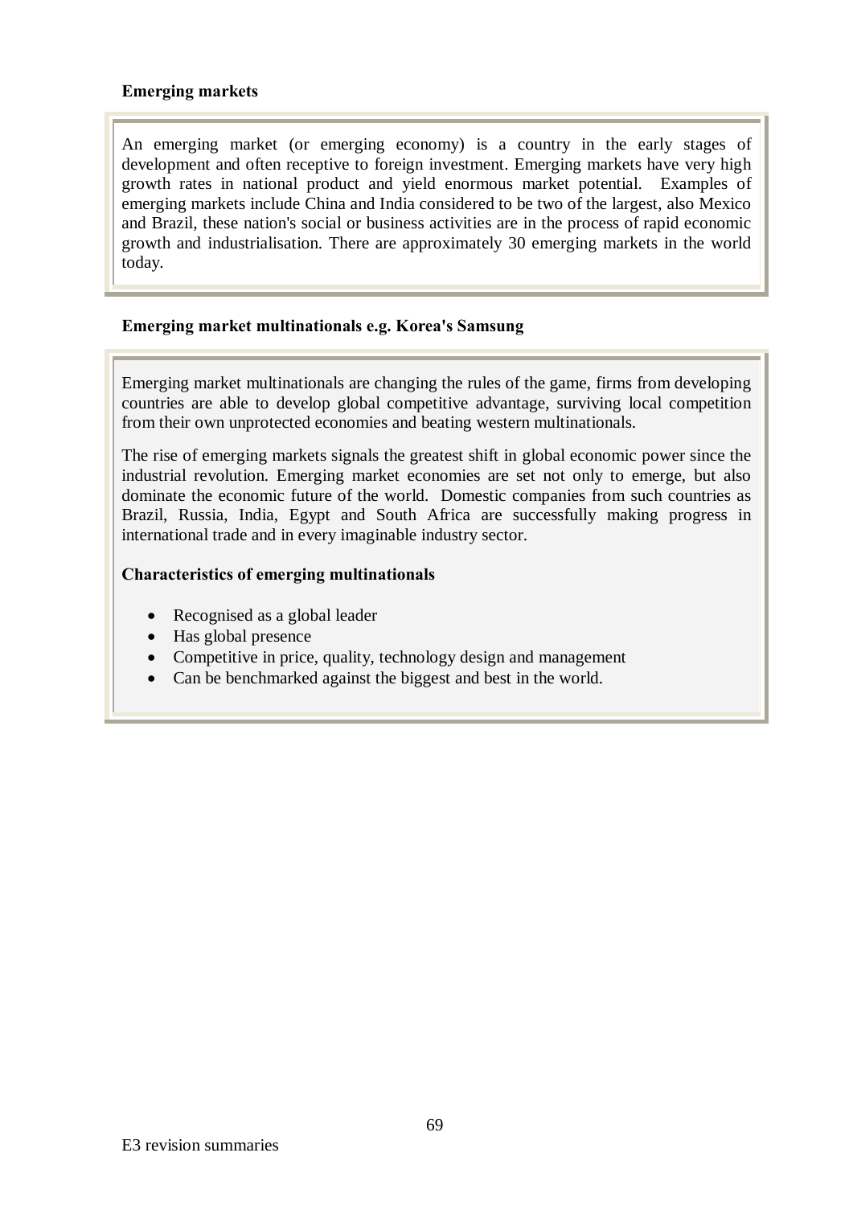**Emerging markets**

An emerging market (or emerging economy) is a country in the early stages of development and often receptive to foreign investment. Emerging markets have very high growth rates in national product and yield enormous market potential. Examples of emerging markets include China and India considered to be two of the largest, also Mexico and Brazil, these nation's social or business activities are in the process of rapid economic growth and industrialisation. There are approximately 30 emerging markets in the world today.

**Emerging market multinationals e.g. Korea's Samsung**

Emerging market multinationals are changing the rules of the game, firms from developing countries are able to develop global competitive advantage, surviving local competition from their own unprotected economies and beating western multinationals.

The rise of emerging markets signals the greatest shift in global economic power since the industrial revolution. Emerging market economies are set not only to emerge, but also dominate the economic future of the world. Domestic companies from such countries as Brazil, Russia, India, Egypt and South Africa are successfully making progress in international trade and in every imaginable industry sector.

**Characteristics of emerging multinationals**

- Recognised as a global leader
- Has global presence
- Competitive in price, quality, technology design and management
- Can be benchmarked against the biggest and best in the world.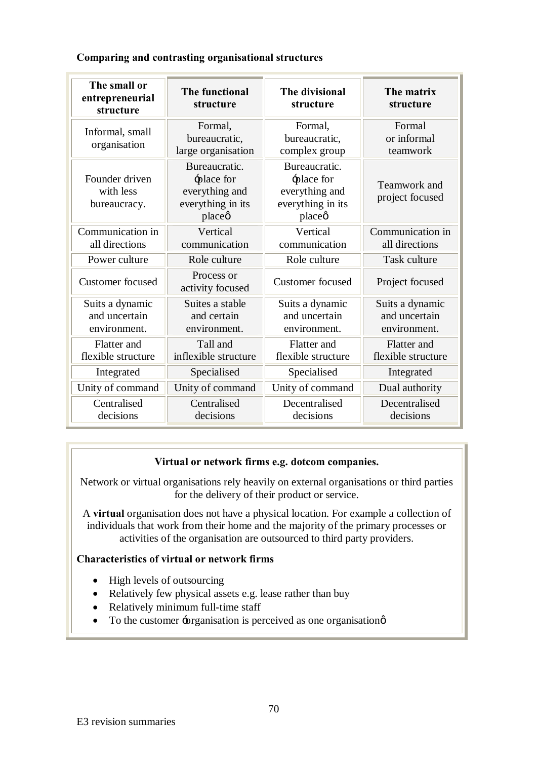**Comparing and contrasting organisational structures**

| The small or entrepreneurial structure | The functional structure | The divisional structure | The matrix structure |
|---|---|---|---|
| Informal, small organisation | Formal, bureaucratic, large organisation | Formal, bureaucratic, complex group | Formal or informal teamwork |
| Founder driven with less bureaucracy. | Bureaucratic. 'place for everything and everything in its place' | Bureaucratic. 'place for everything and everything in its place' | Teamwork and project focused |
| Communication in all directions | Vertical communication | Vertical communication | Communication in all directions |
| Power culture | Role culture | Role culture | Task culture |
| Customer focused | Process or activity focused | Customer focused | Project focused |
| Suits a dynamic and uncertain environment. | Suites a stable and certain environment. | Suits a dynamic and uncertain environment. | Suits a dynamic and uncertain environment. |
| Flatter and flexible structure | Tall and inflexible structure | Flatter and flexible structure | Flatter and flexible structure |
| Integrated | Specialised | Specialised | Integrated |
| Unity of command | Unity of command | Unity of command | Dual authority |
| Centralised decisions | Centralised decisions | Decentralised decisions | Decentralised decisions |

**Virtual or network firms e.g. dotcom companies.**

Network or virtual organisations rely heavily on external organisations or third parties for the delivery of their product or service.

A **virtual** organisation does not have a physical location. For example a collection of individuals that work from their home and the majority of the primary processes or activities of the organisation are outsourced to third party providers.

**Characteristics of virtual or network firms**

- High levels of outsourcing
- Relatively few physical assets e.g. lease rather than buy
- Relatively minimum full-time staff
- To the customer 'organisation is perceived as one organisation'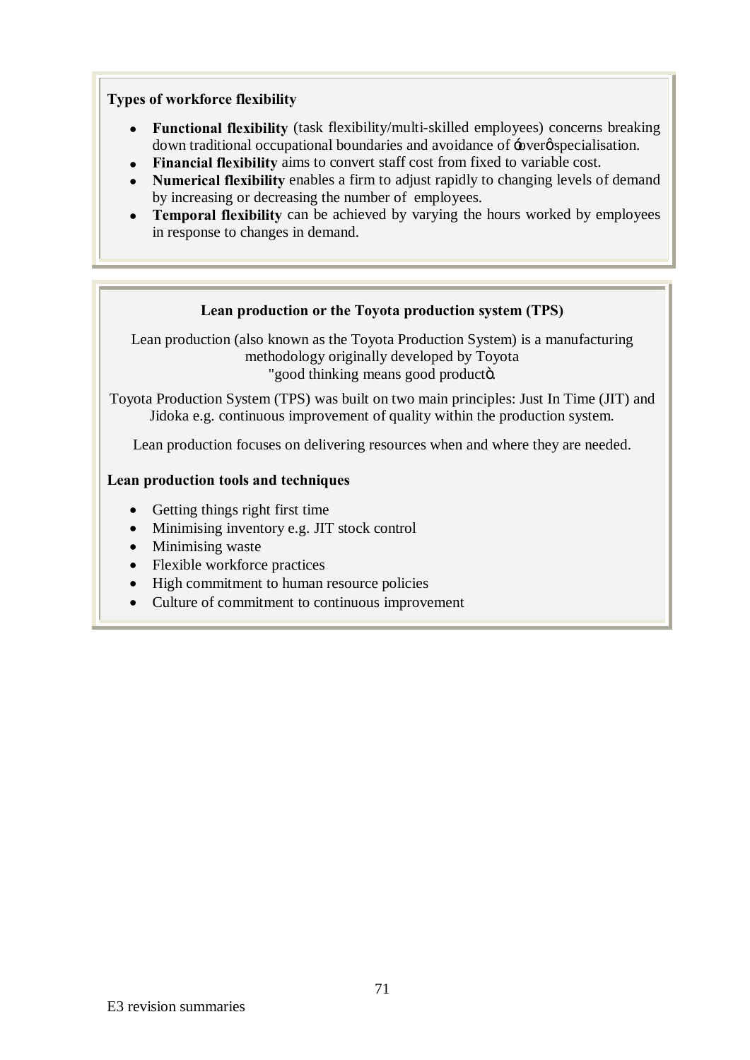**Types of workforce flexibility**

- **Functional flexibility** (task flexibility/multi-skilled employees) concerns breaking down traditional occupational boundaries and avoidance of ‘over’ specialisation.
- **Financial flexibility** aims to convert staff cost from fixed to variable cost.
- **Numerical flexibility** enables a firm to adjust rapidly to changing levels of demand by increasing or decreasing the number of employees.
- **Temporal flexibility** can be achieved by varying the hours worked by employees in response to changes in demand.

**Lean production or the Toyota production system (TPS)**

Lean production (also known as the Toyota Production System) is a manufacturing methodology originally developed by Toyota "good thinking means good product".

Toyota Production System (TPS) was built on two main principles: Just In Time (JIT) and Jidoka e.g. continuous improvement of quality within the production system.

Lean production focuses on delivering resources when and where they are needed.

**Lean production tools and techniques**

- Getting things right first time
- Minimising inventory e.g. JIT stock control
- Minimising waste
- Flexible workforce practices
- High commitment to human resource policies
- Culture of commitment to continuous improvement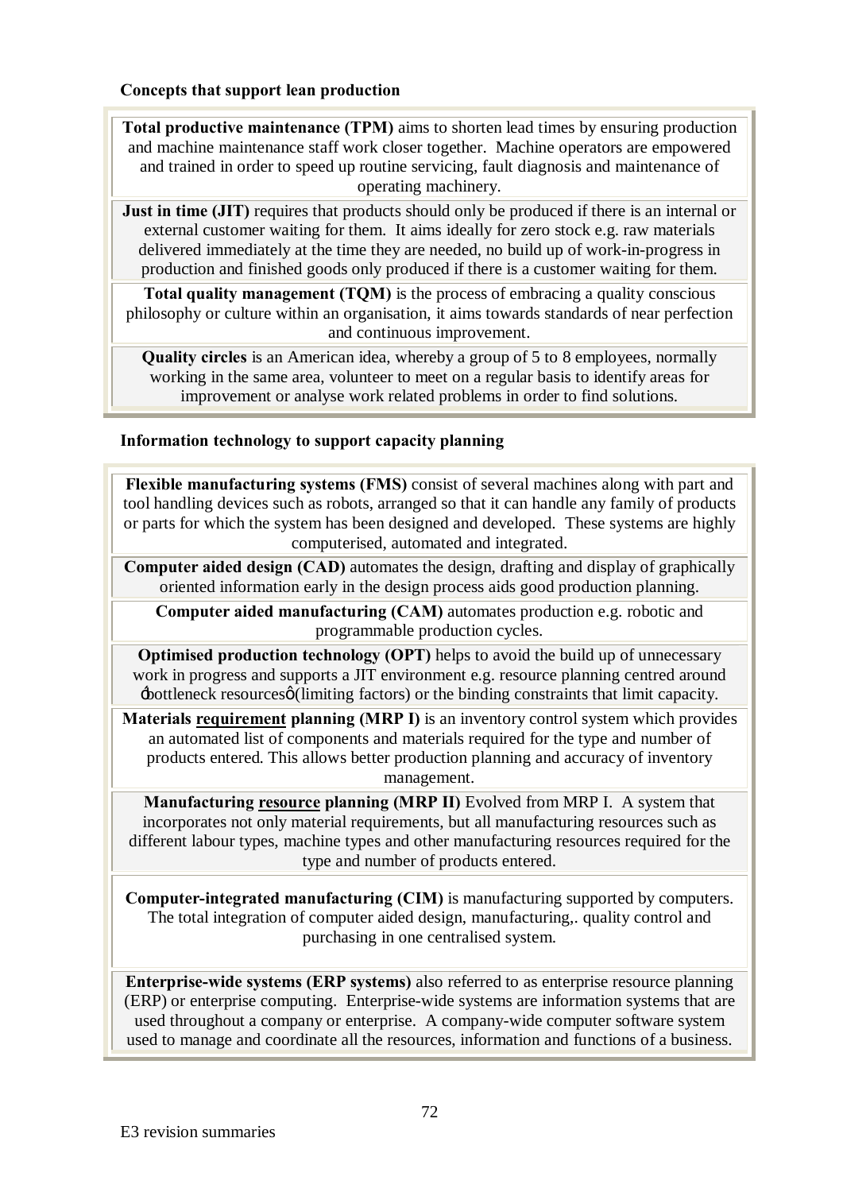### Concepts that support lean production

**Total productive maintenance (TPM)** aims to shorten lead times by ensuring production and machine maintenance staff work closer together. Machine operators are empowered and trained in order to speed up routine servicing, fault diagnosis and maintenance of operating machinery.

**Just in time (JIT)** requires that products should only be produced if there is an internal or external customer waiting for them. It aims ideally for zero stock e.g. raw materials delivered immediately at the time they are needed, no build up of work-in-progress in production and finished goods only produced if there is a customer waiting for them.

**Total quality management (TQM)** is the process of embracing a quality conscious philosophy or culture within an organisation, it aims towards standards of near perfection and continuous improvement.

**Quality circles** is an American idea, whereby a group of 5 to 8 employees, normally working in the same area, volunteer to meet on a regular basis to identify areas for improvement or analyse work related problems in order to find solutions.

### Information technology to support capacity planning

**Flexible manufacturing systems (FMS)** consist of several machines along with part and tool handling devices such as robots, arranged so that it can handle any family of products or parts for which the system has been designed and developed. These systems are highly computerised, automated and integrated.

**Computer aided design (CAD)** automates the design, drafting and display of graphically oriented information early in the design process aids good production planning.

**Computer aided manufacturing (CAM)** automates production e.g. robotic and programmable production cycles.

**Optimised production technology (OPT)** helps to avoid the build up of unnecessary work in progress and supports a JIT environment e.g. resource planning centred around 'bottleneck resources' (limiting factors) or the binding constraints that limit capacity.

**Materials <u>requirement</u> planning (MRP I)** is an inventory control system which provides an automated list of components and materials required for the type and number of products entered. This allows better production planning and accuracy of inventory management.

**Manufacturing <u>resource</u> planning (MRP II)** Evolved from MRP I. A system that incorporates not only material requirements, but all manufacturing resources such as different labour types, machine types and other manufacturing resources required for the type and number of products entered.

**Computer-integrated manufacturing (CIM)** is manufacturing supported by computers. The total integration of computer aided design, manufacturing,. quality control and purchasing in one centralised system.

**Enterprise-wide systems (ERP systems)** also referred to as enterprise resource planning (ERP) or enterprise computing. Enterprise-wide systems are information systems that are used throughout a company or enterprise. A company-wide computer software system used to manage and coordinate all the resources, information and functions of a business.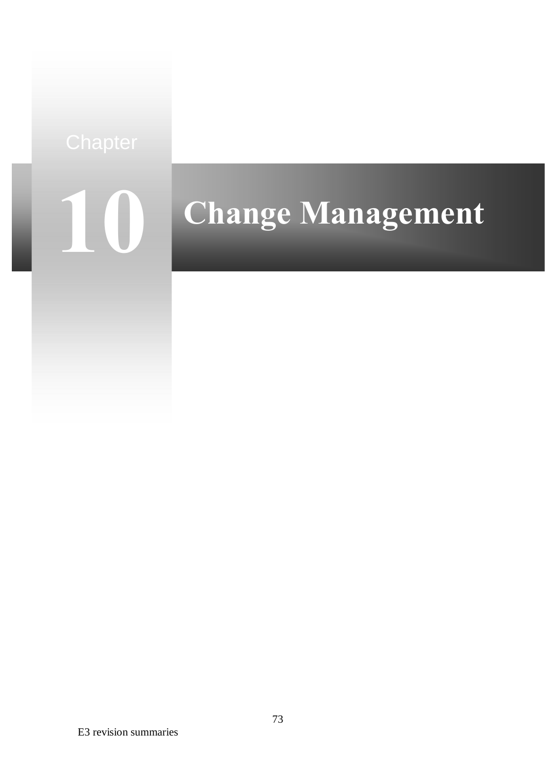Chapter

# 10 Change Management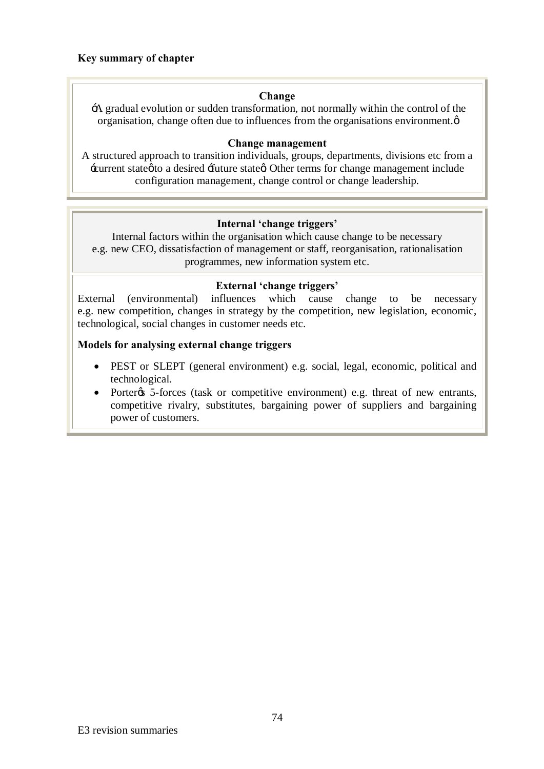**Key summary of chapter**

**Change**

‘A gradual evolution or sudden transformation, not normally within the control of the organisation, change often due to influences from the organisations environment.’

**Change management**

A structured approach to transition individuals, groups, departments, divisions etc from a ‘current state’ to a desired ‘future state’. Other terms for change management include configuration management, change control or change leadership.

**Internal ‘change triggers’**

Internal factors within the organisation which cause change to be necessary e.g. new CEO, dissatisfaction of management or staff, reorganisation, rationalisation programmes, new information system etc.

**External ‘change triggers’**

External (environmental) influences which cause change to be necessary e.g. new competition, changes in strategy by the competition, new legislation, economic, technological, social changes in customer needs etc.

**Models for analysing external change triggers**

- PEST or SLEPT (general environment) e.g. social, legal, economic, political and technological.
- Porter’s 5-forces (task or competitive environment) e.g. threat of new entrants, competitive rivalry, substitutes, bargaining power of suppliers and bargaining power of customers.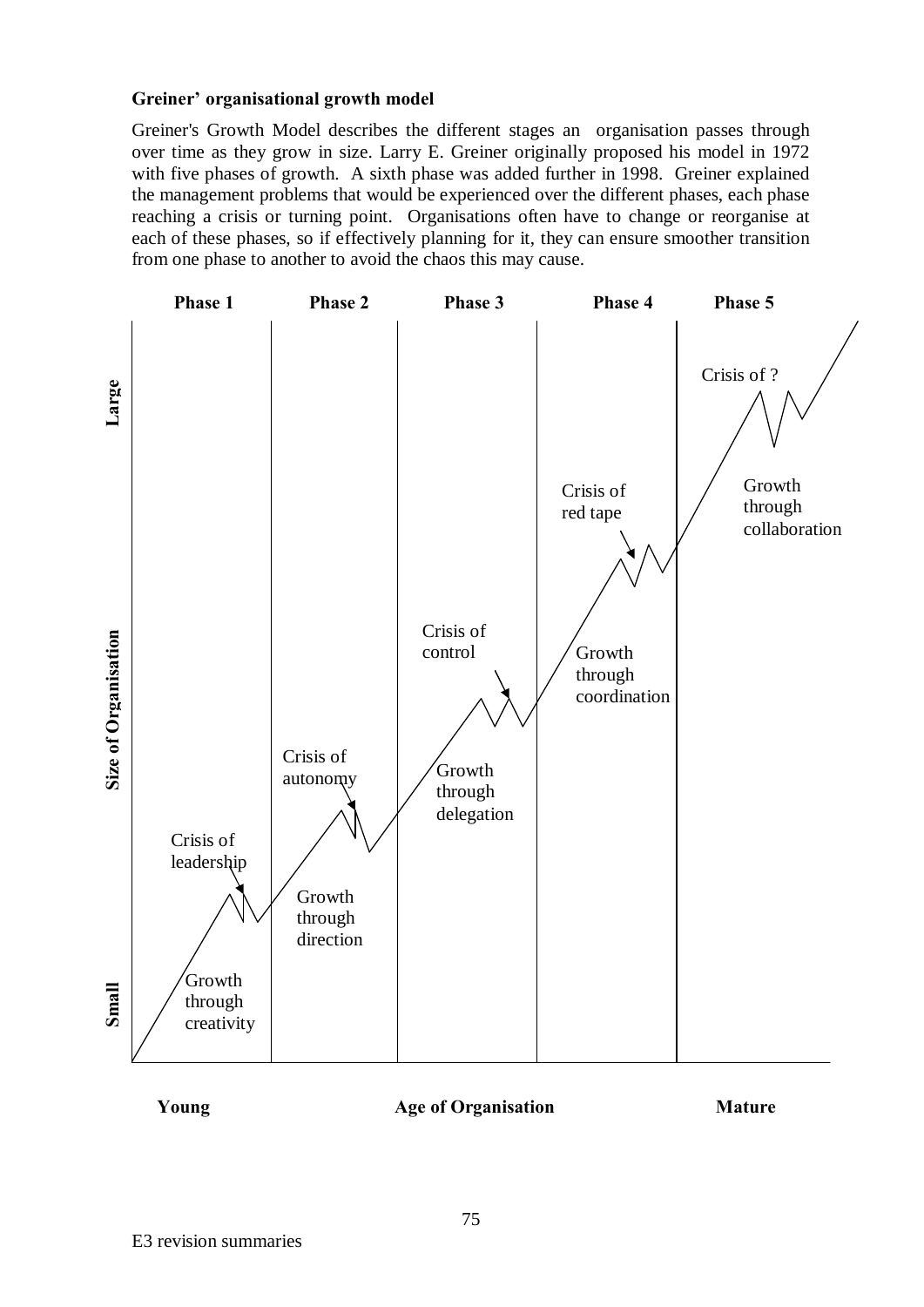**Greiner' organisational growth model**

Greiner's Growth Model describes the different stages an organisation passes through over time as they grow in size. Larry E. Greiner originally proposed his model in 1972 with five phases of growth. A sixth phase was added further in 1998. Greiner explained the management problems that would be experienced over the different phases, each phase reaching a crisis or turning point. Organisations often have to change or reorganise at each of these phases, so if effectively planning for it, they can ensure smoother transition from one phase to another to avoid the chaos this may cause.

**Phase 1** | **Phase 2** | **Phase 3** | **Phase 4** | **Phase 5**

**Size of Organisation** (Small → Large)

- Phase 1: Growth through creativity — Crisis of leadership
- Phase 2: Growth through direction — Crisis of autonomy
- Phase 3: Growth through delegation — Crisis of control
- Phase 4: Growth through coordination — Crisis of red tape
- Phase 5: Growth through collaboration — Crisis of ?

**Young** — **Age of Organisation** — **Mature**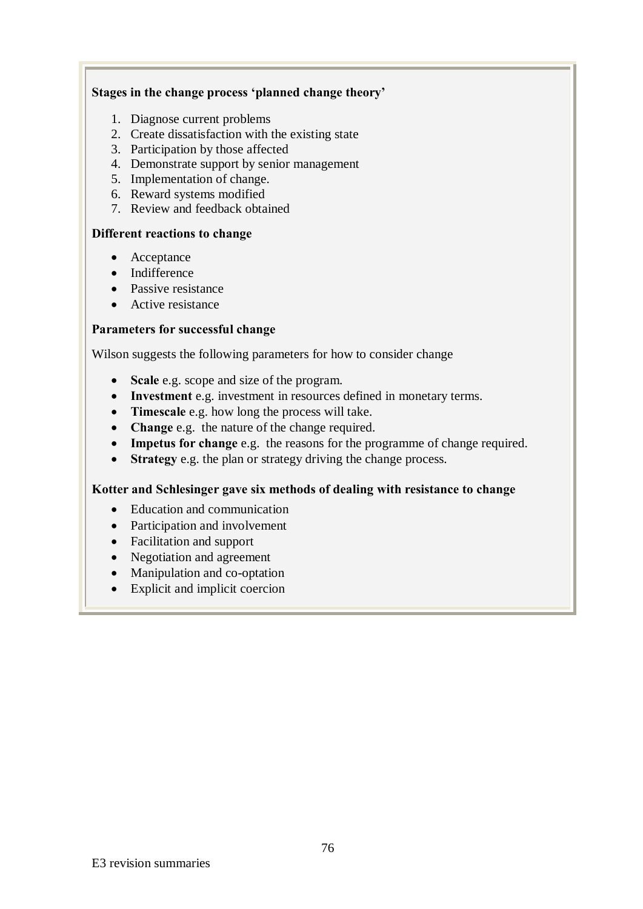**Stages in the change process 'planned change theory'**

1. Diagnose current problems
2. Create dissatisfaction with the existing state
3. Participation by those affected
4. Demonstrate support by senior management
5. Implementation of change.
6. Reward systems modified
7. Review and feedback obtained

**Different reactions to change**

- Acceptance
- Indifference
- Passive resistance
- Active resistance

**Parameters for successful change**

Wilson suggests the following parameters for how to consider change

- **Scale** e.g. scope and size of the program.
- **Investment** e.g. investment in resources defined in monetary terms.
- **Timescale** e.g. how long the process will take.
- **Change** e.g. the nature of the change required.
- **Impetus for change** e.g. the reasons for the programme of change required.
- **Strategy** e.g. the plan or strategy driving the change process.

**Kotter and Schlesinger gave six methods of dealing with resistance to change**

- Education and communication
- Participation and involvement
- Facilitation and support
- Negotiation and agreement
- Manipulation and co-optation
- Explicit and implicit coercion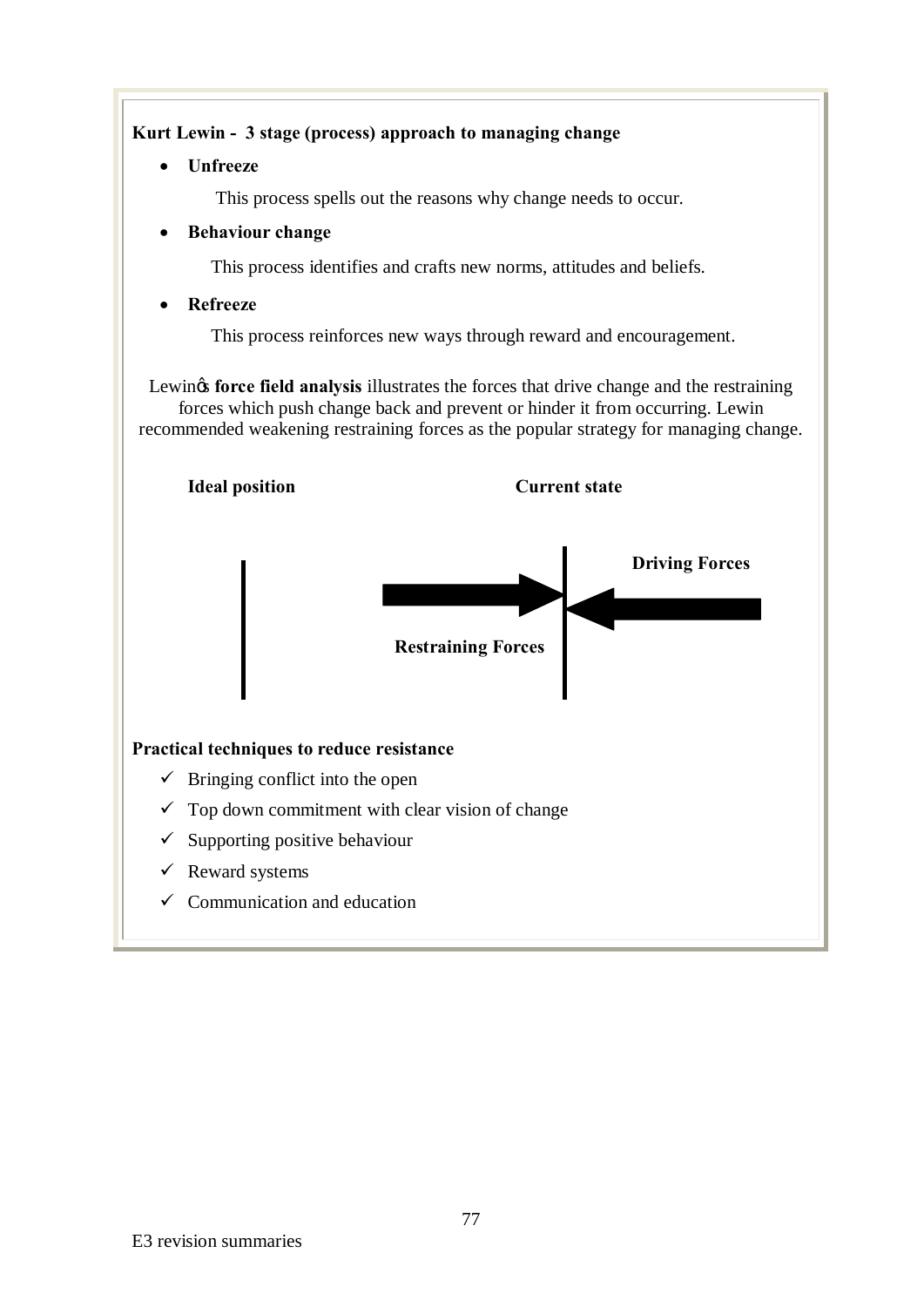**Kurt Lewin - 3 stage (process) approach to managing change**

- **Unfreeze**

  This process spells out the reasons why change needs to occur.

- **Behaviour change**

  This process identifies and crafts new norms, attitudes and beliefs.

- **Refreeze**

  This process reinforces new ways through reward and encouragement.

Lewin's **force field analysis** illustrates the forces that drive change and the restraining forces which push change back and prevent or hinder it from occurring. Lewin recommended weakening restraining forces as the popular strategy for managing change.

**Ideal position** **Current state**

**Driving Forces**

**Restraining Forces**

**Practical techniques to reduce resistance**

- ✓ Bringing conflict into the open
- ✓ Top down commitment with clear vision of change
- ✓ Supporting positive behaviour
- ✓ Reward systems
- ✓ Communication and education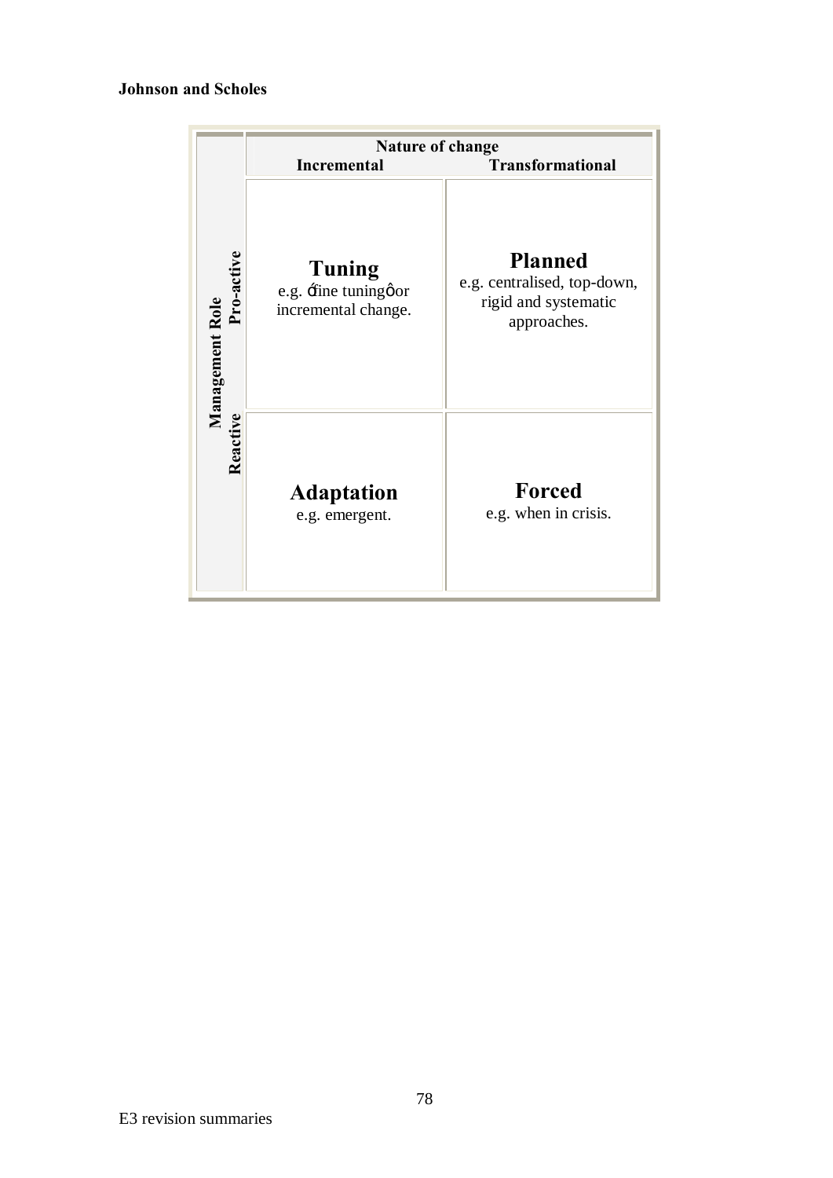**Johnson and Scholes**

| Management Role | Nature of change: Incremental | Nature of change: Transformational |
|---|---|---|
| Pro-active | **Tuning**<br>e.g. 'fine tuning' or incremental change. | **Planned**<br>e.g. centralised, top-down, rigid and systematic approaches. |
| Reactive | **Adaptation**<br>e.g. emergent. | **Forced**<br>e.g. when in crisis. |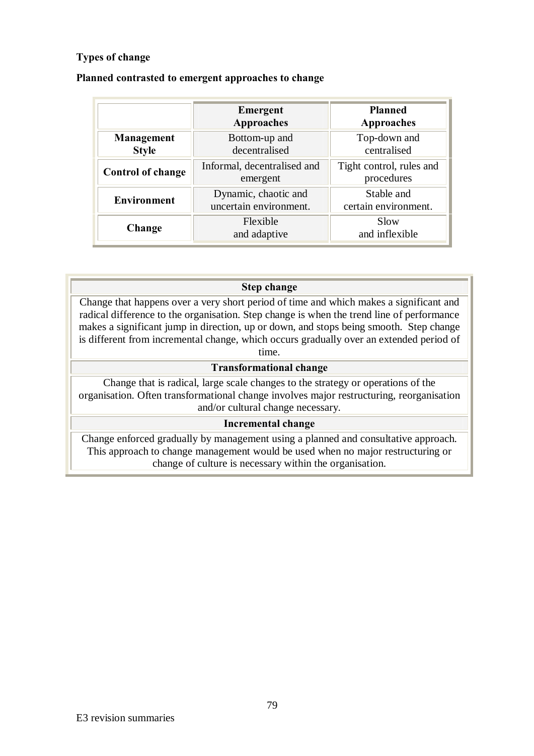**Types of change**

**Planned contrasted to emergent approaches to change**

| | Emergent Approaches | Planned Approaches |
|---|---|---|
| **Management Style** | Bottom-up and decentralised | Top-down and centralised |
| **Control of change** | Informal, decentralised and emergent | Tight control, rules and procedures |
| **Environment** | Dynamic, chaotic and uncertain environment. | Stable and certain environment. |
| **Change** | Flexible and adaptive | Slow and inflexible |

| Step change |
|---|
| Change that happens over a very short period of time and which makes a significant and radical difference to the organisation. Step change is when the trend line of performance makes a significant jump in direction, up or down, and stops being smooth. Step change is different from incremental change, which occurs gradually over an extended period of time. |
| **Transformational change** |
| Change that is radical, large scale changes to the strategy or operations of the organisation. Often transformational change involves major restructuring, reorganisation and/or cultural change necessary. |
| **Incremental change** |
| Change enforced gradually by management using a planned and consultative approach. This approach to change management would be used when no major restructuring or change of culture is necessary within the organisation. |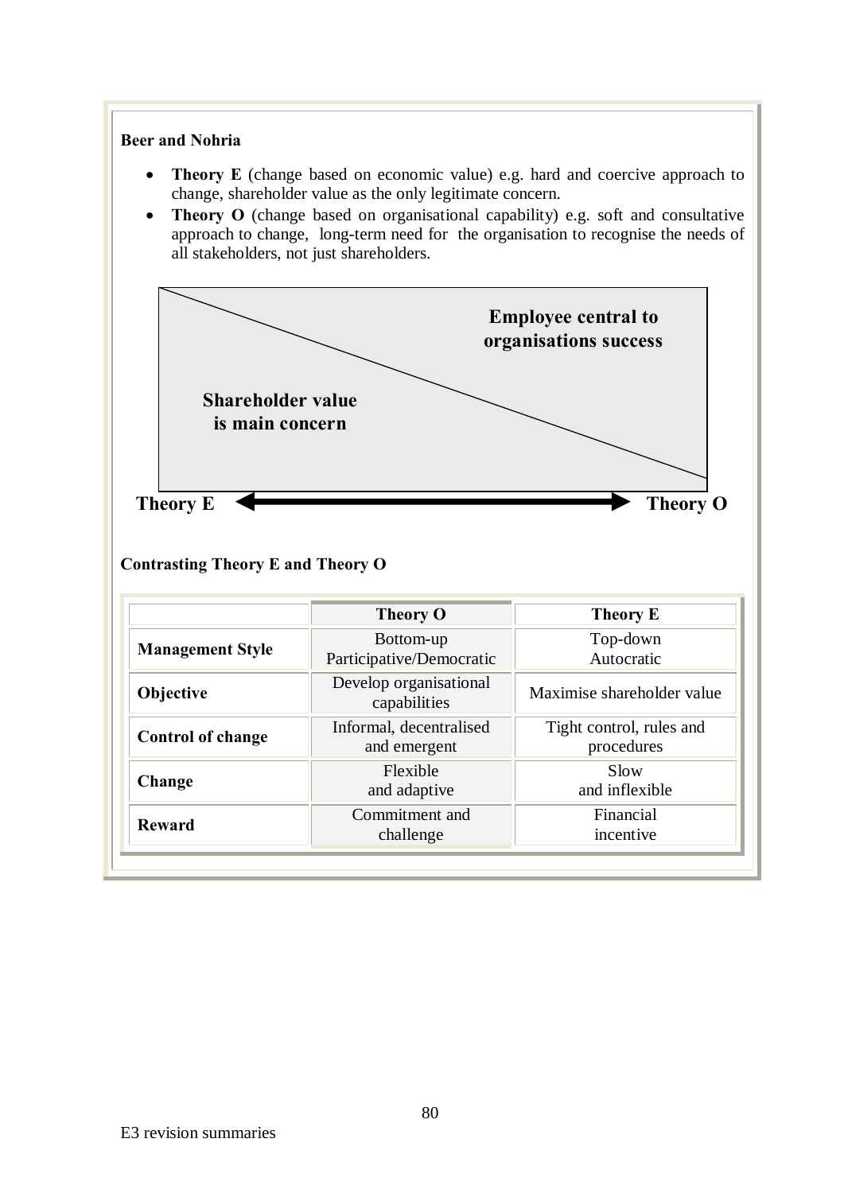**Beer and Nohria**

- **Theory E** (change based on economic value) e.g. hard and coercive approach to change, shareholder value as the only legitimate concern.
- **Theory O** (change based on organisational capability) e.g. soft and consultative approach to change, long-term need for the organisation to recognise the needs of all stakeholders, not just shareholders.

**Employee central to organisations success**

**Shareholder value is main concern**

**Theory E** ⟷ **Theory O**

**Contrasting Theory E and Theory O**

| | Theory O | Theory E |
|---|---|---|
| **Management Style** | Bottom-up Participative/Democratic | Top-down Autocratic |
| **Objective** | Develop organisational capabilities | Maximise shareholder value |
| **Control of change** | Informal, decentralised and emergent | Tight control, rules and procedures |
| **Change** | Flexible and adaptive | Slow and inflexible |
| **Reward** | Commitment and challenge | Financial incentive |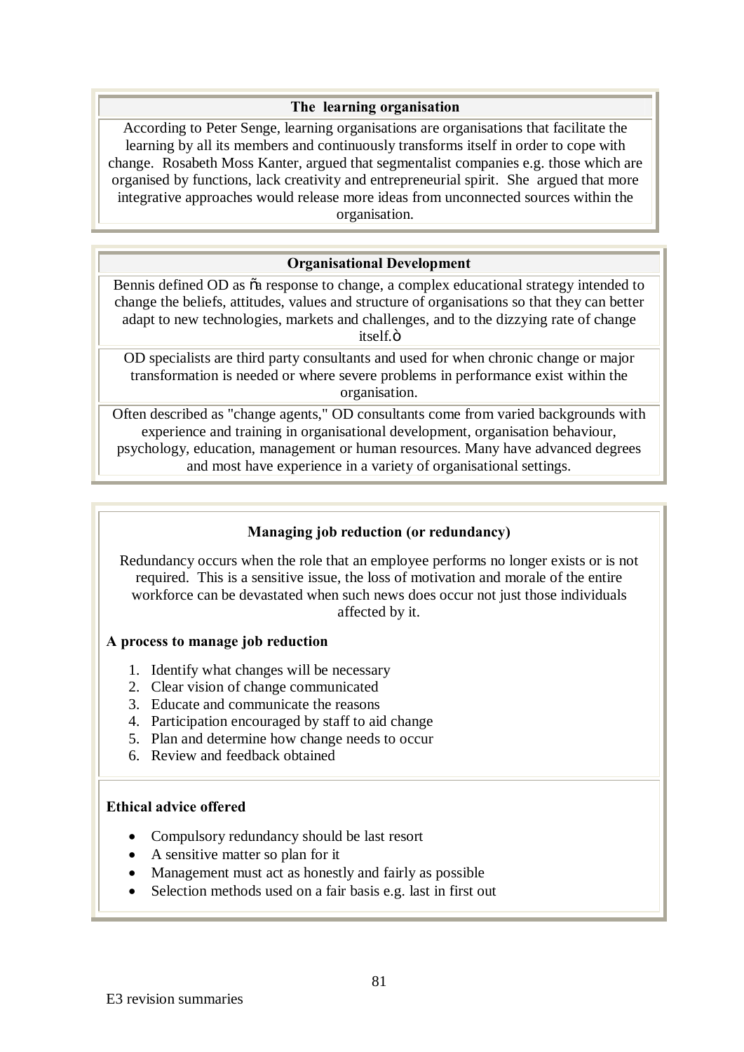### The learning organisation

According to Peter Senge, learning organisations are organisations that facilitate the learning by all its members and continuously transforms itself in order to cope with change. Rosabeth Moss Kanter, argued that segmentalist companies e.g. those which are organised by functions, lack creativity and entrepreneurial spirit. She argued that more integrative approaches would release more ideas from unconnected sources within the organisation.

### Organisational Development

Bennis defined OD as õa response to change, a complex educational strategy intended to change the beliefs, attitudes, values and structure of organisations so that they can better adapt to new technologies, markets and challenges, and to the dizzying rate of change itself.ö

OD specialists are third party consultants and used for when chronic change or major transformation is needed or where severe problems in performance exist within the organisation.

Often described as "change agents," OD consultants come from varied backgrounds with experience and training in organisational development, organisation behaviour, psychology, education, management or human resources. Many have advanced degrees and most have experience in a variety of organisational settings.

### Managing job reduction (or redundancy)

Redundancy occurs when the role that an employee performs no longer exists or is not required. This is a sensitive issue, the loss of motivation and morale of the entire workforce can be devastated when such news does occur not just those individuals affected by it.

**A process to manage job reduction**

1. Identify what changes will be necessary
2. Clear vision of change communicated
3. Educate and communicate the reasons
4. Participation encouraged by staff to aid change
5. Plan and determine how change needs to occur
6. Review and feedback obtained

**Ethical advice offered**

- Compulsory redundancy should be last resort
- A sensitive matter so plan for it
- Management must act as honestly and fairly as possible
- Selection methods used on a fair basis e.g. last in first out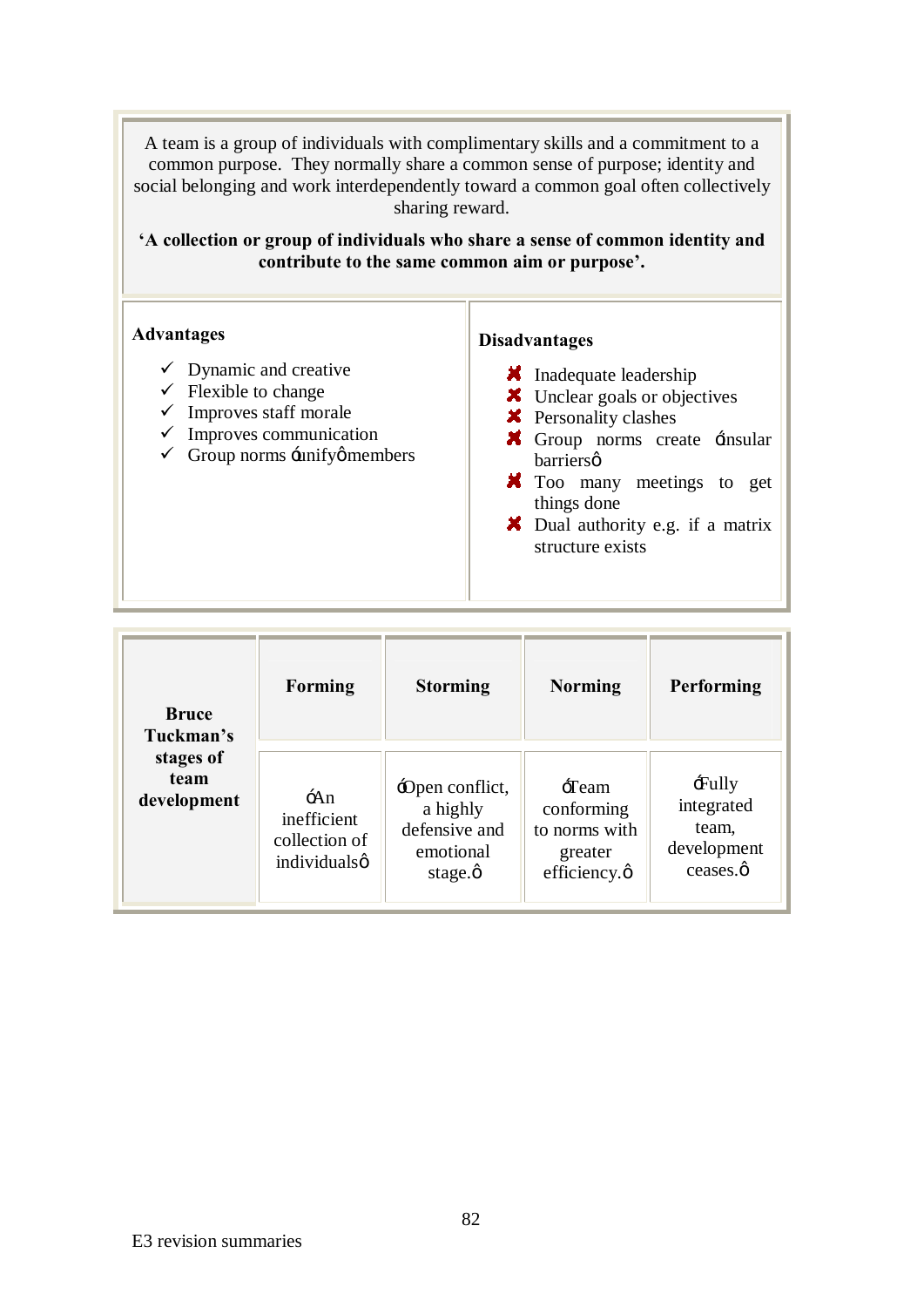A team is a group of individuals with complimentary skills and a commitment to a common purpose. They normally share a common sense of purpose; identity and social belonging and work interdependently toward a common goal often collectively sharing reward.

**'A collection or group of individuals who share a sense of common identity and contribute to the same common aim or purpose'.**

| **Advantages** | **Disadvantages** |
|---|---|
| ✓ Dynamic and creative<br>✓ Flexible to change<br>✓ Improves staff morale<br>✓ Improves communication<br>✓ Group norms ‘unify’ members | ✗ Inadequate leadership<br>✗ Unclear goals or objectives<br>✗ Personality clashes<br>✗ Group norms create ‘insular barriers’<br>✗ Too many meetings to get things done<br>✗ Dual authority e.g. if a matrix structure exists |

| **Bruce Tuckman's stages of team development** | **Forming** | **Storming** | **Norming** | **Performing** |
|---|---|---|---|---|
| | ‘An inefficient collection of individuals’ | ‘Open conflict, a highly defensive and emotional stage.’ | ‘Team conforming to norms with greater efficiency.’ | ‘Fully integrated team, development ceases.’ |

E3 revision summaries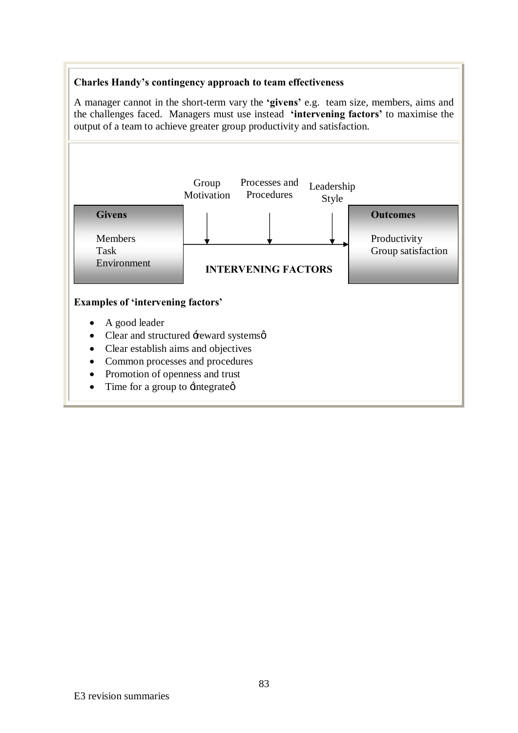**Charles Handy's contingency approach to team effectiveness**

A manager cannot in the short-term vary the **'givens'** e.g. team size, members, aims and the challenges faced. Managers must use instead **'intervening factors'** to maximise the output of a team to achieve greater group productivity and satisfaction.

Group Motivation | Processes and Procedures | Leadership Style

**Givens**

Members
Task
Environment

→ **INTERVENING FACTORS** →

**Outcomes**

Productivity
Group satisfaction

**Examples of 'intervening factors'**

- A good leader
- Clear and structured 'reward systems'
- Clear establish aims and objectives
- Common processes and procedures
- Promotion of openness and trust
- Time for a group to 'integrate'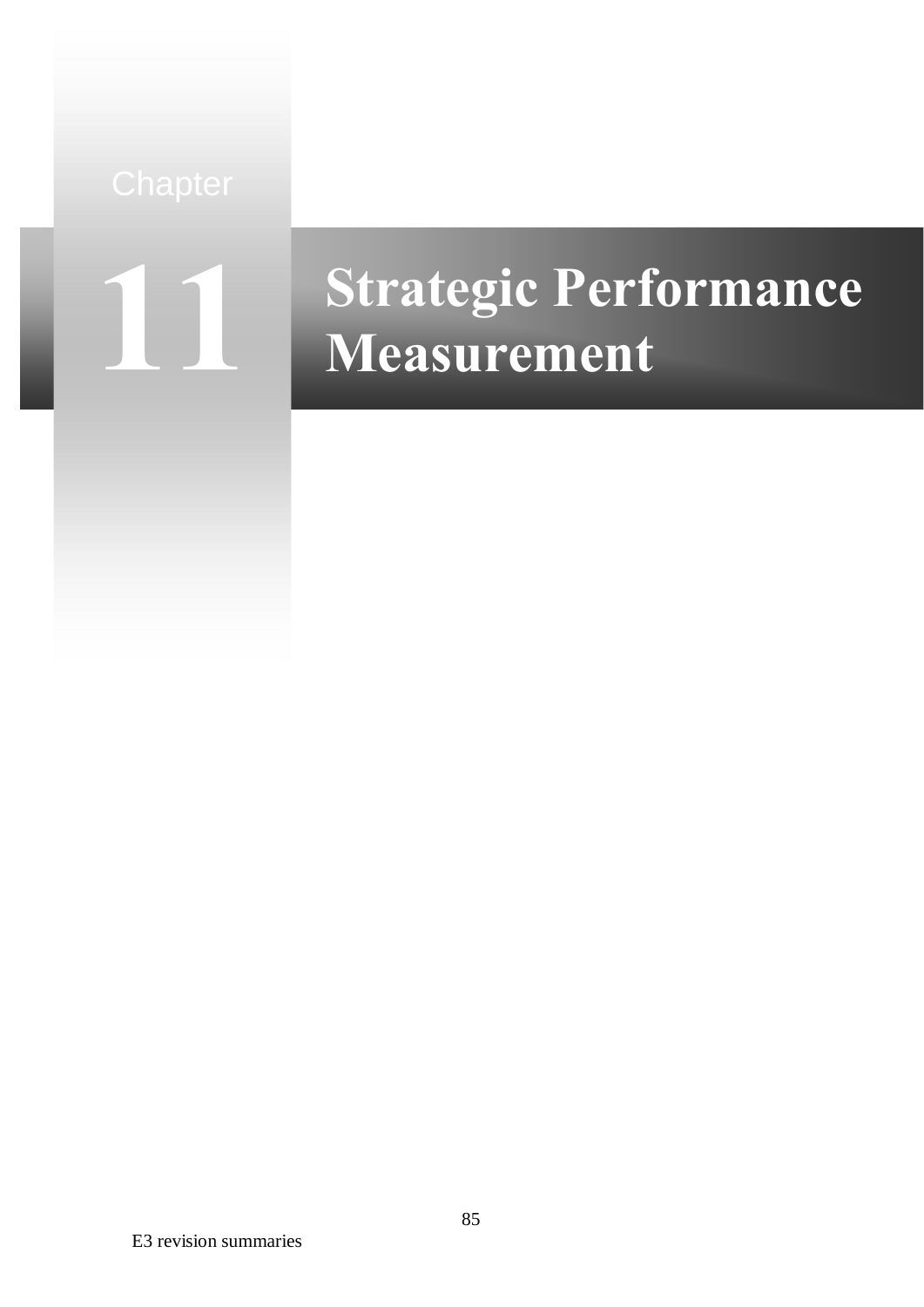# Chapter 11 Strategic Performance Measurement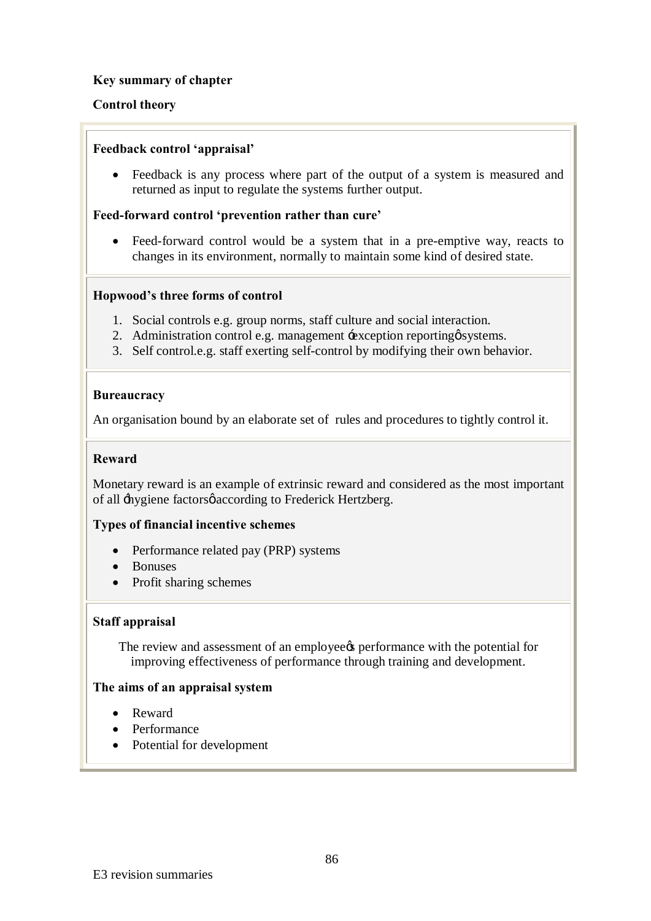**Key summary of chapter**

**Control theory**

**Feedback control 'appraisal'**

- Feedback is any process where part of the output of a system is measured and returned as input to regulate the systems further output.

**Feed-forward control 'prevention rather than cure'**

- Feed-forward control would be a system that in a pre-emptive way, reacts to changes in its environment, normally to maintain some kind of desired state.

**Hopwood's three forms of control**

1. Social controls e.g. group norms, staff culture and social interaction.
2. Administration control e.g. management 'exception reporting' systems.
3. Self control.e.g. staff exerting self-control by modifying their own behavior.

**Bureaucracy**

An organisation bound by an elaborate set of rules and procedures to tightly control it.

**Reward**

Monetary reward is an example of extrinsic reward and considered as the most important of all 'hygiene factors' according to Frederick Hertzberg.

**Types of financial incentive schemes**

- Performance related pay (PRP) systems
- Bonuses
- Profit sharing schemes

**Staff appraisal**

The review and assessment of an employee's performance with the potential for improving effectiveness of performance through training and development.

**The aims of an appraisal system**

- Reward
- Performance
- Potential for development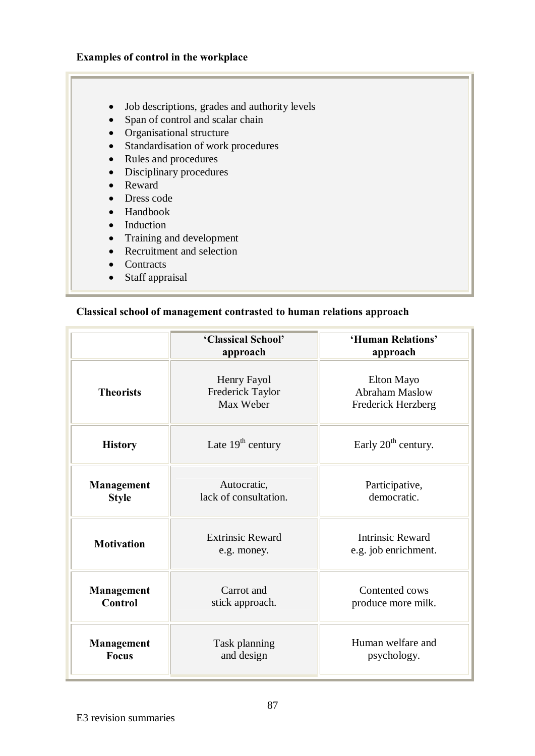**Examples of control in the workplace**

- Job descriptions, grades and authority levels
- Span of control and scalar chain
- Organisational structure
- Standardisation of work procedures
- Rules and procedures
- Disciplinary procedures
- Reward
- Dress code
- Handbook
- Induction
- Training and development
- Recruitment and selection
- Contracts
- Staff appraisal

**Classical school of management contrasted to human relations approach**

| | 'Classical School' approach | 'Human Relations' approach |
|---|---|---|
| **Theorists** | Henry Fayol<br>Frederick Taylor<br>Max Weber | Elton Mayo<br>Abraham Maslow<br>Frederick Herzberg |
| **History** | Late 19th century | Early 20th century. |
| **Management Style** | Autocratic,<br>lack of consultation. | Participative,<br>democratic. |
| **Motivation** | Extrinsic Reward<br>e.g. money. | Intrinsic Reward<br>e.g. job enrichment. |
| **Management Control** | Carrot and<br>stick approach. | Contented cows<br>produce more milk. |
| **Management Focus** | Task planning<br>and design | Human welfare and<br>psychology. |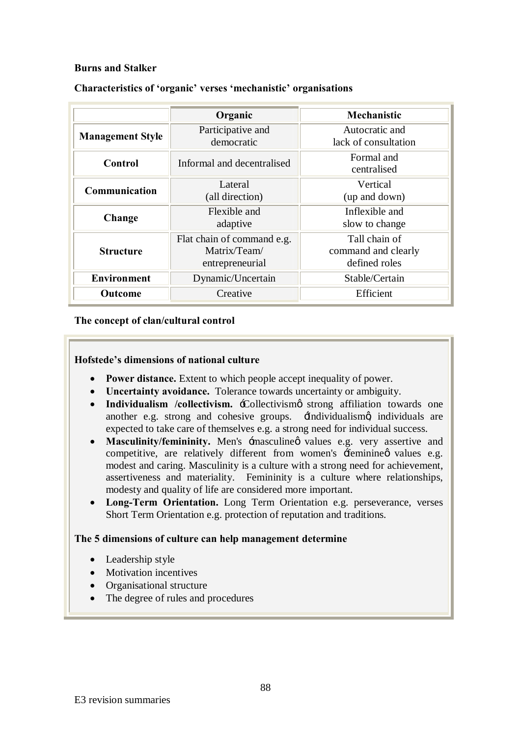**Burns and Stalker**

**Characteristics of 'organic' verses 'mechanistic' organisations**

| | **Organic** | **Mechanistic** |
|---|---|---|
| **Management Style** | Participative and democratic | Autocratic and lack of consultation |
| **Control** | Informal and decentralised | Formal and centralised |
| **Communication** | Lateral (all direction) | Vertical (up and down) |
| **Change** | Flexible and adaptive | Inflexible and slow to change |
| **Structure** | Flat chain of command e.g. Matrix/Team/ entrepreneurial | Tall chain of command and clearly defined roles |
| **Environment** | Dynamic/Uncertain | Stable/Certain |
| **Outcome** | Creative | Efficient |

**The concept of clan/cultural control**

**Hofstede's dimensions of national culture**

- **Power distance.** Extent to which people accept inequality of power.
- **Uncertainty avoidance.** Tolerance towards uncertainty or ambiguity.
- **Individualism /collectivism.** 'Collectivism' strong affiliation towards one another e.g. strong and cohesive groups. 'individualism', individuals are expected to take care of themselves e.g. a strong need for individual success.
- **Masculinity/femininity.** Men's 'masculine' values e.g. very assertive and competitive, are relatively different from women's 'feminine' values e.g. modest and caring. Masculinity is a culture with a strong need for achievement, assertiveness and materiality. Femininity is a culture where relationships, modesty and quality of life are considered more important.
- **Long-Term Orientation.** Long Term Orientation e.g. perseverance, verses Short Term Orientation e.g. protection of reputation and traditions.

**The 5 dimensions of culture can help management determine**

- Leadership style
- Motivation incentives
- Organisational structure
- The degree of rules and procedures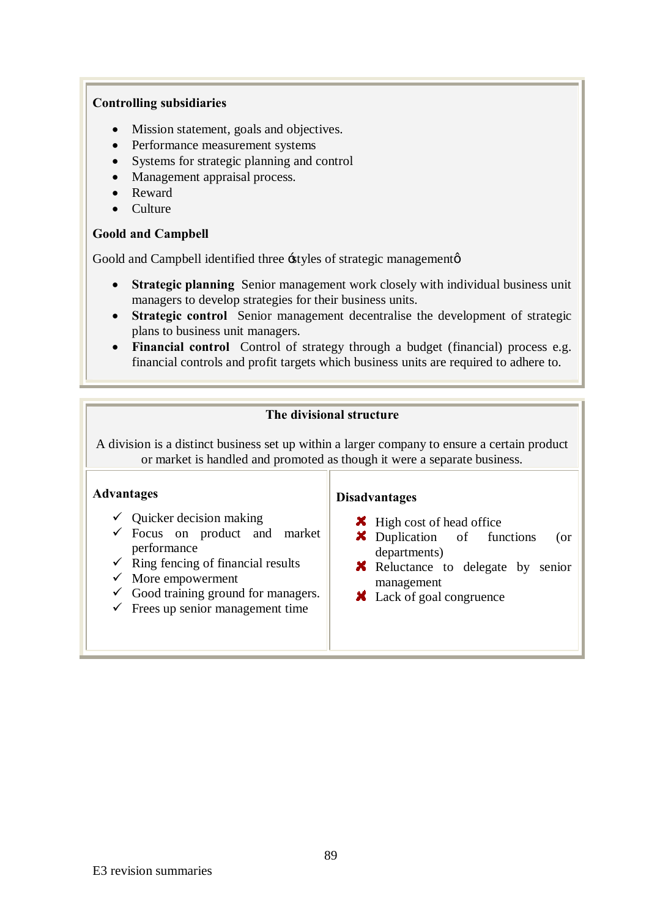### Controlling subsidiaries

- Mission statement, goals and objectives.
- Performance measurement systems
- Systems for strategic planning and control
- Management appraisal process.
- Reward
- Culture

### Goold and Campbell

Goold and Campbell identified three 'styles of strategic management'

- **Strategic planning** Senior management work closely with individual business unit managers to develop strategies for their business units.
- **Strategic control** Senior management decentralise the development of strategic plans to business unit managers.
- **Financial control** Control of strategy through a budget (financial) process e.g. financial controls and profit targets which business units are required to adhere to.

### The divisional structure

A division is a distinct business set up within a larger company to ensure a certain product or market is handled and promoted as though it were a separate business.

| Advantages | Disadvantages |
|---|---|
| ✓ Quicker decision making<br>✓ Focus on product and market performance<br>✓ Ring fencing of financial results<br>✓ More empowerment<br>✓ Good training ground for managers.<br>✓ Frees up senior management time | ✗ High cost of head office<br>✗ Duplication of functions (or departments)<br>✗ Reluctance to delegate by senior management<br>✗ Lack of goal congruence |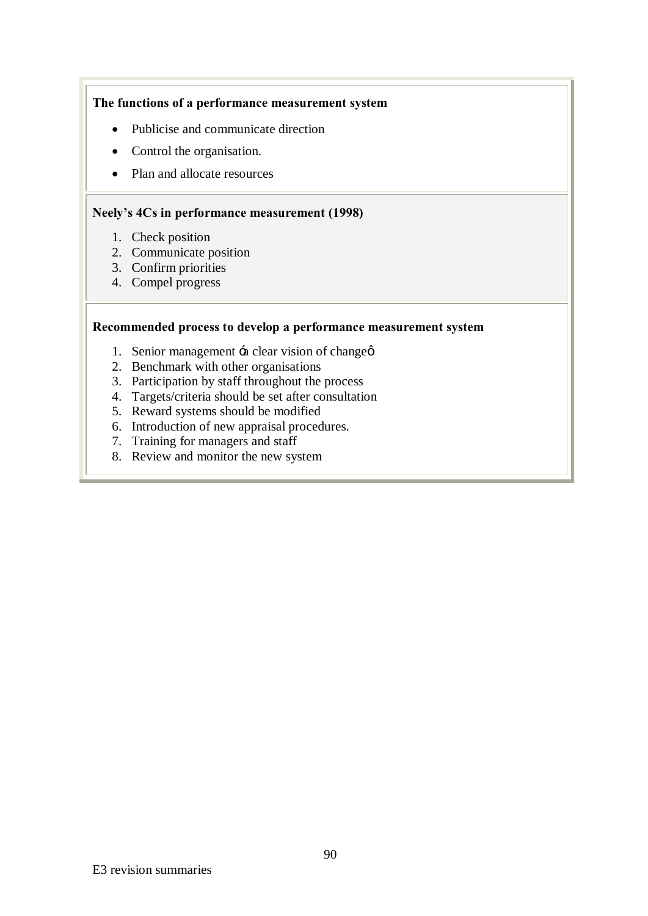**The functions of a performance measurement system**

- Publicise and communicate direction
- Control the organisation.
- Plan and allocate resources

**Neely's 4Cs in performance measurement (1998)**

1. Check position
2. Communicate position
3. Confirm priorities
4. Compel progress

**Recommended process to develop a performance measurement system**

1. Senior management ‛a clear vision of change'
2. Benchmark with other organisations
3. Participation by staff throughout the process
4. Targets/criteria should be set after consultation
5. Reward systems should be modified
6. Introduction of new appraisal procedures.
7. Training for managers and staff
8. Review and monitor the new system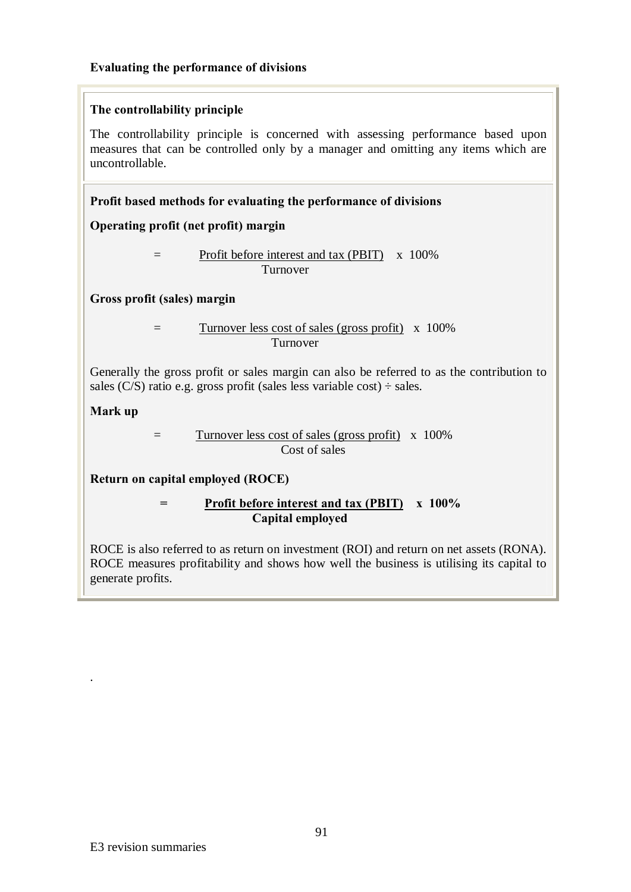**Evaluating the performance of divisions**

**The controllability principle**

The controllability principle is concerned with assessing performance based upon measures that can be controlled only by a manager and omitting any items which are uncontrollable.

**Profit based methods for evaluating the performance of divisions**

**Operating profit (net profit) margin**

$$= \frac{\text{Profit before interest and tax (PBIT)}}{\text{Turnover}} \times 100\%$$

**Gross profit (sales) margin**

$$= \frac{\text{Turnover less cost of sales (gross profit)}}{\text{Turnover}} \times 100\%$$

Generally the gross profit or sales margin can also be referred to as the contribution to sales (C/S) ratio e.g. gross profit (sales less variable cost) ÷ sales.

**Mark up**

$$= \frac{\text{Turnover less cost of sales (gross profit)}}{\text{Cost of sales}} \times 100\%$$

**Return on capital employed (ROCE)**

$$= \frac{\textbf{Profit before interest and tax (PBIT)}}{\textbf{Capital employed}} \times \mathbf{100\%}$$

ROCE is also referred to as return on investment (ROI) and return on net assets (RONA). ROCE measures profitability and shows how well the business is utilising its capital to generate profits.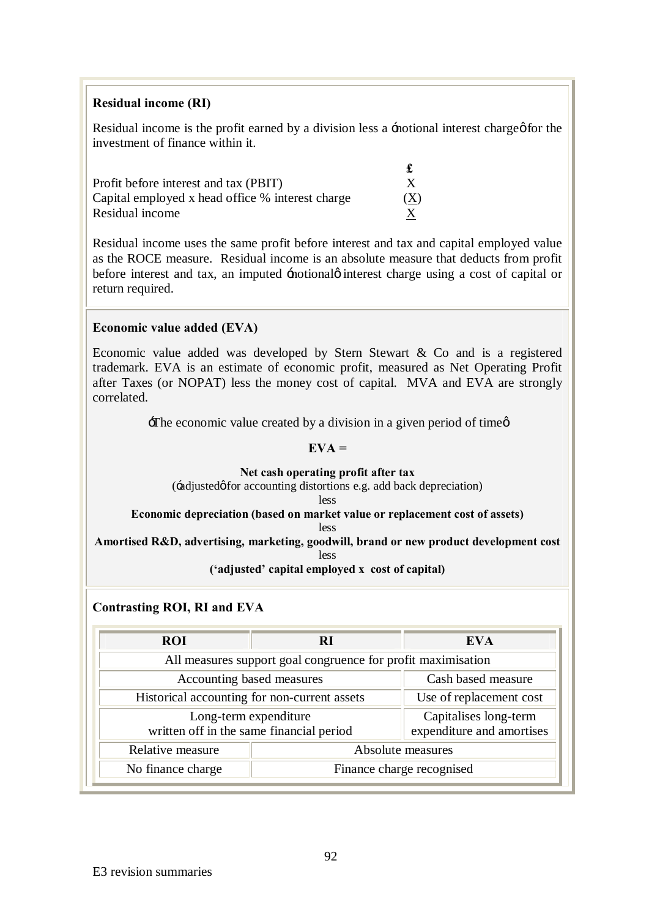### Residual income (RI)

Residual income is the profit earned by a division less a 'notional interest charge' for the investment of finance within it.

| | £ |
|---|---|
| Profit before interest and tax (PBIT) | X |
| Capital employed x head office % interest charge | (X) |
| Residual income | X |

Residual income uses the same profit before interest and tax and capital employed value as the ROCE measure. Residual income is an absolute measure that deducts from profit before interest and tax, an imputed 'notional' interest charge using a cost of capital or return required.

### Economic value added (EVA)

Economic value added was developed by Stern Stewart & Co and is a registered trademark. EVA is an estimate of economic profit, measured as Net Operating Profit after Taxes (or NOPAT) less the money cost of capital. MVA and EVA are strongly correlated.

'The economic value created by a division in a given period of time'

**EVA =**

**Net cash operating profit after tax**
('adjusted' for accounting distortions e.g. add back depreciation)
less
**Economic depreciation (based on market value or replacement cost of assets)**
less
**Amortised R&D, advertising, marketing, goodwill, brand or new product development cost**
less
**('adjusted' capital employed x cost of capital)**

### Contrasting ROI, RI and EVA

| ROI | RI | EVA |
|---|---|---|
| All measures support goal congruence for profit maximisation | | |
| Accounting based measures | | Cash based measure |
| Historical accounting for non-current assets | | Use of replacement cost |
| Long-term expenditure written off in the same financial period | | Capitalises long-term expenditure and amortises |
| Relative measure | Absolute measures | |
| No finance charge | Finance charge recognised | |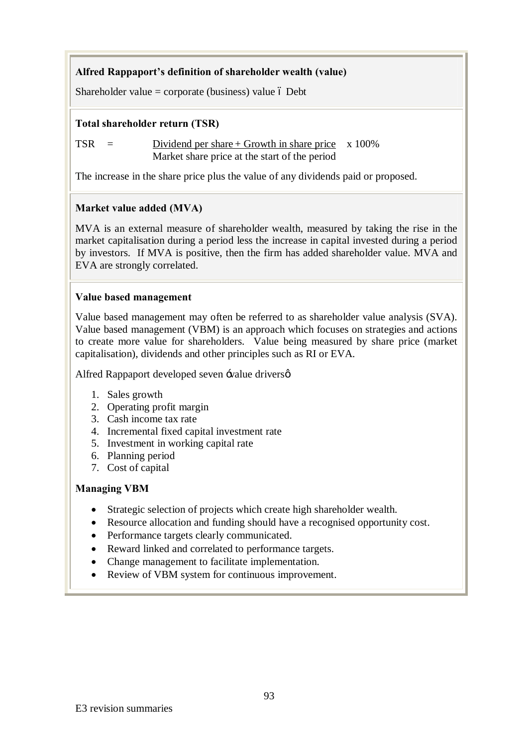**Alfred Rappaport's definition of shareholder wealth (value)**

Shareholder value = corporate (business) value – Debt

**Total shareholder return (TSR)**

$$TSR = \frac{\text{Dividend per share} + \text{Growth in share price}}{\text{Market share price at the start of the period}} \times 100\%$$

The increase in the share price plus the value of any dividends paid or proposed.

**Market value added (MVA)**

MVA is an external measure of shareholder wealth, measured by taking the rise in the market capitalisation during a period less the increase in capital invested during a period by investors. If MVA is positive, then the firm has added shareholder value. MVA and EVA are strongly correlated.

**Value based management**

Value based management may often be referred to as shareholder value analysis (SVA). Value based management (VBM) is an approach which focuses on strategies and actions to create more value for shareholders. Value being measured by share price (market capitalisation), dividends and other principles such as RI or EVA.

Alfred Rappaport developed seven 'value drivers'

1. Sales growth
2. Operating profit margin
3. Cash income tax rate
4. Incremental fixed capital investment rate
5. Investment in working capital rate
6. Planning period
7. Cost of capital

**Managing VBM**

- Strategic selection of projects which create high shareholder wealth.
- Resource allocation and funding should have a recognised opportunity cost.
- Performance targets clearly communicated.
- Reward linked and correlated to performance targets.
- Change management to facilitate implementation.
- Review of VBM system for continuous improvement.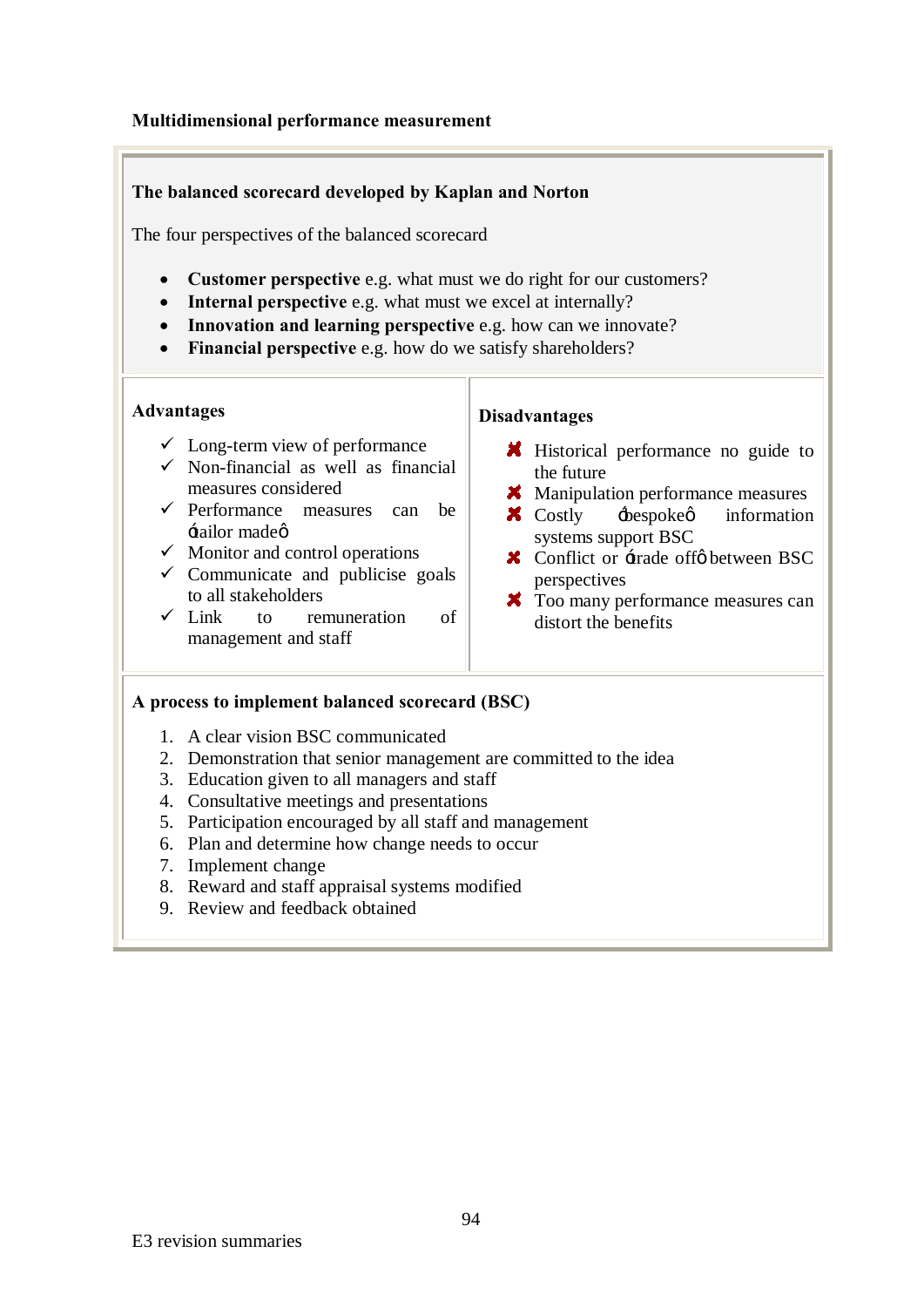**Multidimensional performance measurement**

**The balanced scorecard developed by Kaplan and Norton**

The four perspectives of the balanced scorecard

- **Customer perspective** e.g. what must we do right for our customers?
- **Internal perspective** e.g. what must we excel at internally?
- **Innovation and learning perspective** e.g. how can we innovate?
- **Financial perspective** e.g. how do we satisfy shareholders?

**Advantages**

- ✓ Long-term view of performance
- ✓ Non-financial as well as financial measures considered
- ✓ Performance measures can be 'tailor made'
- ✓ Monitor and control operations
- ✓ Communicate and publicise goals to all stakeholders
- ✓ Link to remuneration of management and staff

**Disadvantages**

- ✗ Historical performance no guide to the future
- ✗ Manipulation performance measures
- ✗ Costly 'bespoke' information systems support BSC
- ✗ Conflict or 'trade off' between BSC perspectives
- ✗ Too many performance measures can distort the benefits

**A process to implement balanced scorecard (BSC)**

1. A clear vision BSC communicated
2. Demonstration that senior management are committed to the idea
3. Education given to all managers and staff
4. Consultative meetings and presentations
5. Participation encouraged by all staff and management
6. Plan and determine how change needs to occur
7. Implement change
8. Reward and staff appraisal systems modified
9. Review and feedback obtained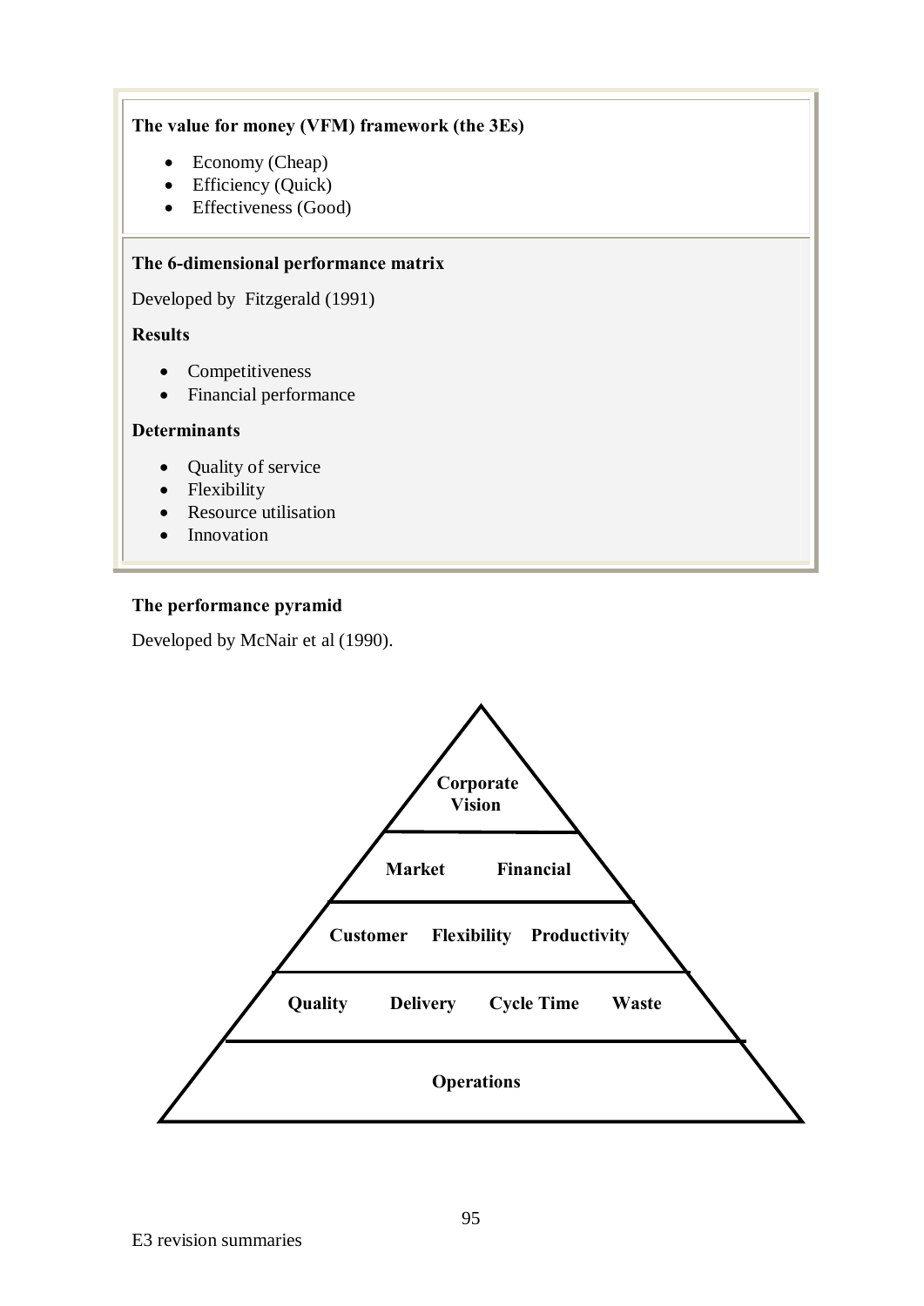**The value for money (VFM) framework (the 3Es)**

- Economy (Cheap)
- Efficiency (Quick)
- Effectiveness (Good)

**The 6-dimensional performance matrix**

Developed by Fitzgerald (1991)

**Results**

- Competitiveness
- Financial performance

**Determinants**

- Quality of service
- Flexibility
- Resource utilisation
- Innovation

**The performance pyramid**

Developed by McNair et al (1990).

Corporate Vision

Market Financial

Customer Flexibility Productivity

Quality Delivery Cycle Time Waste

Operations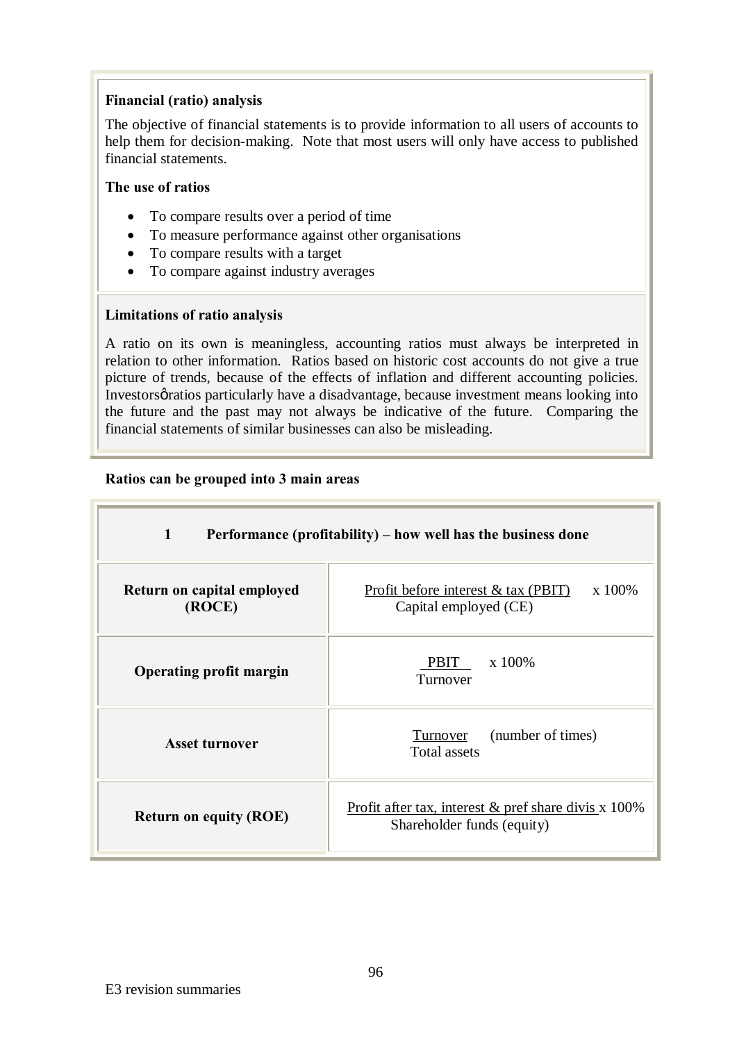**Financial (ratio) analysis**

The objective of financial statements is to provide information to all users of accounts to help them for decision-making. Note that most users will only have access to published financial statements.

**The use of ratios**

- To compare results over a period of time
- To measure performance against other organisations
- To compare results with a target
- To compare against industry averages

**Limitations of ratio analysis**

A ratio on its own is meaningless, accounting ratios must always be interpreted in relation to other information. Ratios based on historic cost accounts do not give a true picture of trends, because of the effects of inflation and different accounting policies. Investors' ratios particularly have a disadvantage, because investment means looking into the future and the past may not always be indicative of the future. Comparing the financial statements of similar businesses can also be misleading.

**Ratios can be grouped into 3 main areas**

| **1 Performance (profitability) – how well has the business done** | |
|---|---|
| **Return on capital employed (ROCE)** | $\frac{\text{Profit before interest \& tax (PBIT)}}{\text{Capital employed (CE)}} \times 100\%$ |
| **Operating profit margin** | $\frac{\text{PBIT}}{\text{Turnover}} \times 100\%$ |
| **Asset turnover** | $\frac{\text{Turnover}}{\text{Total assets}}$ (number of times) |
| **Return on equity (ROE)** | $\frac{\text{Profit after tax, interest \& pref share divis}}{\text{Shareholder funds (equity)}} \times 100\%$ |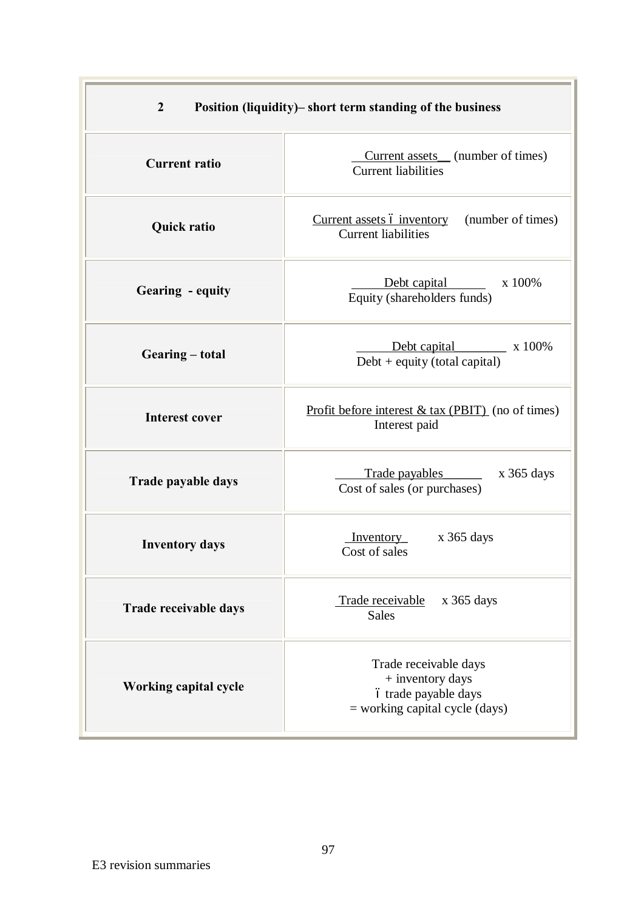| 2 Position (liquidity)– short term standing of the business | |
|---|---|
| **Current ratio** | $\frac{\text{Current assets}}{\text{Current liabilities}}$ (number of times) |
| **Quick ratio** | $\frac{\text{Current assets} - \text{inventory}}{\text{Current liabilities}}$ (number of times) |
| **Gearing - equity** | $\frac{\text{Debt capital}}{\text{Equity (shareholders funds)}}$ x 100% |
| **Gearing – total** | $\frac{\text{Debt capital}}{\text{Debt + equity (total capital)}}$ x 100% |
| **Interest cover** | $\frac{\text{Profit before interest \& tax (PBIT)}}{\text{Interest paid}}$ (no of times) |
| **Trade payable days** | $\frac{\text{Trade payables}}{\text{Cost of sales (or purchases)}}$ x 365 days |
| **Inventory days** | $\frac{\text{Inventory}}{\text{Cost of sales}}$ x 365 days |
| **Trade receivable days** | $\frac{\text{Trade receivable}}{\text{Sales}}$ x 365 days |
| **Working capital cycle** | Trade receivable days<br>+ inventory days<br>– trade payable days<br>= working capital cycle (days) |

E3 revision summaries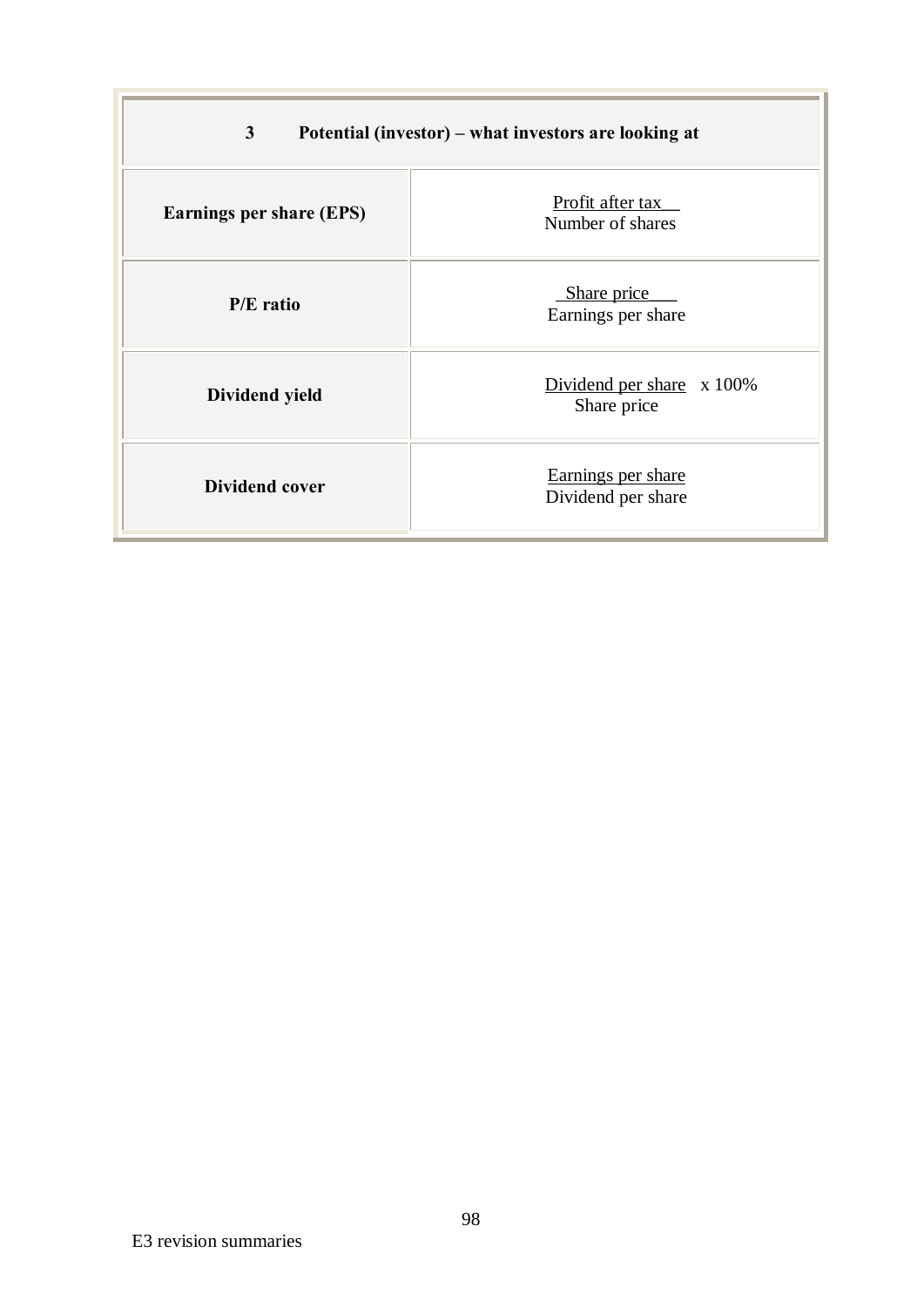| 3 Potential (investor) – what investors are looking at | |
|---|---|
| **Earnings per share (EPS)** | $\frac{\text{Profit after tax}}{\text{Number of shares}}$ |
| **P/E ratio** | $\frac{\text{Share price}}{\text{Earnings per share}}$ |
| **Dividend yield** | $\frac{\text{Dividend per share}}{\text{Share price}} \times 100\%$ |
| **Dividend cover** | $\frac{\text{Earnings per share}}{\text{Dividend per share}}$ |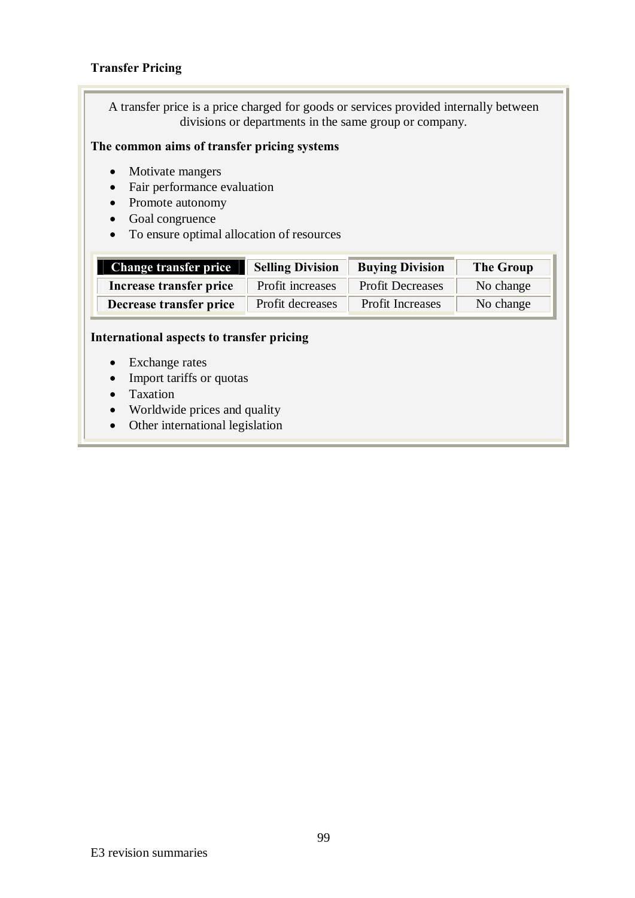## Transfer Pricing

A transfer price is a price charged for goods or services provided internally between divisions or departments in the same group or company.

**The common aims of transfer pricing systems**

- Motivate mangers
- Fair performance evaluation
- Promote autonomy
- Goal congruence
- To ensure optimal allocation of resources

| Change transfer price | Selling Division | Buying Division | The Group |
|---|---|---|---|
| **Increase transfer price** | Profit increases | Profit Decreases | No change |
| **Decrease transfer price** | Profit decreases | Profit Increases | No change |

**International aspects to transfer pricing**

- Exchange rates
- Import tariffs or quotas
- Taxation
- Worldwide prices and quality
- Other international legislation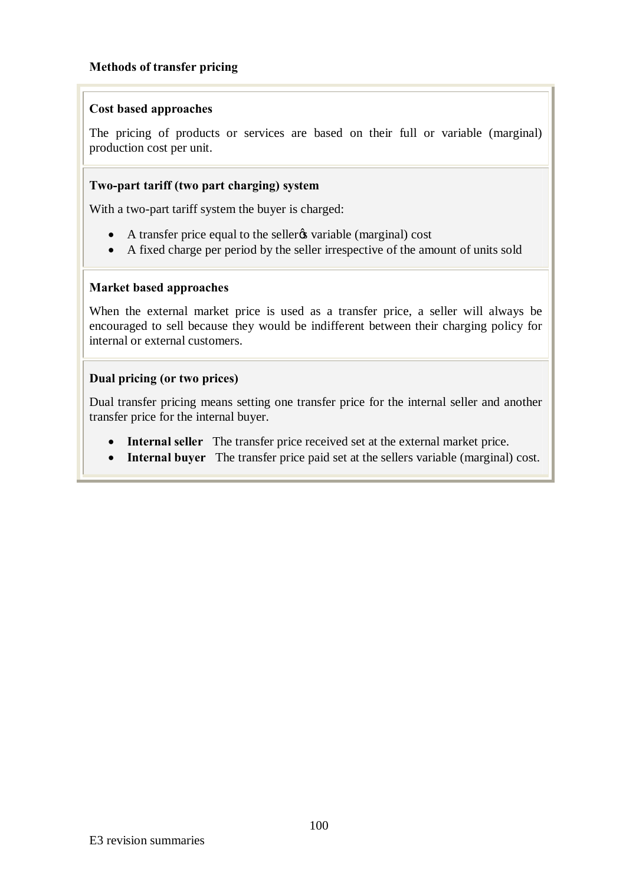**Methods of transfer pricing**

**Cost based approaches**

The pricing of products or services are based on their full or variable (marginal) production cost per unit.

**Two-part tariff (two part charging) system**

With a two-part tariff system the buyer is charged:

- A transfer price equal to the seller's variable (marginal) cost
- A fixed charge per period by the seller irrespective of the amount of units sold

**Market based approaches**

When the external market price is used as a transfer price, a seller will always be encouraged to sell because they would be indifferent between their charging policy for internal or external customers.

**Dual pricing (or two prices)**

Dual transfer pricing means setting one transfer price for the internal seller and another transfer price for the internal buyer.

- **Internal seller** The transfer price received set at the external market price.
- **Internal buyer** The transfer price paid set at the sellers variable (marginal) cost.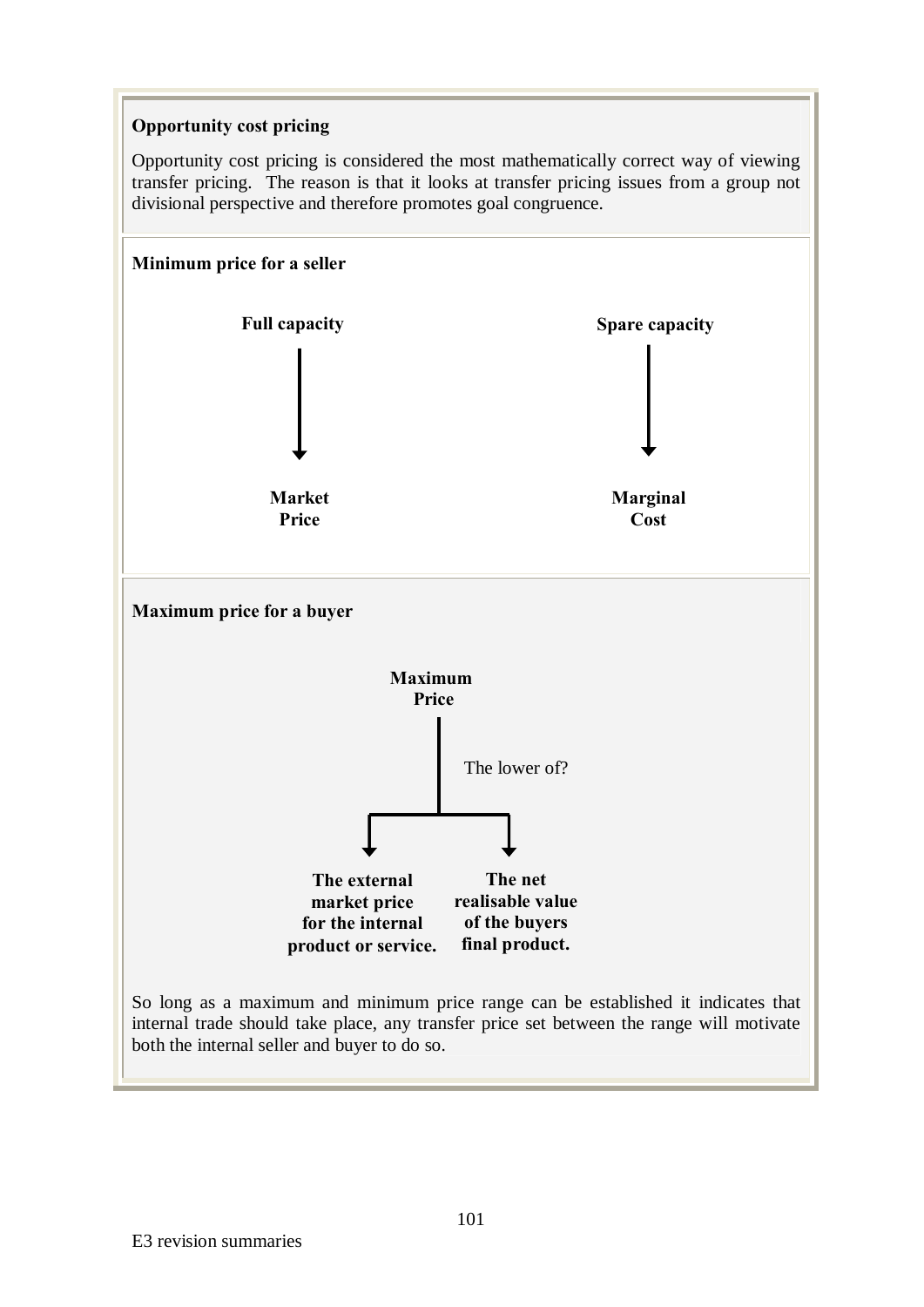## Opportunity cost pricing

Opportunity cost pricing is considered the most mathematically correct way of viewing transfer pricing. The reason is that it looks at transfer pricing issues from a group not divisional perspective and therefore promotes goal congruence.

### Minimum price for a seller

**Full capacity** → **Market Price**

**Spare capacity** → **Marginal Cost**

### Maximum price for a buyer

**Maximum Price**

The lower of?

- **The external market price for the internal product or service.**
- **The net realisable value of the buyers final product.**

So long as a maximum and minimum price range can be established it indicates that internal trade should take place, any transfer price set between the range will motivate both the internal seller and buyer to do so.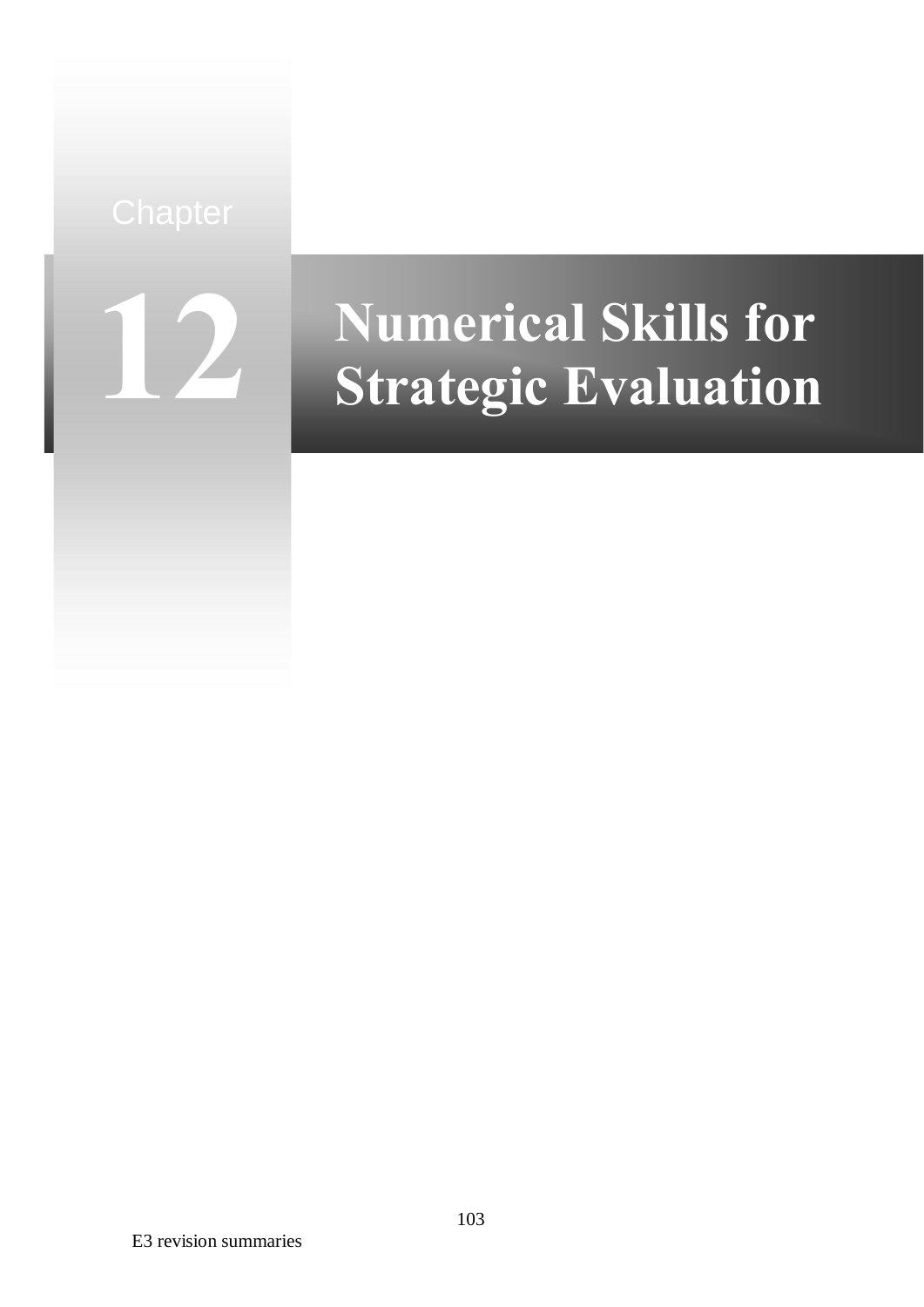Chapter

# 12 Numerical Skills for Strategic Evaluation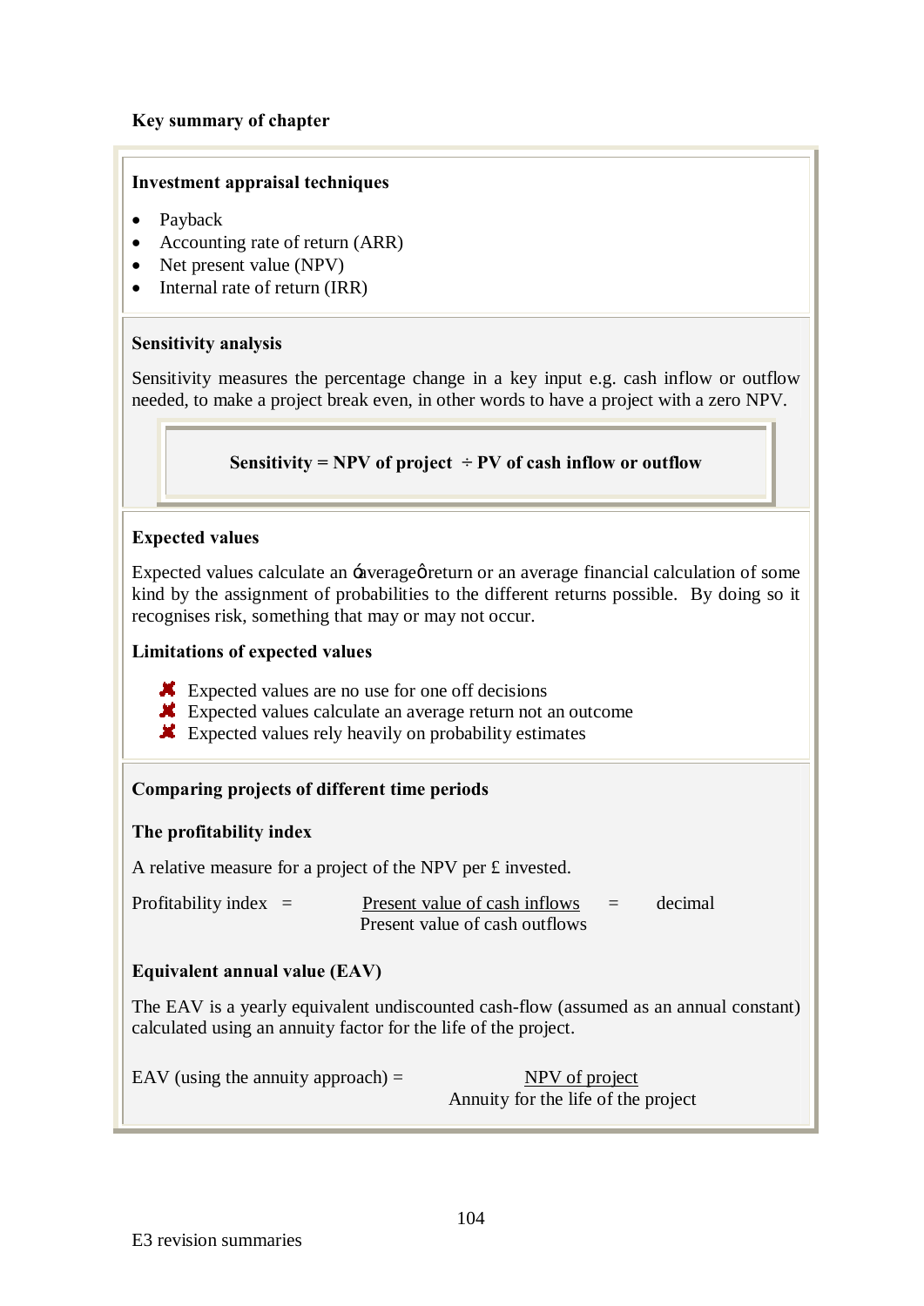## Key summary of chapter

### Investment appraisal techniques

- Payback
- Accounting rate of return (ARR)
- Net present value (NPV)
- Internal rate of return (IRR)

### Sensitivity analysis

Sensitivity measures the percentage change in a key input e.g. cash inflow or outflow needed, to make a project break even, in other words to have a project with a zero NPV.

**Sensitivity = NPV of project ÷ PV of cash inflow or outflow**

### Expected values

Expected values calculate an 'average' return or an average financial calculation of some kind by the assignment of probabilities to the different returns possible. By doing so it recognises risk, something that may or may not occur.

**Limitations of expected values**

- Expected values are no use for one off decisions
- Expected values calculate an average return not an outcome
- Expected values rely heavily on probability estimates

### Comparing projects of different time periods

**The profitability index**

A relative measure for a project of the NPV per £ invested.

$$\text{Profitability index} = \frac{\text{Present value of cash inflows}}{\text{Present value of cash outflows}} = \text{decimal}$$

**Equivalent annual value (EAV)**

The EAV is a yearly equivalent undiscounted cash-flow (assumed as an annual constant) calculated using an annuity factor for the life of the project.

$$\text{EAV (using the annuity approach)} = \frac{\text{NPV of project}}{\text{Annuity for the life of the project}}$$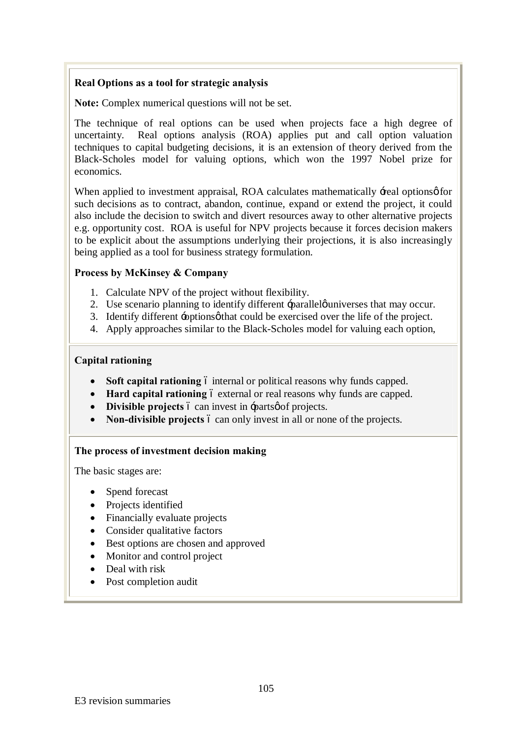**Real Options as a tool for strategic analysis**

**Note:** Complex numerical questions will not be set.

The technique of real options can be used when projects face a high degree of uncertainty. Real options analysis (ROA) applies put and call option valuation techniques to capital budgeting decisions, it is an extension of theory derived from the Black-Scholes model for valuing options, which won the 1997 Nobel prize for economics.

When applied to investment appraisal, ROA calculates mathematically 'real options' for such decisions as to contract, abandon, continue, expand or extend the project, it could also include the decision to switch and divert resources away to other alternative projects e.g. opportunity cost. ROA is useful for NPV projects because it forces decision makers to be explicit about the assumptions underlying their projections, it is also increasingly being applied as a tool for business strategy formulation.

**Process by McKinsey & Company**

1. Calculate NPV of the project without flexibility.
2. Use scenario planning to identify different 'parallel' universes that may occur.
3. Identify different 'options' that could be exercised over the life of the project.
4. Apply approaches similar to the Black-Scholes model for valuing each option,

**Capital rationing**

- **Soft capital rationing** – internal or political reasons why funds capped.
- **Hard capital rationing** – external or real reasons why funds are capped.
- **Divisible projects** – can invest in 'parts' of projects.
- **Non-divisible projects** – can only invest in all or none of the projects.

**The process of investment decision making**

The basic stages are:

- Spend forecast
- Projects identified
- Financially evaluate projects
- Consider qualitative factors
- Best options are chosen and approved
- Monitor and control project
- Deal with risk
- Post completion audit